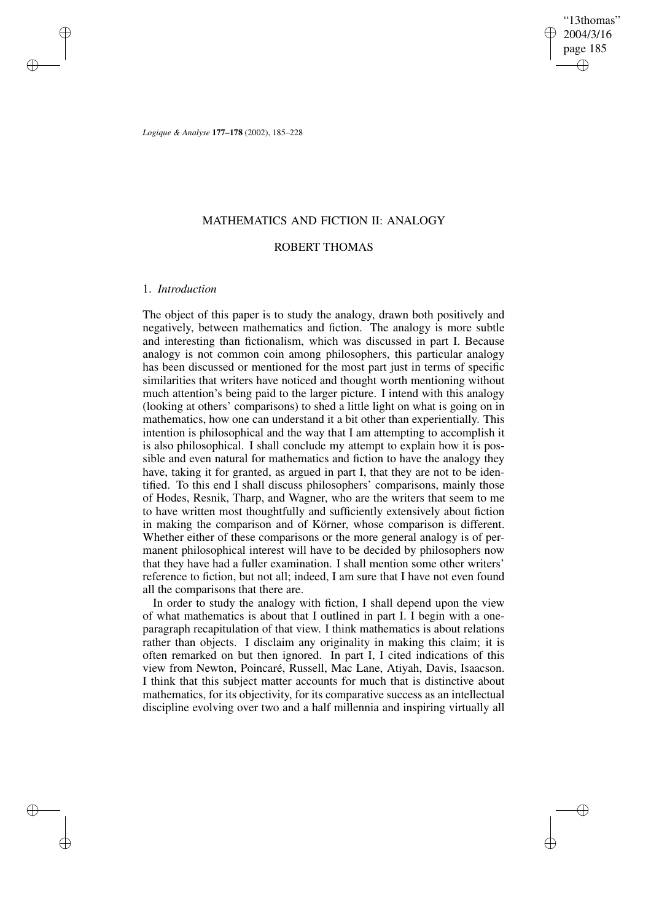# MATHEMATICS AND FICTION II: ANALOGY

## ROBERT THOMAS

### 1. *Introduction*

The object of this paper is to study the analogy, drawn both positively and negatively, between mathematics and fiction. The analogy is more subtle and interesting than fictionalism, which was discussed in part I. Because analogy is not common coin among philosophers, this particular analogy has been discussed or mentioned for the most part just in terms of specific similarities that writers have noticed and thought worth mentioning without much attention's being paid to the larger picture. I intend with this analogy (looking at others' comparisons) to shed a little light on what is going on in mathematics, how one can understand it a bit other than experientially. This intention is philosophical and the way that I am attempting to accomplish it is also philosophical. I shall conclude my attempt to explain how it is possible and even natural for mathematics and fiction to have the analogy they have, taking it for granted, as argued in part I, that they are not to be identified. To this end I shall discuss philosophers' comparisons, mainly those of Hodes, Resnik, Tharp, and Wagner, who are the writers that seem to me to have written most thoughtfully and sufficiently extensively about fiction in making the comparison and of Körner, whose comparison is different. Whether either of these comparisons or the more general analogy is of permanent philosophical interest will have to be decided by philosophers now that they have had a fuller examination. I shall mention some other writers' reference to fiction, but not all; indeed, I am sure that I have not even found all the comparisons that there are.

In order to study the analogy with fiction, I shall depend upon the view of what mathematics is about that I outlined in part I. I begin with a one-paragraph recapitulation of that view. I think mathematics is about relations rather than objects. I disclaim any originality in making this claim; it is often remarked on but then ignored. In part I, I cited indications of this view from Newton, Poincaré, Russell, Mac Lane, Atiyah, Davis, Isaacson. I think that this subject matter accounts for much that is distinctive about mathematics, for its objectivity, for its comparative success as an intellectual discipline evolving over two and a half millennia and inspiring virtually all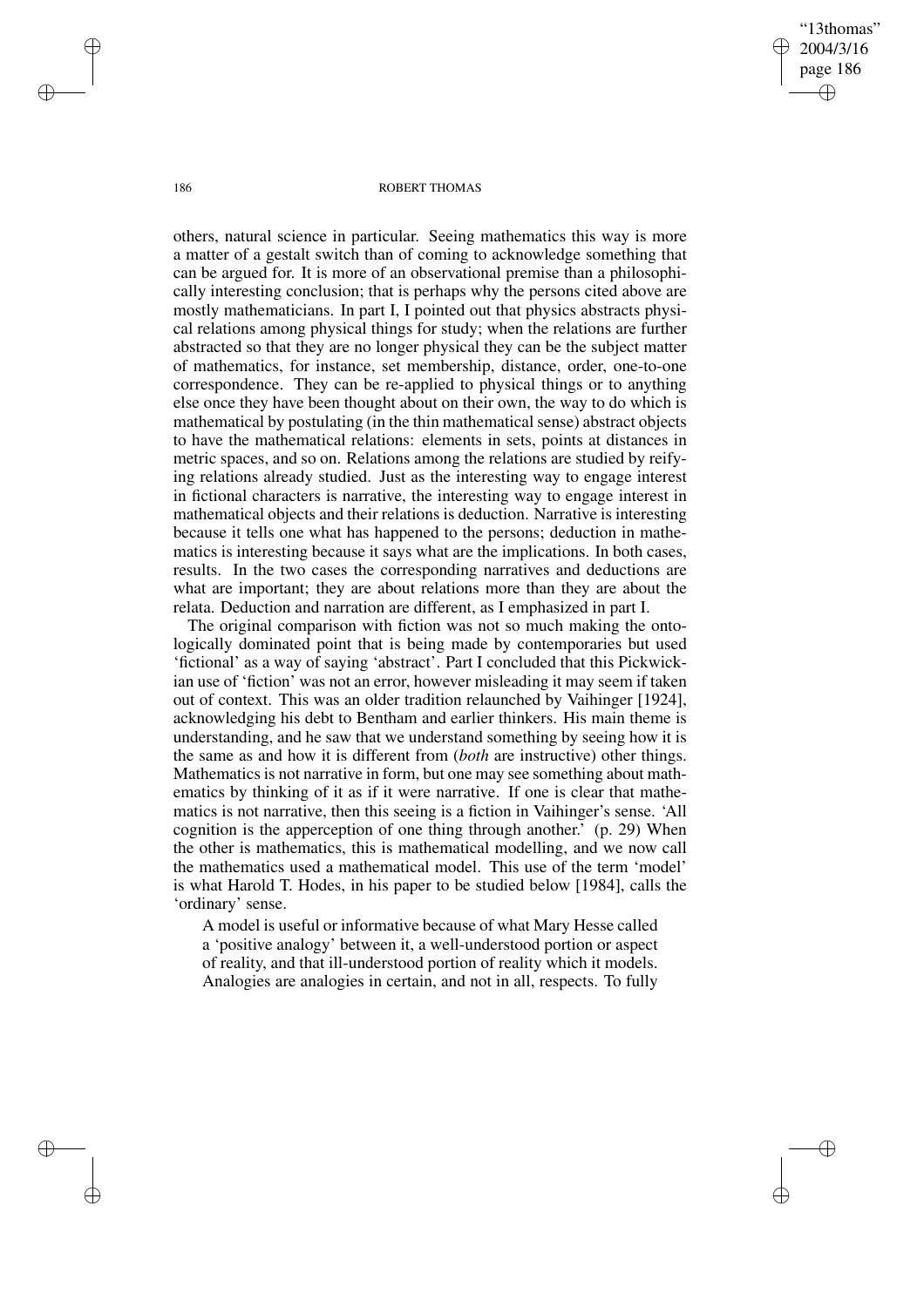others, natural science in particular. Seeing mathematics this way is more a matter of a gestalt switch than of coming to acknowledge something that can be argued for. It is more of an observational premise than a philosophically interesting conclusion; that is perhaps why the persons cited above are mostly mathematicians. In part I, I pointed out that physics abstracts physical relations among physical things for study; when the relations are further abstracted so that they are no longer physical they can be the subject matter of mathematics, for instance, set membership, distance, order, one-to-one correspondence. They can be re-applied to physical things or to anything else once they have been thought about on their own, the way to do which is mathematical by postulating (in the thin mathematical sense) abstract objects to have the mathematical relations: elements in sets, points at distances in metric spaces, and so on. Relations among the relations are studied by reifying relations already studied. Just as the interesting way to engage interest in fictional characters is narrative, the interesting way to engage interest in mathematical objects and their relations is deduction. Narrative is interesting because it tells one what has happened to the persons; deduction in mathematics is interesting because it says what are the implications. In both cases, results. In the two cases the corresponding narratives and deductions are what are important; they are about relations more than they are about the relata. Deduction and narration are different, as I emphasized in part I.

The original comparison with fiction was not so much making the ontologically dominated point that is being made by contemporaries but used 'fictional' as a way of saying 'abstract'. Part I concluded that this Pickwickian use of 'fiction' was not an error, however misleading it may seem if taken out of context. This was an older tradition relaunched by Vaihinger [1924], acknowledging his debt to Bentham and earlier thinkers. His main theme is understanding, and he saw that we understand something by seeing how it is the same as and how it is different from (*both* are instructive) other things. Mathematics is not narrative in form, but one may see something about mathematics by thinking of it as if it were narrative. If one is clear that mathematics is not narrative, then this seeing is a fiction in Vaihinger's sense. 'All cognition is the apperception of one thing through another.' (p. 29) When the other is mathematics, this is mathematical modelling, and we now call the mathematics used a mathematical model. This use of the term 'model' is what Harold T. Hodes, in his paper to be studied below [1984], calls the 'ordinary' sense.

> A model is useful or informative because of what Mary Hesse called a 'positive analogy' between it, a well-understood portion or aspect of reality, and that ill-understood portion of reality which it models. Analogies are analogies in certain, and not in all, respects. To fully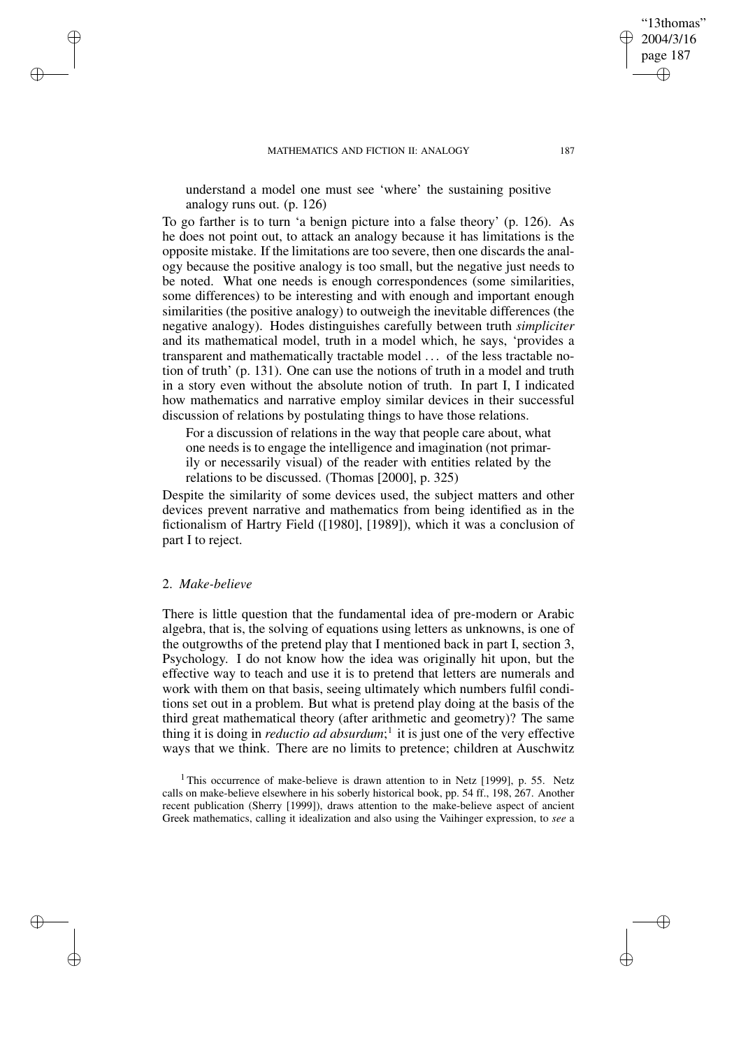understand a model one must see 'where' the sustaining positive analogy runs out. (p. 126)

To go farther is to turn 'a benign picture into a false theory' (p. 126). As he does not point out, to attack an analogy because it has limitations is the opposite mistake. If the limitations are too severe, then one discards the analogy because the positive analogy is too small, but the negative just needs to be noted. What one needs is enough correspondences (some similarities, some differences) to be interesting and with enough and important enough similarities (the positive analogy) to outweigh the inevitable differences (the negative analogy). Hodes distinguishes carefully between truth *simpliciter* and its mathematical model, truth in a model which, he says, 'provides a transparent and mathematically tractable model ... of the less tractable notion of truth' (p. 131). One can use the notions of truth in a model and truth in a story even without the absolute notion of truth. In part I, I indicated how mathematics and narrative employ similar devices in their successful discussion of relations by postulating things to have those relations.

> For a discussion of relations in the way that people care about, what one needs is to engage the intelligence and imagination (not primarily or necessarily visual) of the reader with entities related by the relations to be discussed. (Thomas [2000], p. 325)

Despite the similarity of some devices used, the subject matters and other devices prevent narrative and mathematics from being identified as in the fictionalism of Hartry Field ([1980], [1989]), which it was a conclusion of part I to reject.

## 2. *Make-believe*

There is little question that the fundamental idea of pre-modern or Arabic algebra, that is, the solving of equations using letters as unknowns, is one of the outgrowths of the pretend play that I mentioned back in part I, section 3, Psychology. I do not know how the idea was originally hit upon, but the effective way to teach and use it is to pretend that letters are numerals and work with them on that basis, seeing ultimately which numbers fulfil conditions set out in a problem. But what is pretend play doing at the basis of the third great mathematical theory (after arithmetic and geometry)? The same thing it is doing in *reductio ad absurdum*;[1] it is just one of the very effective ways that we think. There are no limits to pretence; children at Auschwitz

[1] This occurrence of make-believe is drawn attention to in Netz [1999], p. 55. Netz calls on make-believe elsewhere in his soberly historical book, pp. 54 ff., 198, 267. Another recent publication (Sherry [1999]), draws attention to the make-believe aspect of ancient Greek mathematics, calling it idealization and also using the Vaihinger expression, to *see* a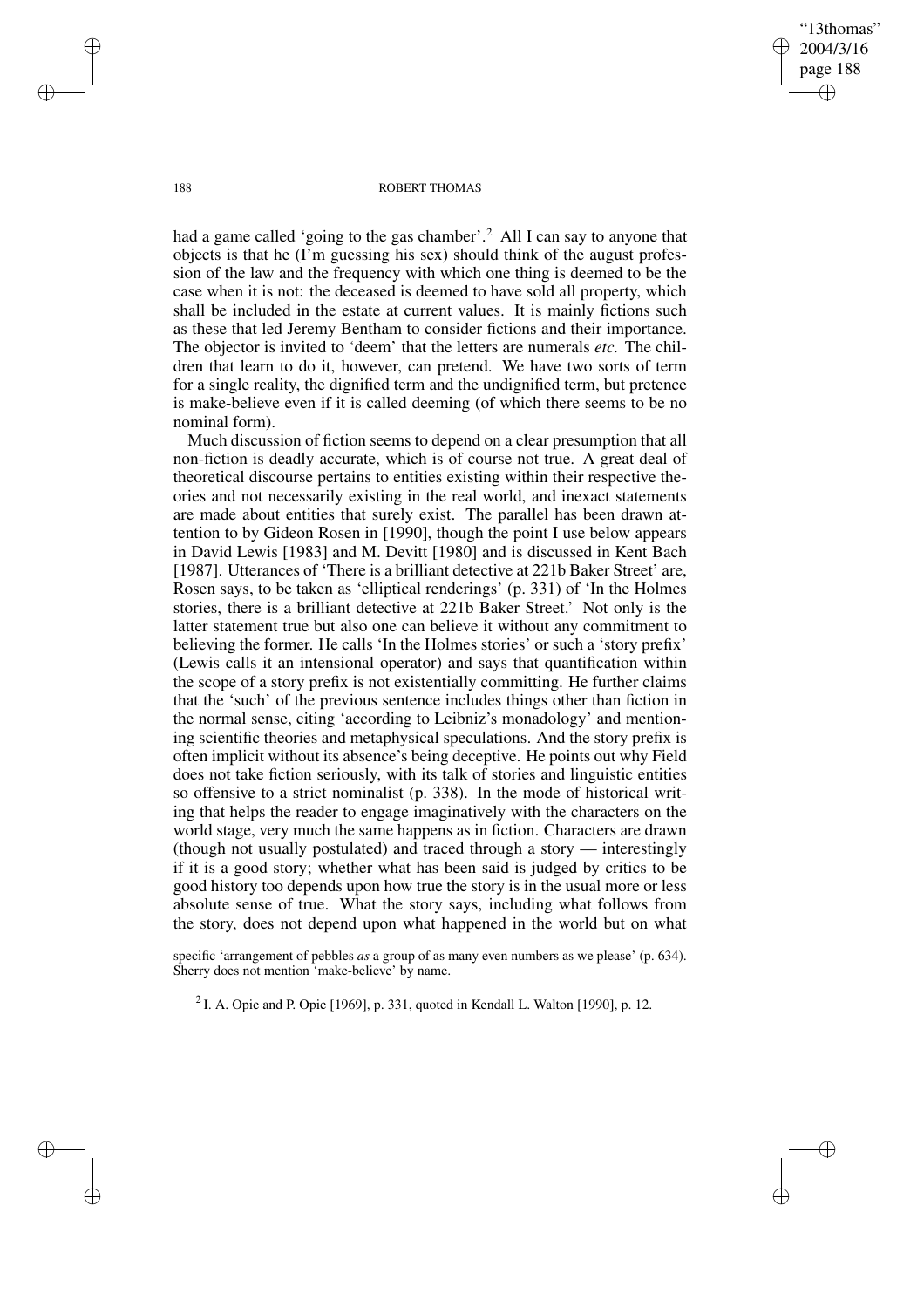had a game called 'going to the gas chamber'.[2] All I can say to anyone that objects is that he (I'm guessing his sex) should think of the august profession of the law and the frequency with which one thing is deemed to be the case when it is not: the deceased is deemed to have sold all property, which shall be included in the estate at current values. It is mainly fictions such as these that led Jeremy Bentham to consider fictions and their importance. The objector is invited to 'deem' that the letters are numerals *etc.* The children that learn to do it, however, can pretend. We have two sorts of term for a single reality, the dignified term and the undignified term, but pretence is make-believe even if it is called deeming (of which there seems to be no nominal form).

Much discussion of fiction seems to depend on a clear presumption that all non-fiction is deadly accurate, which is of course not true. A great deal of theoretical discourse pertains to entities existing within their respective theories and not necessarily existing in the real world, and inexact statements are made about entities that surely exist. The parallel has been drawn attention to by Gideon Rosen in [1990], though the point I use below appears in David Lewis [1983] and M. Devitt [1980] and is discussed in Kent Bach [1987]. Utterances of 'There is a brilliant detective at 221b Baker Street' are, Rosen says, to be taken as 'elliptical renderings' (p. 331) of 'In the Holmes stories, there is a brilliant detective at 221b Baker Street.' Not only is the latter statement true but also one can believe it without any commitment to believing the former. He calls 'In the Holmes stories' or such a 'story prefix' (Lewis calls it an intensional operator) and says that quantification within the scope of a story prefix is not existentially committing. He further claims that the 'such' of the previous sentence includes things other than fiction in the normal sense, citing 'according to Leibniz's monadology' and mentioning scientific theories and metaphysical speculations. And the story prefix is often implicit without its absence's being deceptive. He points out why Field does not take fiction seriously, with its talk of stories and linguistic entities so offensive to a strict nominalist (p. 338). In the mode of historical writing that helps the reader to engage imaginatively with the characters on the world stage, very much the same happens as in fiction. Characters are drawn (though not usually postulated) and traced through a story — interestingly if it is a good story; whether what has been said is judged by critics to be good history too depends upon how true the story is in the usual more or less absolute sense of true. What the story says, including what follows from the story, does not depend upon what happened in the world but on what

specific 'arrangement of pebbles *as* a group of as many even numbers as we please' (p. 634). Sherry does not mention 'make-believe' by name.

[2] I. A. Opie and P. Opie [1969], p. 331, quoted in Kendall L. Walton [1990], p. 12.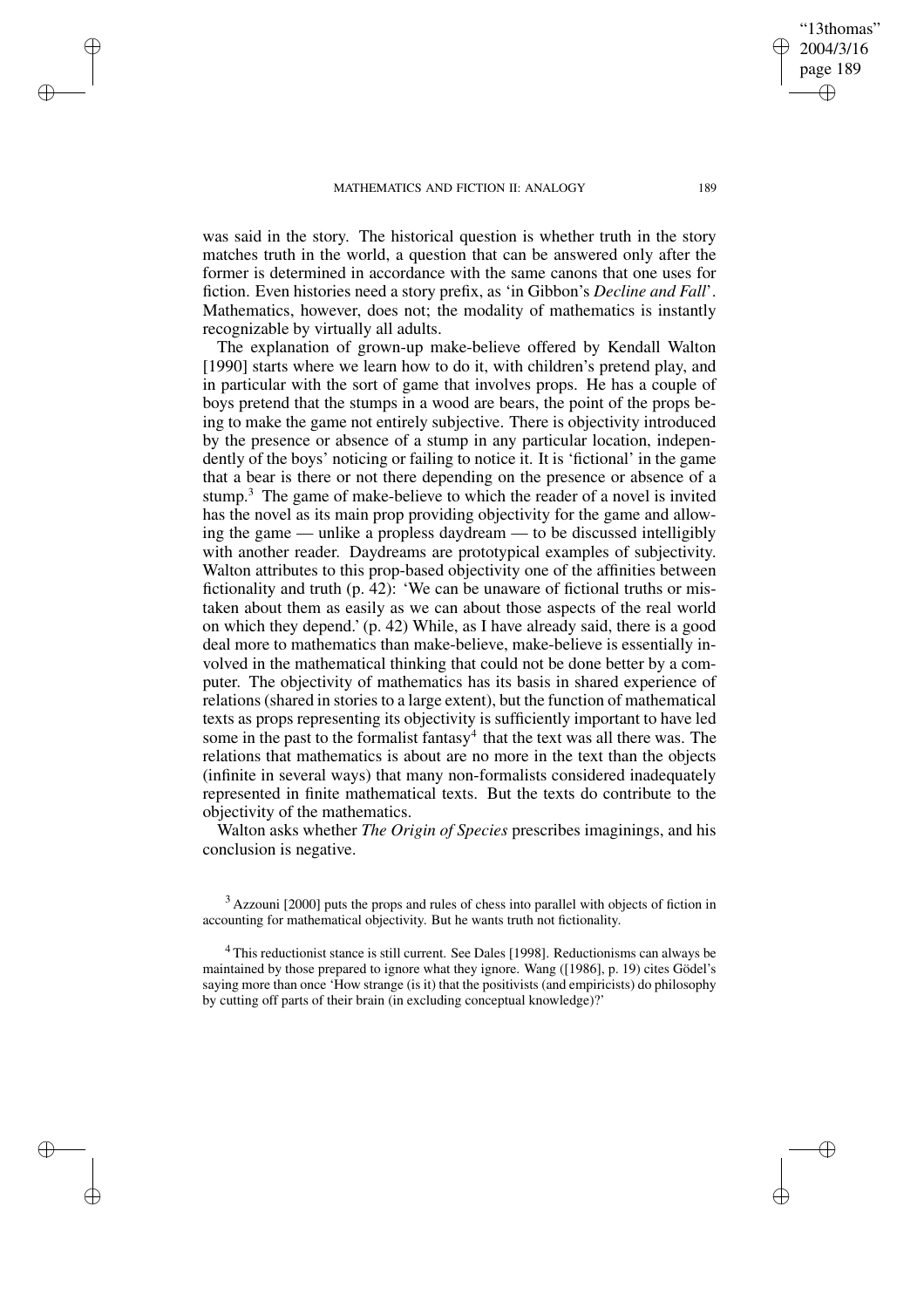was said in the story. The historical question is whether truth in the story matches truth in the world, a question that can be answered only after the former is determined in accordance with the same canons that one uses for fiction. Even histories need a story prefix, as 'in Gibbon's *Decline and Fall*'. Mathematics, however, does not; the modality of mathematics is instantly recognizable by virtually all adults.

The explanation of grown-up make-believe offered by Kendall Walton [1990] starts where we learn how to do it, with children's pretend play, and in particular with the sort of game that involves props. He has a couple of boys pretend that the stumps in a wood are bears, the point of the props being to make the game not entirely subjective. There is objectivity introduced by the presence or absence of a stump in any particular location, independently of the boys' noticing or failing to notice it. It is 'fictional' in the game that a bear is there or not there depending on the presence or absence of a stump.[3] The game of make-believe to which the reader of a novel is invited has the novel as its main prop providing objectivity for the game and allowing the game — unlike a propless daydream — to be discussed intelligibly with another reader. Daydreams are prototypical examples of subjectivity. Walton attributes to this prop-based objectivity one of the affinities between fictionality and truth (p. 42): 'We can be unaware of fictional truths or mistaken about them as easily as we can about those aspects of the real world on which they depend.' (p. 42) While, as I have already said, there is a good deal more to mathematics than make-believe, make-believe is essentially involved in the mathematical thinking that could not be done better by a computer. The objectivity of mathematics has its basis in shared experience of relations (shared in stories to a large extent), but the function of mathematical texts as props representing its objectivity is sufficiently important to have led some in the past to the formalist fantasy[4] that the text was all there was. The relations that mathematics is about are no more in the text than the objects (infinite in several ways) that many non-formalists considered inadequately represented in finite mathematical texts. But the texts do contribute to the objectivity of the mathematics.

Walton asks whether *The Origin of Species* prescribes imaginings, and his conclusion is negative.

[3] Azzouni [2000] puts the props and rules of chess into parallel with objects of fiction in accounting for mathematical objectivity. But he wants truth not fictionality.

[4] This reductionist stance is still current. See Dales [1998]. Reductionisms can always be maintained by those prepared to ignore what they ignore. Wang ([1986], p. 19) cites Gödel's saying more than once 'How strange (is it) that the positivists (and empiricists) do philosophy by cutting off parts of their brain (in excluding conceptual knowledge)?'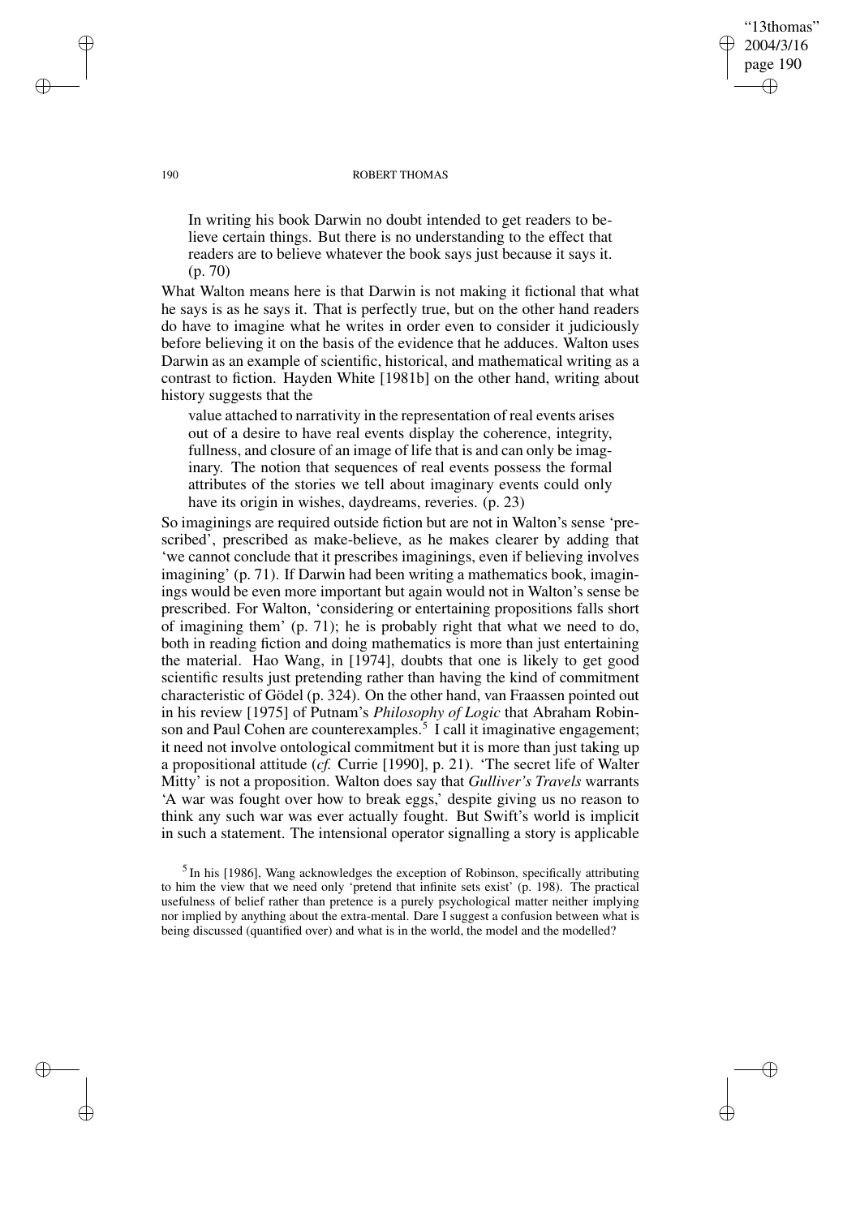> In writing his book Darwin no doubt intended to get readers to believe certain things. But there is no understanding to the effect that readers are to believe whatever the book says just because it says it. (p. 70)

What Walton means here is that Darwin is not making it fictional that what he says is as he says it. That is perfectly true, but on the other hand readers do have to imagine what he writes in order even to consider it judiciously before believing it on the basis of the evidence that he adduces. Walton uses Darwin as an example of scientific, historical, and mathematical writing as a contrast to fiction. Hayden White [1981b] on the other hand, writing about history suggests that the

> value attached to narrativity in the representation of real events arises out of a desire to have real events display the coherence, integrity, fullness, and closure of an image of life that is and can only be imaginary. The notion that sequences of real events possess the formal attributes of the stories we tell about imaginary events could only have its origin in wishes, daydreams, reveries. (p. 23)

So imaginings are required outside fiction but are not in Walton's sense 'prescribed', prescribed as make-believe, as he makes clearer by adding that 'we cannot conclude that it prescribes imaginings, even if believing involves imagining' (p. 71). If Darwin had been writing a mathematics book, imaginings would be even more important but again would not in Walton's sense be prescribed. For Walton, 'considering or entertaining propositions falls short of imagining them' (p. 71); he is probably right that what we need to do, both in reading fiction and doing mathematics is more than just entertaining the material. Hao Wang, in [1974], doubts that one is likely to get good scientific results just pretending rather than having the kind of commitment characteristic of Gödel (p. 324). On the other hand, van Fraassen pointed out in his review [1975] of Putnam's *Philosophy of Logic* that Abraham Robinson and Paul Cohen are counterexamples.[5] I call it imaginative engagement; it need not involve ontological commitment but it is more than just taking up a propositional attitude (*cf.* Currie [1990], p. 21). 'The secret life of Walter Mitty' is not a proposition. Walton does say that *Gulliver's Travels* warrants 'A war was fought over how to break eggs,' despite giving us no reason to think any such war was ever actually fought. But Swift's world is implicit in such a statement. The intensional operator signalling a story is applicable

[5] In his [1986], Wang acknowledges the exception of Robinson, specifically attributing to him the view that we need only 'pretend that infinite sets exist' (p. 198). The practical usefulness of belief rather than pretence is a purely psychological matter neither implying nor implied by anything about the extra-mental. Dare I suggest a confusion between what is being discussed (quantified over) and what is in the world, the model and the modelled?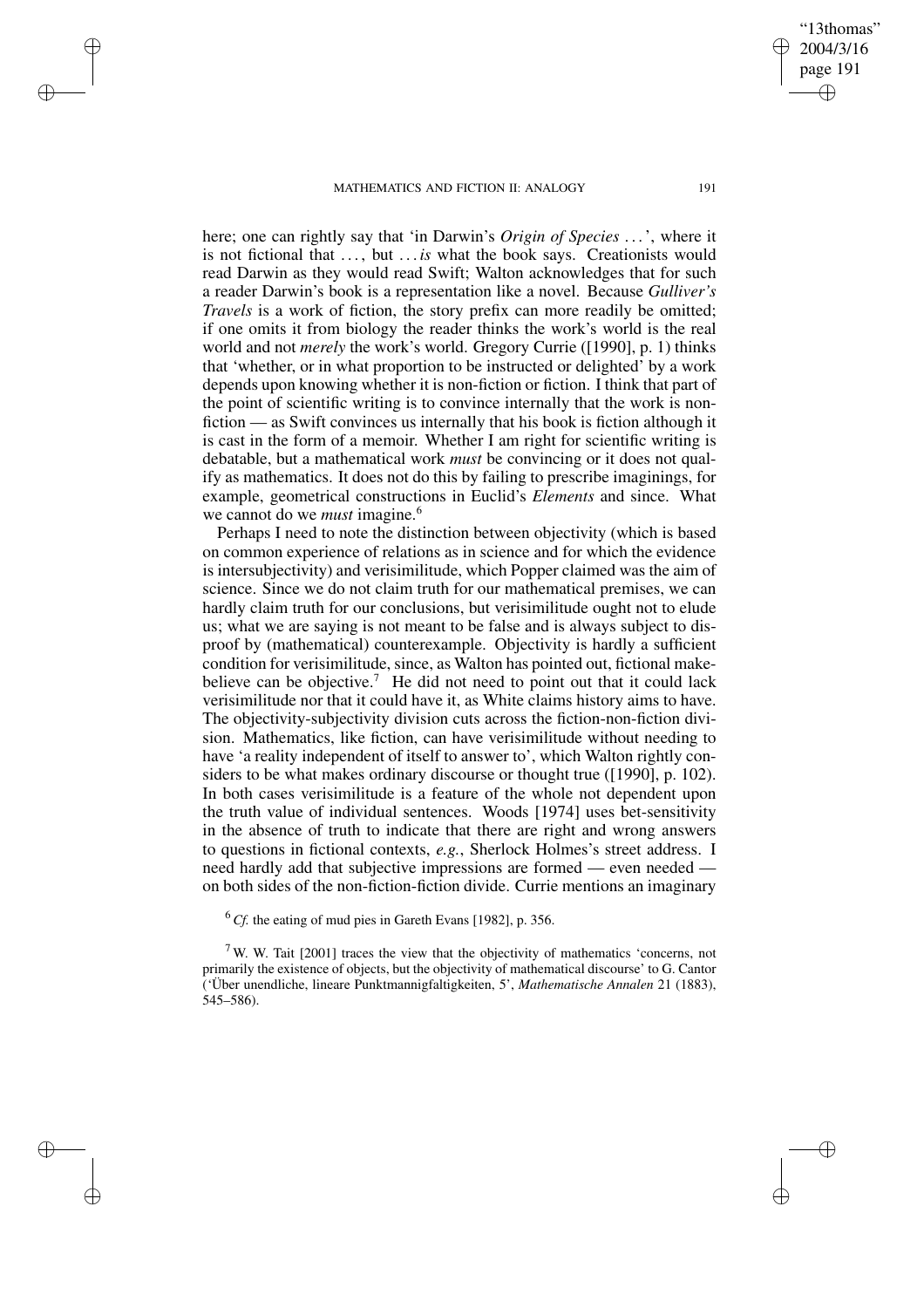here; one can rightly say that 'in Darwin's *Origin of Species* ...', where it is not fictional that ..., but ... *is* what the book says. Creationists would read Darwin as they would read Swift; Walton acknowledges that for such a reader Darwin's book is a representation like a novel. Because *Gulliver's Travels* is a work of fiction, the story prefix can more readily be omitted; if one omits it from biology the reader thinks the work's world is the real world and not *merely* the work's world. Gregory Currie ([1990], p. 1) thinks that 'whether, or in what proportion to be instructed or delighted' by a work depends upon knowing whether it is non-fiction or fiction. I think that part of the point of scientific writing is to convince internally that the work is non-fiction — as Swift convinces us internally that his book is fiction although it is cast in the form of a memoir. Whether I am right for scientific writing is debatable, but a mathematical work *must* be convincing or it does not qualify as mathematics. It does not do this by failing to prescribe imaginings, for example, geometrical constructions in Euclid's *Elements* and since. What we cannot do we *must* imagine.[6]

Perhaps I need to note the distinction between objectivity (which is based on common experience of relations as in science and for which the evidence is intersubjectivity) and verisimilitude, which Popper claimed was the aim of science. Since we do not claim truth for our mathematical premises, we can hardly claim truth for our conclusions, but verisimilitude ought not to elude us; what we are saying is not meant to be false and is always subject to disproof by (mathematical) counterexample. Objectivity is hardly a sufficient condition for verisimilitude, since, as Walton has pointed out, fictional make-believe can be objective.[7] He did not need to point out that it could lack verisimilitude nor that it could have it, as White claims history aims to have. The objectivity-subjectivity division cuts across the fiction-non-fiction division. Mathematics, like fiction, can have verisimilitude without needing to have 'a reality independent of itself to answer to', which Walton rightly considers to be what makes ordinary discourse or thought true ([1990], p. 102). In both cases verisimilitude is a feature of the whole not dependent upon the truth value of individual sentences. Woods [1974] uses bet-sensitivity in the absence of truth to indicate that there are right and wrong answers to questions in fictional contexts, *e.g.*, Sherlock Holmes's street address. I need hardly add that subjective impressions are formed — even needed — on both sides of the non-fiction-fiction divide. Currie mentions an imaginary

[6] *Cf.* the eating of mud pies in Gareth Evans [1982], p. 356.

[7] W. W. Tait [2001] traces the view that the objectivity of mathematics 'concerns, not primarily the existence of objects, but the objectivity of mathematical discourse' to G. Cantor ('Über unendliche, lineare Punktmannigfaltigkeiten, 5', *Mathematische Annalen* 21 (1883), 545–586).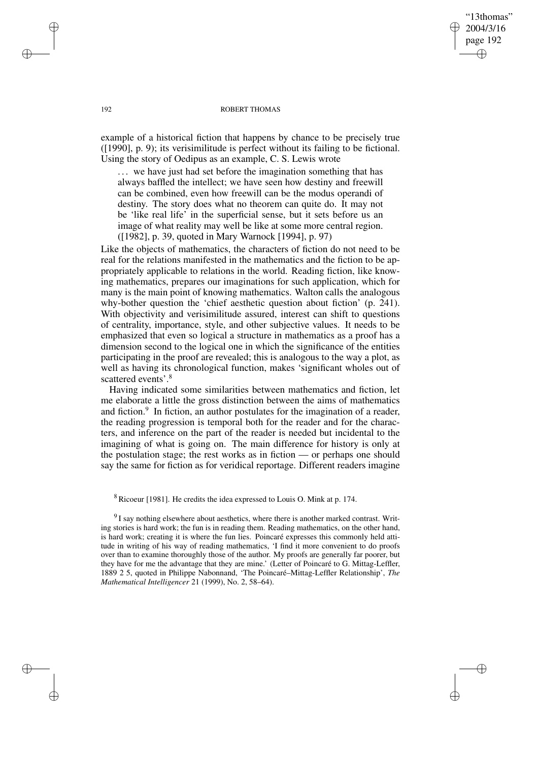example of a historical fiction that happens by chance to be precisely true ([1990], p. 9); its verisimilitude is perfect without its failing to be fictional. Using the story of Oedipus as an example, C. S. Lewis wrote

> … we have just had set before the imagination something that has always baffled the intellect; we have seen how destiny and freewill can be combined, even how freewill can be the modus operandi of destiny. The story does what no theorem can quite do. It may not be 'like real life' in the superficial sense, but it sets before us an image of what reality may well be like at some more central region. ([1982], p. 39, quoted in Mary Warnock [1994], p. 97)

Like the objects of mathematics, the characters of fiction do not need to be real for the relations manifested in the mathematics and the fiction to be appropriately applicable to relations in the world. Reading fiction, like knowing mathematics, prepares our imaginations for such application, which for many is the main point of knowing mathematics. Walton calls the analogous why-bother question the 'chief aesthetic question about fiction' (p. 241). With objectivity and verisimilitude assured, interest can shift to questions of centrality, importance, style, and other subjective values. It needs to be emphasized that even so logical a structure in mathematics as a proof has a dimension second to the logical one in which the significance of the entities participating in the proof are revealed; this is analogous to the way a plot, as well as having its chronological function, makes 'significant wholes out of scattered events'.[8]

Having indicated some similarities between mathematics and fiction, let me elaborate a little the gross distinction between the aims of mathematics and fiction.[9] In fiction, an author postulates for the imagination of a reader, the reading progression is temporal both for the reader and for the characters, and inference on the part of the reader is needed but incidental to the imagining of what is going on. The main difference for history is only at the postulation stage; the rest works as in fiction — or perhaps one should say the same for fiction as for veridical reportage. Different readers imagine

[8] Ricoeur [1981]. He credits the idea expressed to Louis O. Mink at p. 174.

[9] I say nothing elsewhere about aesthetics, where there is another marked contrast. Writing stories is hard work; the fun is in reading them. Reading mathematics, on the other hand, is hard work; creating it is where the fun lies. Poincaré expresses this commonly held attitude in writing of his way of reading mathematics, 'I find it more convenient to do proofs over than to examine thoroughly those of the author. My proofs are generally far poorer, but they have for me the advantage that they are mine.' (Letter of Poincaré to G. Mittag-Leffler, 1889 2 5, quoted in Philippe Nabonnand, 'The Poincaré–Mittag-Leffler Relationship', *The Mathematical Intelligencer* 21 (1999), No. 2, 58–64).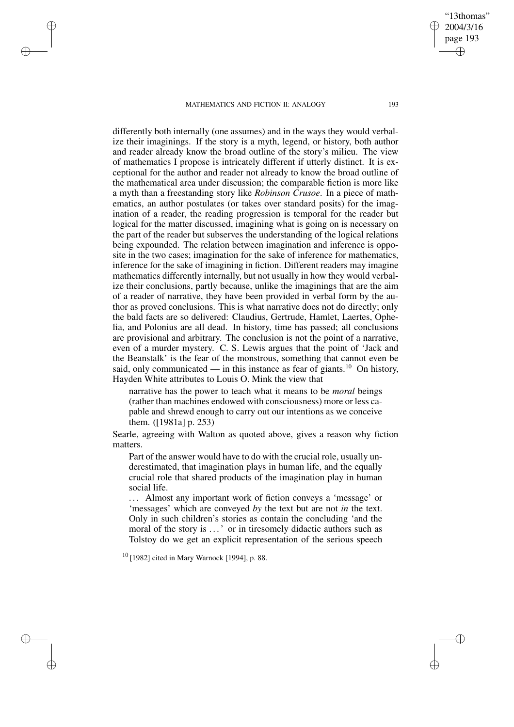differently both internally (one assumes) and in the ways they would verbalize their imaginings. If the story is a myth, legend, or history, both author and reader already know the broad outline of the story's milieu. The view of mathematics I propose is intricately different if utterly distinct. It is exceptional for the author and reader not already to know the broad outline of the mathematical area under discussion; the comparable fiction is more like a myth than a freestanding story like *Robinson Crusoe*. In a piece of mathematics, an author postulates (or takes over standard posits) for the imagination of a reader, the reading progression is temporal for the reader but logical for the matter discussed, imagining what is going on is necessary on the part of the reader but subserves the understanding of the logical relations being expounded. The relation between imagination and inference is opposite in the two cases; imagination for the sake of inference for mathematics, inference for the sake of imagining in fiction. Different readers may imagine mathematics differently internally, but not usually in how they would verbalize their conclusions, partly because, unlike the imaginings that are the aim of a reader of narrative, they have been provided in verbal form by the author as proved conclusions. This is what narrative does not do directly; only the bald facts are so delivered: Claudius, Gertrude, Hamlet, Laertes, Ophelia, and Polonius are all dead. In history, time has passed; all conclusions are provisional and arbitrary. The conclusion is not the point of a narrative, even of a murder mystery. C. S. Lewis argues that the point of 'Jack and the Beanstalk' is the fear of the monstrous, something that cannot even be said, only communicated — in this instance as fear of giants.[10] On history, Hayden White attributes to Louis O. Mink the view that

> narrative has the power to teach what it means to be *moral* beings (rather than machines endowed with consciousness) more or less capable and shrewd enough to carry out our intentions as we conceive them. ([1981a] p. 253)

Searle, agreeing with Walton as quoted above, gives a reason why fiction matters.

> Part of the answer would have to do with the crucial role, usually underestimated, that imagination plays in human life, and the equally crucial role that shared products of the imagination play in human social life.
>
> ... Almost any important work of fiction conveys a 'message' or 'messages' which are conveyed *by* the text but are not *in* the text. Only in such children's stories as contain the concluding 'and the moral of the story is ... ' or in tiresomely didactic authors such as Tolstoy do we get an explicit representation of the serious speech

[10] [1982] cited in Mary Warnock [1994], p. 88.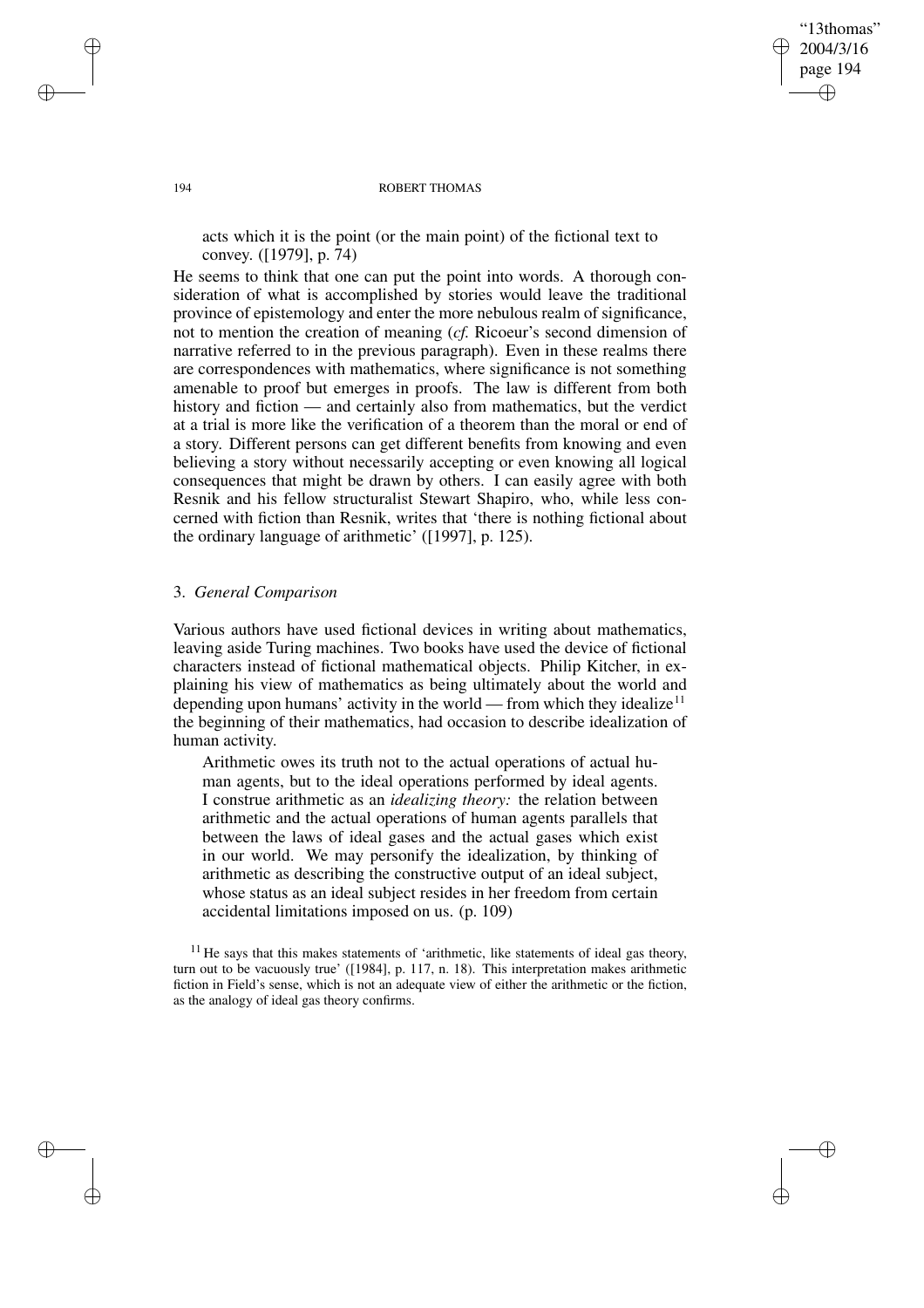acts which it is the point (or the main point) of the fictional text to convey. ([1979], p. 74)

He seems to think that one can put the point into words. A thorough consideration of what is accomplished by stories would leave the traditional province of epistemology and enter the more nebulous realm of significance, not to mention the creation of meaning (*cf.* Ricoeur's second dimension of narrative referred to in the previous paragraph). Even in these realms there are correspondences with mathematics, where significance is not something amenable to proof but emerges in proofs. The law is different from both history and fiction — and certainly also from mathematics, but the verdict at a trial is more like the verification of a theorem than the moral or end of a story. Different persons can get different benefits from knowing and even believing a story without necessarily accepting or even knowing all logical consequences that might be drawn by others. I can easily agree with both Resnik and his fellow structuralist Stewart Shapiro, who, while less concerned with fiction than Resnik, writes that 'there is nothing fictional about the ordinary language of arithmetic' ([1997], p. 125).

## 3. *General Comparison*

Various authors have used fictional devices in writing about mathematics, leaving aside Turing machines. Two books have used the device of fictional characters instead of fictional mathematical objects. Philip Kitcher, in explaining his view of mathematics as being ultimately about the world and depending upon humans' activity in the world — from which they idealize[11] the beginning of their mathematics, had occasion to describe idealization of human activity.

> Arithmetic owes its truth not to the actual operations of actual human agents, but to the ideal operations performed by ideal agents. I construe arithmetic as an *idealizing theory:* the relation between arithmetic and the actual operations of human agents parallels that between the laws of ideal gases and the actual gases which exist in our world. We may personify the idealization, by thinking of arithmetic as describing the constructive output of an ideal subject, whose status as an ideal subject resides in her freedom from certain accidental limitations imposed on us. (p. 109)

[11] He says that this makes statements of 'arithmetic, like statements of ideal gas theory, turn out to be vacuously true' ([1984], p. 117, n. 18). This interpretation makes arithmetic fiction in Field's sense, which is not an adequate view of either the arithmetic or the fiction, as the analogy of ideal gas theory confirms.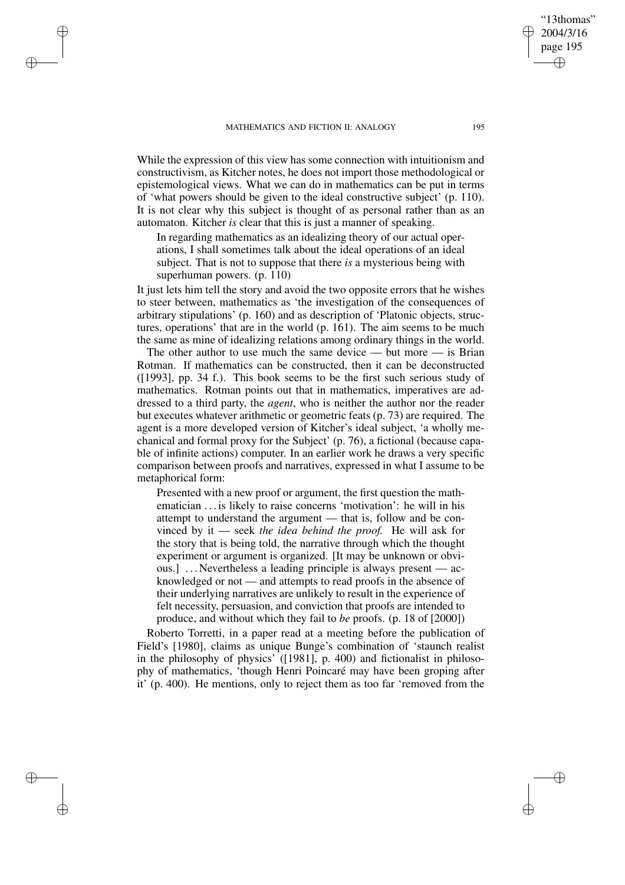While the expression of this view has some connection with intuitionism and constructivism, as Kitcher notes, he does not import those methodological or epistemological views. What we can do in mathematics can be put in terms of 'what powers should be given to the ideal constructive subject' (p. 110). It is not clear why this subject is thought of as personal rather than as an automaton. Kitcher *is* clear that this is just a manner of speaking.

> In regarding mathematics as an idealizing theory of our actual operations, I shall sometimes talk about the ideal operations of an ideal subject. That is not to suppose that there *is* a mysterious being with superhuman powers. (p. 110)

It just lets him tell the story and avoid the two opposite errors that he wishes to steer between, mathematics as 'the investigation of the consequences of arbitrary stipulations' (p. 160) and as description of 'Platonic objects, structures, operations' that are in the world (p. 161). The aim seems to be much the same as mine of idealizing relations among ordinary things in the world.

The other author to use much the same device — but more — is Brian Rotman. If mathematics can be constructed, then it can be deconstructed ([1993], pp. 34 f.). This book seems to be the first such serious study of mathematics. Rotman points out that in mathematics, imperatives are addressed to a third party, the *agent*, who is neither the author nor the reader but executes whatever arithmetic or geometric feats (p. 73) are required. The agent is a more developed version of Kitcher's ideal subject, 'a wholly mechanical and formal proxy for the Subject' (p. 76), a fictional (because capable of infinite actions) computer. In an earlier work he draws a very specific comparison between proofs and narratives, expressed in what I assume to be metaphorical form:

> Presented with a new proof or argument, the first question the mathematician ... is likely to raise concerns 'motivation': he will in his attempt to understand the argument — that is, follow and be convinced by it — seek *the idea behind the proof.* He will ask for the story that is being told, the narrative through which the thought experiment or argument is organized. [It may be unknown or obvious.] ... Nevertheless a leading principle is always present — acknowledged or not — and attempts to read proofs in the absence of their underlying narratives are unlikely to result in the experience of felt necessity, persuasion, and conviction that proofs are intended to produce, and without which they fail to *be* proofs. (p. 18 of [2000])

Roberto Torretti, in a paper read at a meeting before the publication of Field's [1980], claims as unique Bunge's combination of 'staunch realist in the philosophy of physics' ([1981], p. 400) and fictionalist in philosophy of mathematics, 'though Henri Poincaré may have been groping after it' (p. 400). He mentions, only to reject them as too far 'removed from the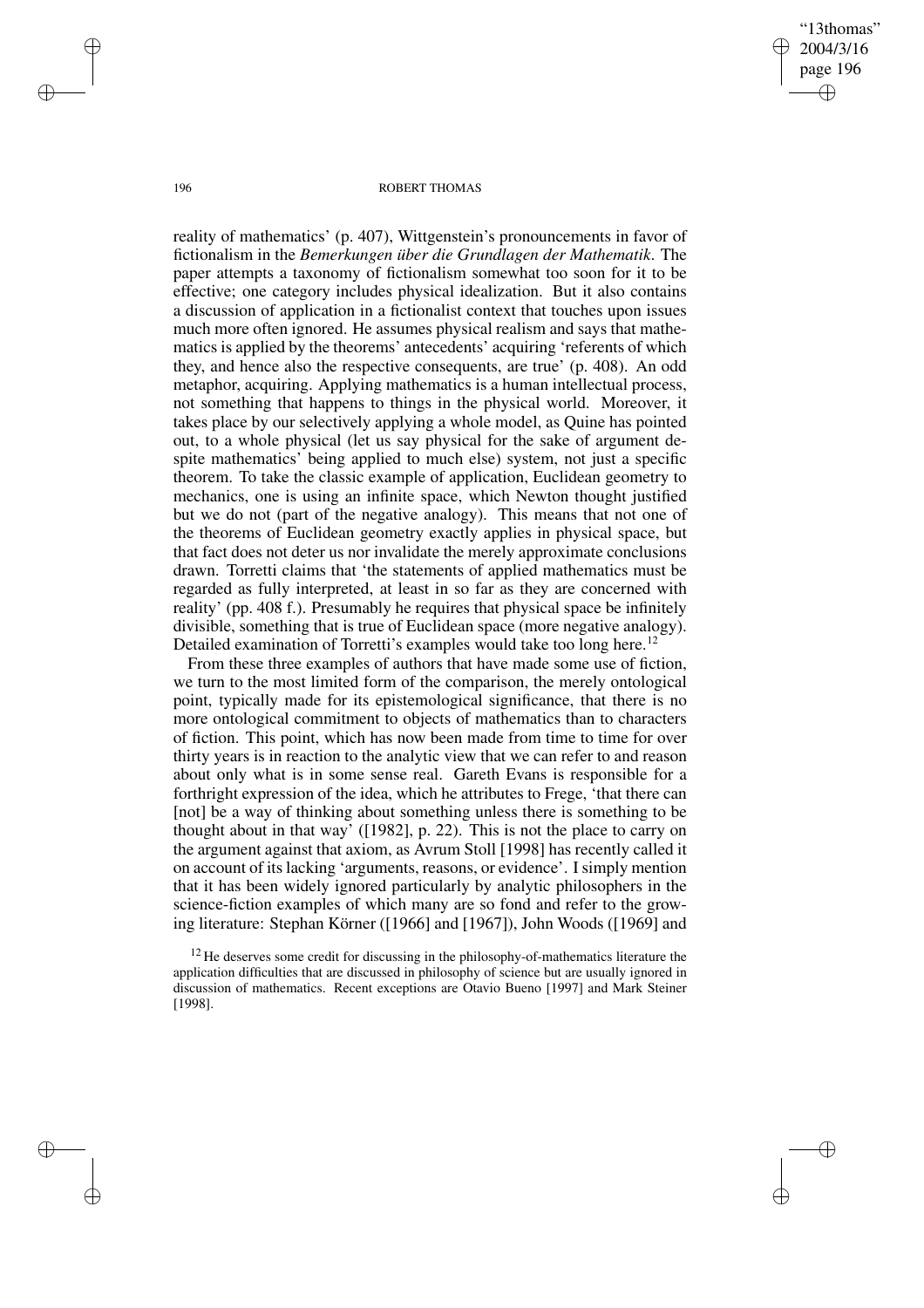reality of mathematics' (p. 407), Wittgenstein's pronouncements in favor of fictionalism in the *Bemerkungen über die Grundlagen der Mathematik*. The paper attempts a taxonomy of fictionalism somewhat too soon for it to be effective; one category includes physical idealization. But it also contains a discussion of application in a fictionalist context that touches upon issues much more often ignored. He assumes physical realism and says that mathematics is applied by the theorems' antecedents' acquiring 'referents of which they, and hence also the respective consequents, are true' (p. 408). An odd metaphor, acquiring. Applying mathematics is a human intellectual process, not something that happens to things in the physical world. Moreover, it takes place by our selectively applying a whole model, as Quine has pointed out, to a whole physical (let us say physical for the sake of argument despite mathematics' being applied to much else) system, not just a specific theorem. To take the classic example of application, Euclidean geometry to mechanics, one is using an infinite space, which Newton thought justified but we do not (part of the negative analogy). This means that not one of the theorems of Euclidean geometry exactly applies in physical space, but that fact does not deter us nor invalidate the merely approximate conclusions drawn. Torretti claims that 'the statements of applied mathematics must be regarded as fully interpreted, at least in so far as they are concerned with reality' (pp. 408 f.). Presumably he requires that physical space be infinitely divisible, something that is true of Euclidean space (more negative analogy). Detailed examination of Torretti's examples would take too long here.[12]

From these three examples of authors that have made some use of fiction, we turn to the most limited form of the comparison, the merely ontological point, typically made for its epistemological significance, that there is no more ontological commitment to objects of mathematics than to characters of fiction. This point, which has now been made from time to time for over thirty years is in reaction to the analytic view that we can refer to and reason about only what is in some sense real. Gareth Evans is responsible for a forthright expression of the idea, which he attributes to Frege, 'that there can [not] be a way of thinking about something unless there is something to be thought about in that way' ([1982], p. 22). This is not the place to carry on the argument against that axiom, as Avrum Stoll [1998] has recently called it on account of its lacking 'arguments, reasons, or evidence'. I simply mention that it has been widely ignored particularly by analytic philosophers in the science-fiction examples of which many are so fond and refer to the growing literature: Stephan Körner ([1966] and [1967]), John Woods ([1969] and

[12] He deserves some credit for discussing in the philosophy-of-mathematics literature the application difficulties that are discussed in philosophy of science but are usually ignored in discussion of mathematics. Recent exceptions are Otavio Bueno [1997] and Mark Steiner [1998].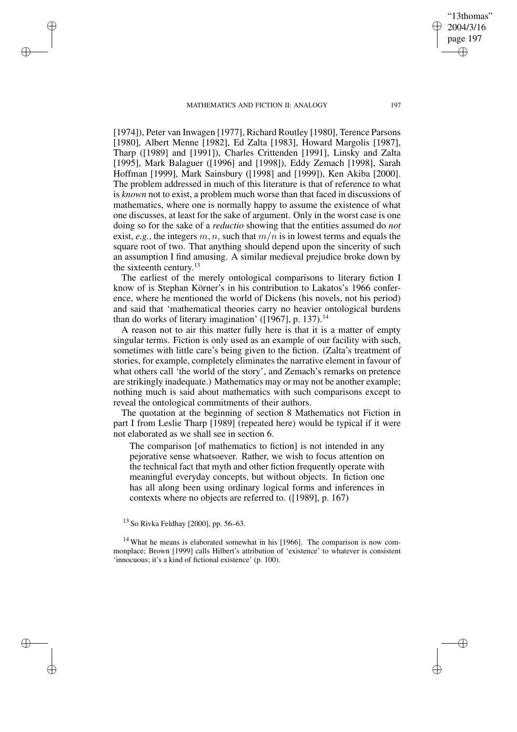[1974]), Peter van Inwagen [1977], Richard Routley [1980], Terence Parsons [1980], Albert Menne [1982], Ed Zalta [1983], Howard Margolis [1987], Tharp ([1989] and [1991]), Charles Crittenden [1991], Linsky and Zalta [1995], Mark Balaguer ([1996] and [1998]), Eddy Zemach [1998], Sarah Hoffman [1999], Mark Sainsbury ([1998] and [1999]), Ken Akiba [2000]. The problem addressed in much of this literature is that of reference to what is *known* not to exist, a problem much worse than that faced in discussions of mathematics, where one is normally happy to assume the existence of what one discusses, at least for the sake of argument. Only in the worst case is one doing so for the sake of a *reductio* showing that the entities assumed do *not* exist, *e.g.*, the integers $m, n$, such that $m/n$ is in lowest terms and equals the square root of two. That anything should depend upon the sincerity of such an assumption I find amusing. A similar medieval prejudice broke down by the sixteenth century.[13]

The earliest of the merely ontological comparisons to literary fiction I know of is Stephan Körner's in his contribution to Lakatos's 1966 conference, where he mentioned the world of Dickens (his novels, not his period) and said that 'mathematical theories carry no heavier ontological burdens than do works of literary imagination' ([1967], p. 137).[14]

A reason not to air this matter fully here is that it is a matter of empty singular terms. Fiction is only used as an example of our facility with such, sometimes with little care's being given to the fiction. (Zalta's treatment of stories, for example, completely eliminates the narrative element in favour of what others call 'the world of the story', and Zemach's remarks on pretence are strikingly inadequate.) Mathematics may or may not be another example; nothing much is said about mathematics with such comparisons except to reveal the ontological commitments of their authors.

The quotation at the beginning of section 8 Mathematics not Fiction in part I from Leslie Tharp [1989] (repeated here) would be typical if it were not elaborated as we shall see in section 6.

> The comparison [of mathematics to fiction] is not intended in any pejorative sense whatsoever. Rather, we wish to focus attention on the technical fact that myth and other fiction frequently operate with meaningful everyday concepts, but without objects. In fiction one has all along been using ordinary logical forms and inferences in contexts where no objects are referred to. ([1989], p. 167)

[13] So Rivka Feldhay [2000], pp. 56–63.

[14] What he means is elaborated somewhat in his [1966]. The comparison is now commonplace; Brown [1999] calls Hilbert's attribution of 'existence' to whatever is consistent 'innocuous; it's a kind of fictional existence' (p. 100).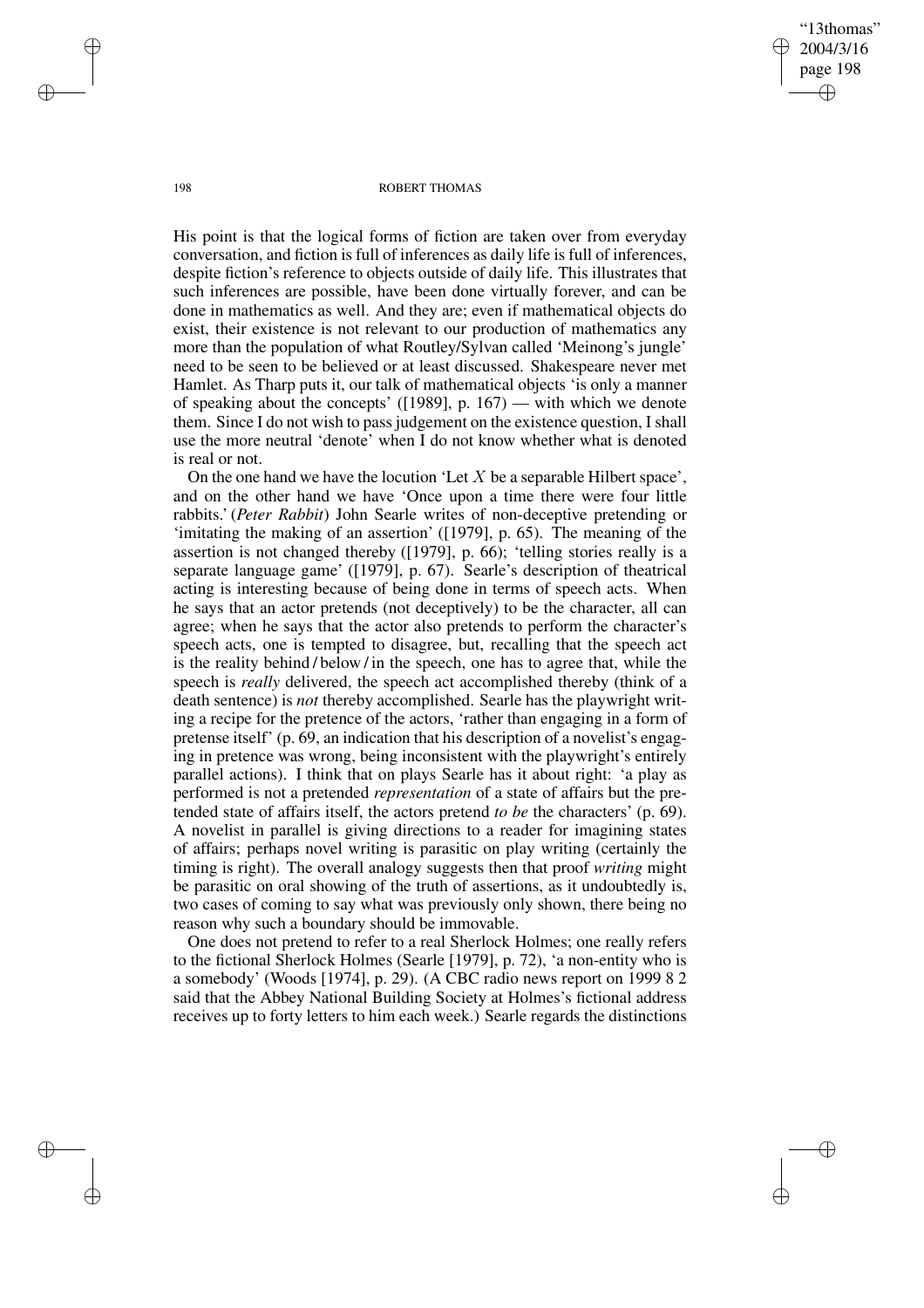His point is that the logical forms of fiction are taken over from everyday conversation, and fiction is full of inferences as daily life is full of inferences, despite fiction's reference to objects outside of daily life. This illustrates that such inferences are possible, have been done virtually forever, and can be done in mathematics as well. And they are; even if mathematical objects do exist, their existence is not relevant to our production of mathematics any more than the population of what Routley/Sylvan called 'Meinong's jungle' need to be seen to be believed or at least discussed. Shakespeare never met Hamlet. As Tharp puts it, our talk of mathematical objects 'is only a manner of speaking about the concepts' ([1989], p. 167) — with which we denote them. Since I do not wish to pass judgement on the existence question, I shall use the more neutral 'denote' when I do not know whether what is denoted is real or not.

On the one hand we have the locution 'Let $X$ be a separable Hilbert space', and on the other hand we have 'Once upon a time there were four little rabbits.' (*Peter Rabbit*) John Searle writes of non-deceptive pretending or 'imitating the making of an assertion' ([1979], p. 65). The meaning of the assertion is not changed thereby ([1979], p. 66); 'telling stories really is a separate language game' ([1979], p. 67). Searle's description of theatrical acting is interesting because of being done in terms of speech acts. When he says that an actor pretends (not deceptively) to be the character, all can agree; when he says that the actor also pretends to perform the character's speech acts, one is tempted to disagree, but, recalling that the speech act is the reality behind / below / in the speech, one has to agree that, while the speech is *really* delivered, the speech act accomplished thereby (think of a death sentence) is *not* thereby accomplished. Searle has the playwright writing a recipe for the pretence of the actors, 'rather than engaging in a form of pretense itself' (p. 69, an indication that his description of a novelist's engaging in pretence was wrong, being inconsistent with the playwright's entirely parallel actions). I think that on plays Searle has it about right: 'a play as performed is not a pretended *representation* of a state of affairs but the pretended state of affairs itself, the actors pretend *to be* the characters' (p. 69). A novelist in parallel is giving directions to a reader for imagining states of affairs; perhaps novel writing is parasitic on play writing (certainly the timing is right). The overall analogy suggests then that proof *writing* might be parasitic on oral showing of the truth of assertions, as it undoubtedly is, two cases of coming to say what was previously only shown, there being no reason why such a boundary should be immovable.

One does not pretend to refer to a real Sherlock Holmes; one really refers to the fictional Sherlock Holmes (Searle [1979], p. 72), 'a non-entity who is a somebody' (Woods [1974], p. 29). (A CBC radio news report on 1999 8 2 said that the Abbey National Building Society at Holmes's fictional address receives up to forty letters to him each week.) Searle regards the distinctions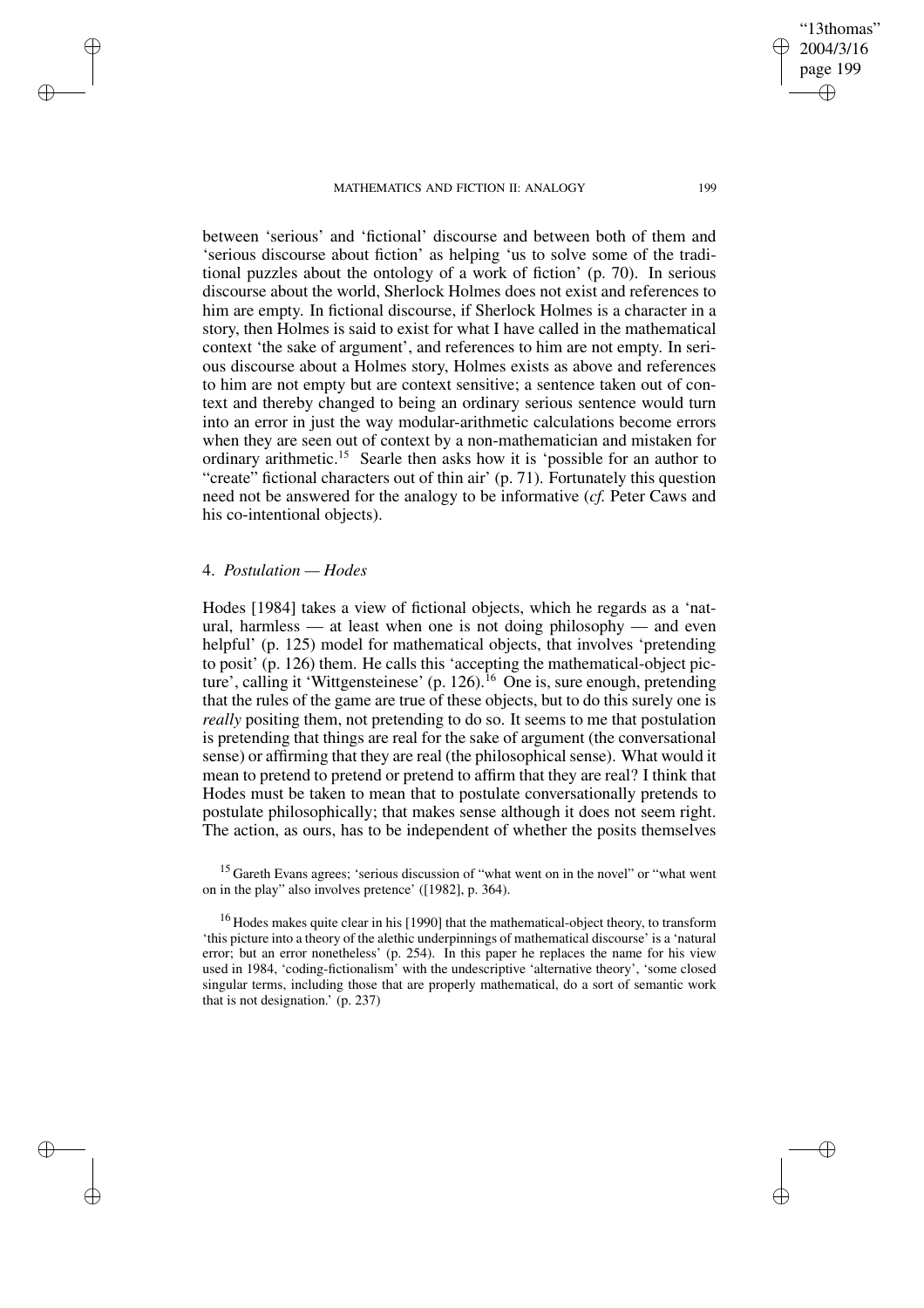between 'serious' and 'fictional' discourse and between both of them and 'serious discourse about fiction' as helping 'us to solve some of the traditional puzzles about the ontology of a work of fiction' (p. 70). In serious discourse about the world, Sherlock Holmes does not exist and references to him are empty. In fictional discourse, if Sherlock Holmes is a character in a story, then Holmes is said to exist for what I have called in the mathematical context 'the sake of argument', and references to him are not empty. In serious discourse about a Holmes story, Holmes exists as above and references to him are not empty but are context sensitive; a sentence taken out of context and thereby changed to being an ordinary serious sentence would turn into an error in just the way modular-arithmetic calculations become errors when they are seen out of context by a non-mathematician and mistaken for ordinary arithmetic.[15] Searle then asks how it is 'possible for an author to "create" fictional characters out of thin air' (p. 71). Fortunately this question need not be answered for the analogy to be informative (*cf.* Peter Caws and his co-intentional objects).

## 4. *Postulation — Hodes*

Hodes [1984] takes a view of fictional objects, which he regards as a 'natural, harmless — at least when one is not doing philosophy — and even helpful' (p. 125) model for mathematical objects, that involves 'pretending to posit' (p. 126) them. He calls this 'accepting the mathematical-object picture', calling it 'Wittgensteinese' (p. 126).[16] One is, sure enough, pretending that the rules of the game are true of these objects, but to do this surely one is *really* positing them, not pretending to do so. It seems to me that postulation is pretending that things are real for the sake of argument (the conversational sense) or affirming that they are real (the philosophical sense). What would it mean to pretend to pretend or pretend to affirm that they are real? I think that Hodes must be taken to mean that to postulate conversationally pretends to postulate philosophically; that makes sense although it does not seem right. The action, as ours, has to be independent of whether the posits themselves

[15] Gareth Evans agrees; 'serious discussion of "what went on in the novel" or "what went on in the play" also involves pretence' ([1982], p. 364).

[16] Hodes makes quite clear in his [1990] that the mathematical-object theory, to transform 'this picture into a theory of the alethic underpinnings of mathematical discourse' is a 'natural error; but an error nonetheless' (p. 254). In this paper he replaces the name for his view used in 1984, 'coding-fictionalism' with the undescriptive 'alternative theory', 'some closed singular terms, including those that are properly mathematical, do a sort of semantic work that is not designation.' (p. 237)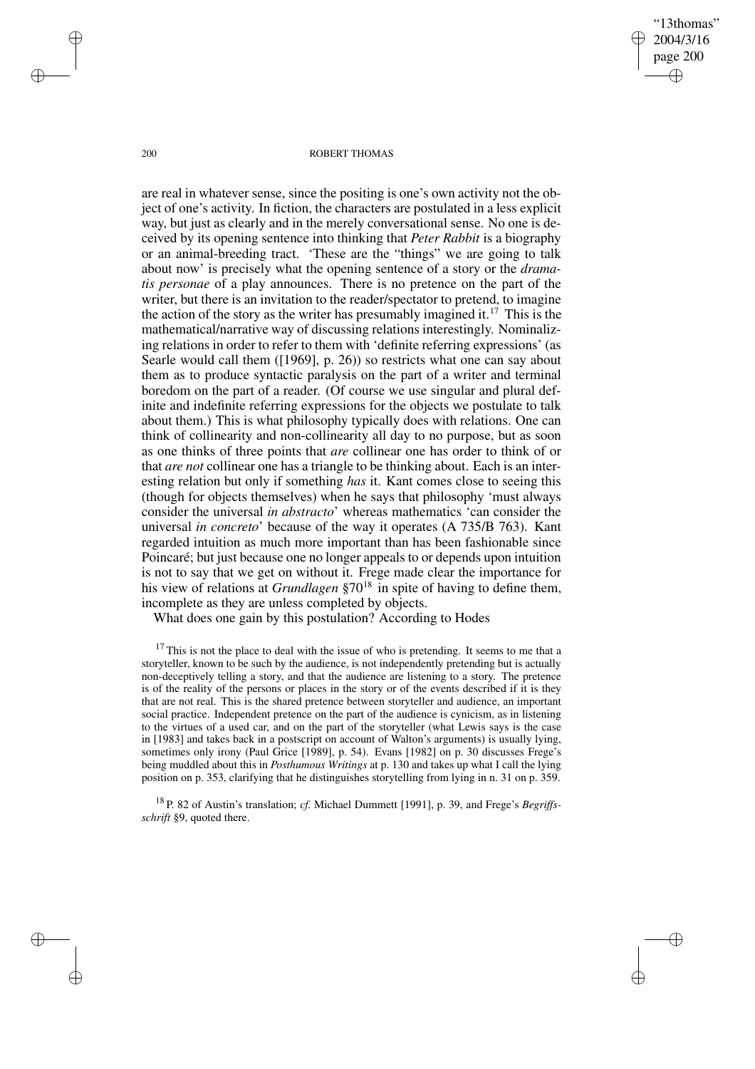are real in whatever sense, since the positing is one's own activity not the object of one's activity. In fiction, the characters are postulated in a less explicit way, but just as clearly and in the merely conversational sense. No one is deceived by its opening sentence into thinking that *Peter Rabbit* is a biography or an animal-breeding tract. 'These are the "things" we are going to talk about now' is precisely what the opening sentence of a story or the *dramatis personae* of a play announces. There is no pretence on the part of the writer, but there is an invitation to the reader/spectator to pretend, to imagine the action of the story as the writer has presumably imagined it.[17] This is the mathematical/narrative way of discussing relations interestingly. Nominalizing relations in order to refer to them with 'definite referring expressions' (as Searle would call them ([1969], p. 26)) so restricts what one can say about them as to produce syntactic paralysis on the part of a writer and terminal boredom on the part of a reader. (Of course we use singular and plural definite and indefinite referring expressions for the objects we postulate to talk about them.) This is what philosophy typically does with relations. One can think of collinearity and non-collinearity all day to no purpose, but as soon as one thinks of three points that *are* collinear one has order to think of or that *are not* collinear one has a triangle to be thinking about. Each is an interesting relation but only if something *has* it. Kant comes close to seeing this (though for objects themselves) when he says that philosophy 'must always consider the universal *in abstracto*' whereas mathematics 'can consider the universal *in concreto*' because of the way it operates (A 735/B 763). Kant regarded intuition as much more important than has been fashionable since Poincaré; but just because one no longer appeals to or depends upon intuition is not to say that we get on without it. Frege made clear the importance for his view of relations at *Grundlagen* §70[18] in spite of having to define them, incomplete as they are unless completed by objects.

What does one gain by this postulation? According to Hodes

[17] This is not the place to deal with the issue of who is pretending. It seems to me that a storyteller, known to be such by the audience, is not independently pretending but is actually non-deceptively telling a story, and that the audience are listening to a story. The pretence is of the reality of the persons or places in the story or of the events described if it is they that are not real. This is the shared pretence between storyteller and audience, an important social practice. Independent pretence on the part of the audience is cynicism, as in listening to the virtues of a used car, and on the part of the storyteller (what Lewis says is the case in [1983] and takes back in a postscript on account of Walton's arguments) is usually lying, sometimes only irony (Paul Grice [1989], p. 54). Evans [1982] on p. 30 discusses Frege's being muddled about this in *Posthumous Writings* at p. 130 and takes up what I call the lying position on p. 353, clarifying that he distinguishes storytelling from lying in n. 31 on p. 359.

[18] P. 82 of Austin's translation; *cf.* Michael Dummett [1991], p. 39, and Frege's *Begriffsschrift* §9, quoted there.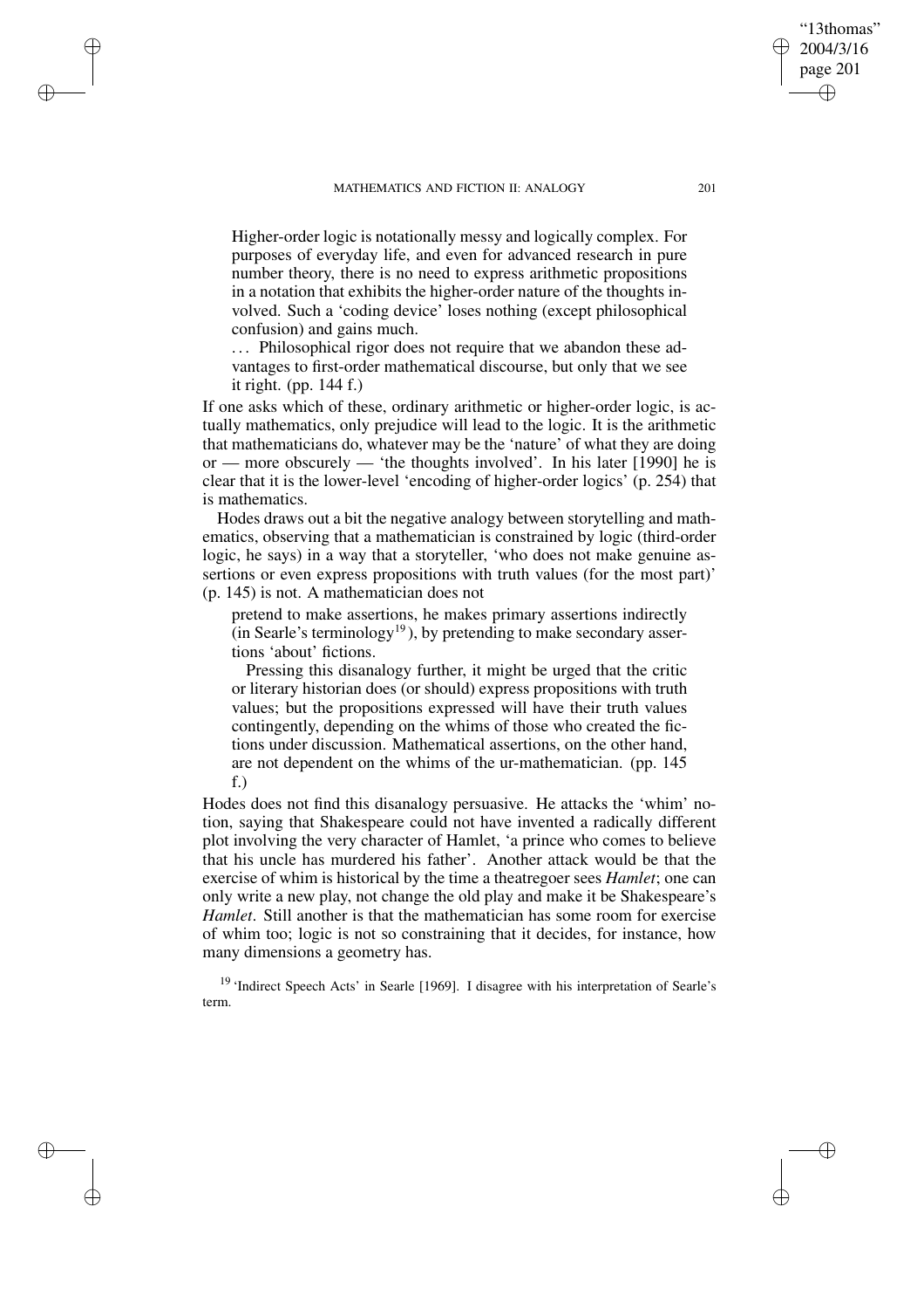> Higher-order logic is notationally messy and logically complex. For purposes of everyday life, and even for advanced research in pure number theory, there is no need to express arithmetic propositions in a notation that exhibits the higher-order nature of the thoughts involved. Such a 'coding device' loses nothing (except philosophical confusion) and gains much.
>
> ... Philosophical rigor does not require that we abandon these advantages to first-order mathematical discourse, but only that we see it right. (pp. 144 f.)

If one asks which of these, ordinary arithmetic or higher-order logic, is actually mathematics, only prejudice will lead to the logic. It is the arithmetic that mathematicians do, whatever may be the 'nature' of what they are doing or — more obscurely — 'the thoughts involved'. In his later [1990] he is clear that it is the lower-level 'encoding of higher-order logics' (p. 254) that is mathematics.

Hodes draws out a bit the negative analogy between storytelling and mathematics, observing that a mathematician is constrained by logic (third-order logic, he says) in a way that a storyteller, 'who does not make genuine assertions or even express propositions with truth values (for the most part)' (p. 145) is not. A mathematician does not

> pretend to make assertions, he makes primary assertions indirectly (in Searle's terminology[19]), by pretending to make secondary assertions 'about' fictions.
>
> Pressing this disanalogy further, it might be urged that the critic or literary historian does (or should) express propositions with truth values; but the propositions expressed will have their truth values contingently, depending on the whims of those who created the fictions under discussion. Mathematical assertions, on the other hand, are not dependent on the whims of the ur-mathematician. (pp. 145 f.)

Hodes does not find this disanalogy persuasive. He attacks the 'whim' notion, saying that Shakespeare could not have invented a radically different plot involving the very character of Hamlet, 'a prince who comes to believe that his uncle has murdered his father'. Another attack would be that the exercise of whim is historical by the time a theatregoer sees *Hamlet*; one can only write a new play, not change the old play and make it be Shakespeare's *Hamlet*. Still another is that the mathematician has some room for exercise of whim too; logic is not so constraining that it decides, for instance, how many dimensions a geometry has.

[19] 'Indirect Speech Acts' in Searle [1969]. I disagree with his interpretation of Searle's term.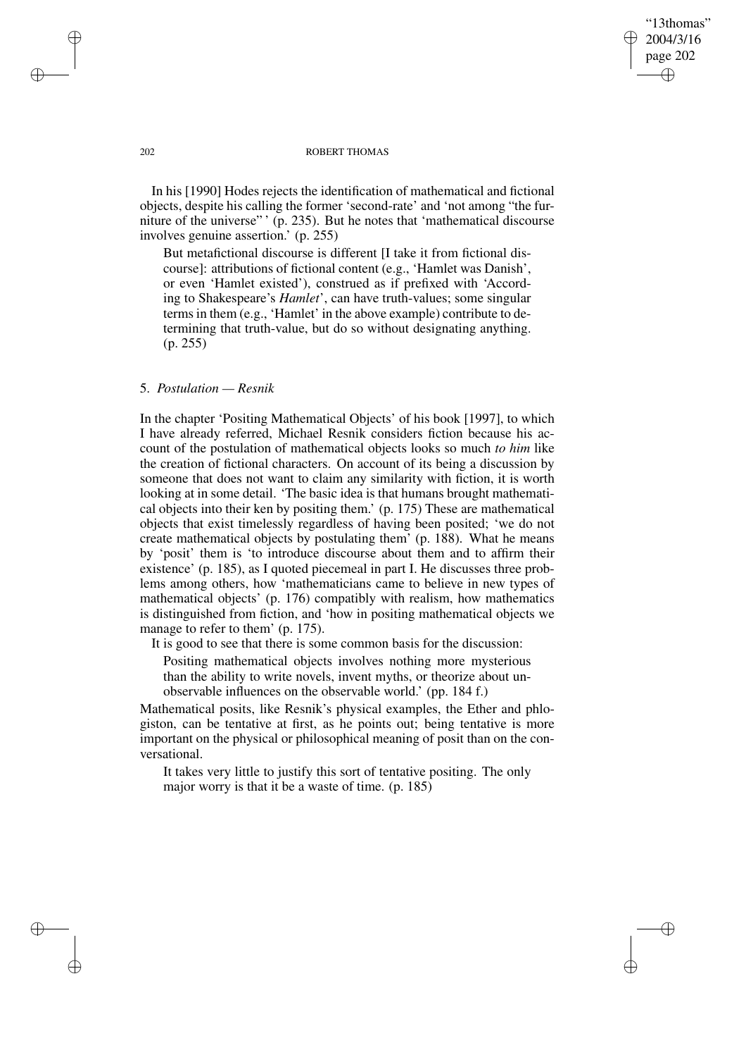In his [1990] Hodes rejects the identification of mathematical and fictional objects, despite his calling the former 'second-rate' and 'not among "the furniture of the universe" ' (p. 235). But he notes that 'mathematical discourse involves genuine assertion.' (p. 255)

> But metafictional discourse is different [I take it from fictional discourse]: attributions of fictional content (e.g., 'Hamlet was Danish', or even 'Hamlet existed'), construed as if prefixed with 'According to Shakespeare's *Hamlet*', can have truth-values; some singular terms in them (e.g., 'Hamlet' in the above example) contribute to determining that truth-value, but do so without designating anything. (p. 255)

## 5. *Postulation — Resnik*

In the chapter 'Positing Mathematical Objects' of his book [1997], to which I have already referred, Michael Resnik considers fiction because his account of the postulation of mathematical objects looks so much *to him* like the creation of fictional characters. On account of its being a discussion by someone that does not want to claim any similarity with fiction, it is worth looking at in some detail. 'The basic idea is that humans brought mathematical objects into their ken by positing them.' (p. 175) These are mathematical objects that exist timelessly regardless of having been posited; 'we do not create mathematical objects by postulating them' (p. 188). What he means by 'posit' them is 'to introduce discourse about them and to affirm their existence' (p. 185), as I quoted piecemeal in part I. He discusses three problems among others, how 'mathematicians came to believe in new types of mathematical objects' (p. 176) compatibly with realism, how mathematics is distinguished from fiction, and 'how in positing mathematical objects we manage to refer to them' (p. 175).

It is good to see that there is some common basis for the discussion:

> Positing mathematical objects involves nothing more mysterious than the ability to write novels, invent myths, or theorize about unobservable influences on the observable world.' (pp. 184 f.)

Mathematical posits, like Resnik's physical examples, the Ether and phlogiston, can be tentative at first, as he points out; being tentative is more important on the physical or philosophical meaning of posit than on the conversational.

> It takes very little to justify this sort of tentative positing. The only major worry is that it be a waste of time. (p. 185)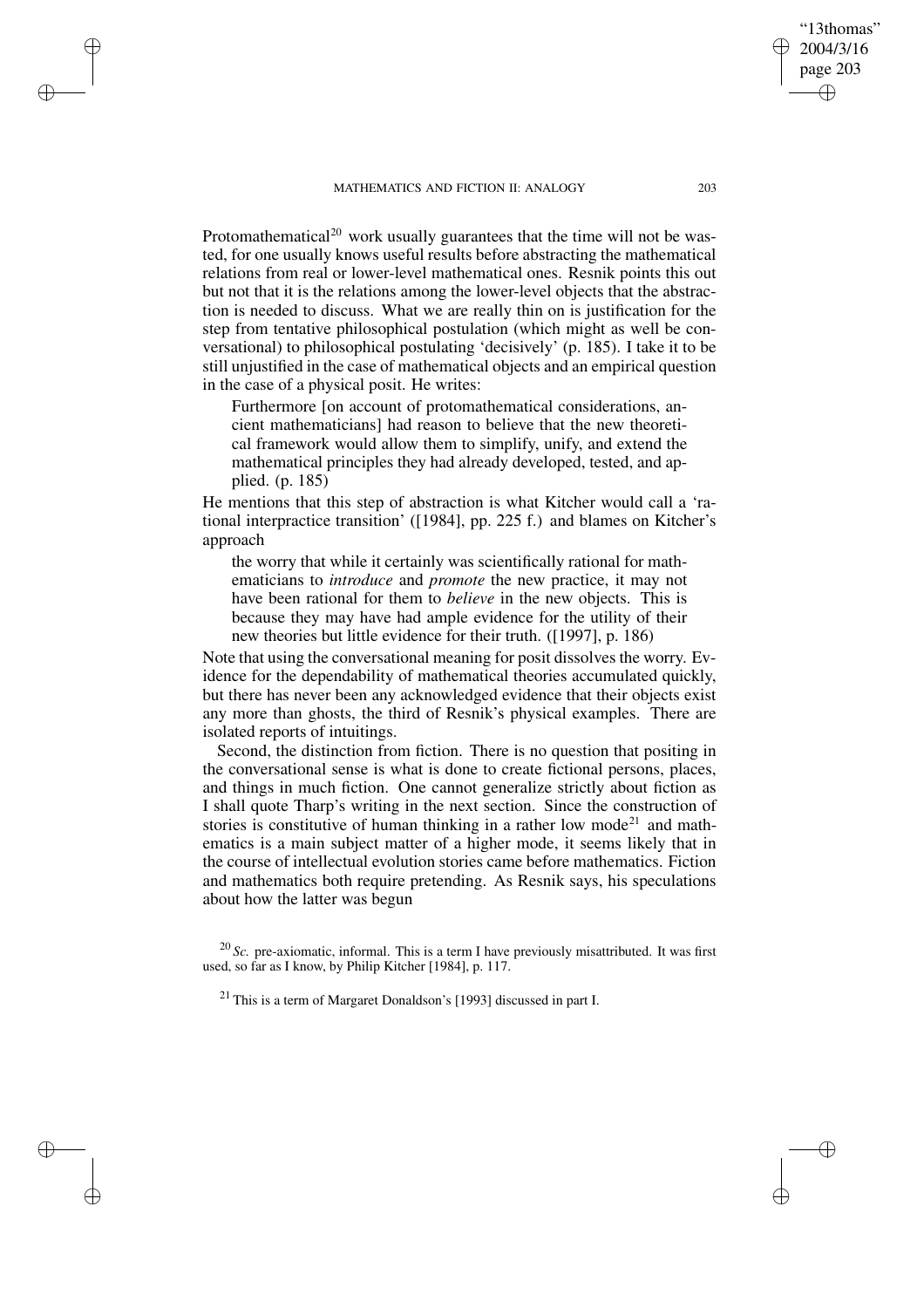Protomathematical[20] work usually guarantees that the time will not be wasted, for one usually knows useful results before abstracting the mathematical relations from real or lower-level mathematical ones. Resnik points this out but not that it is the relations among the lower-level objects that the abstraction is needed to discuss. What we are really thin on is justification for the step from tentative philosophical postulation (which might as well be conversational) to philosophical postulating 'decisively' (p. 185). I take it to be still unjustified in the case of mathematical objects and an empirical question in the case of a physical posit. He writes:

> Furthermore [on account of protomathematical considerations, ancient mathematicians] had reason to believe that the new theoretical framework would allow them to simplify, unify, and extend the mathematical principles they had already developed, tested, and applied. (p. 185)

He mentions that this step of abstraction is what Kitcher would call a 'rational interpractice transition' ([1984], pp. 225 f.) and blames on Kitcher's approach

> the worry that while it certainly was scientifically rational for mathematicians to *introduce* and *promote* the new practice, it may not have been rational for them to *believe* in the new objects. This is because they may have had ample evidence for the utility of their new theories but little evidence for their truth. ([1997], p. 186)

Note that using the conversational meaning for posit dissolves the worry. Evidence for the dependability of mathematical theories accumulated quickly, but there has never been any acknowledged evidence that their objects exist any more than ghosts, the third of Resnik's physical examples. There are isolated reports of intuitings.

Second, the distinction from fiction. There is no question that positing in the conversational sense is what is done to create fictional persons, places, and things in much fiction. One cannot generalize strictly about fiction as I shall quote Tharp's writing in the next section. Since the construction of stories is constitutive of human thinking in a rather low mode[21] and mathematics is a main subject matter of a higher mode, it seems likely that in the course of intellectual evolution stories came before mathematics. Fiction and mathematics both require pretending. As Resnik says, his speculations about how the latter was begun

---

[20] *Sc.* pre-axiomatic, informal. This is a term I have previously misattributed. It was first used, so far as I know, by Philip Kitcher [1984], p. 117.

[21] This is a term of Margaret Donaldson's [1993] discussed in part I.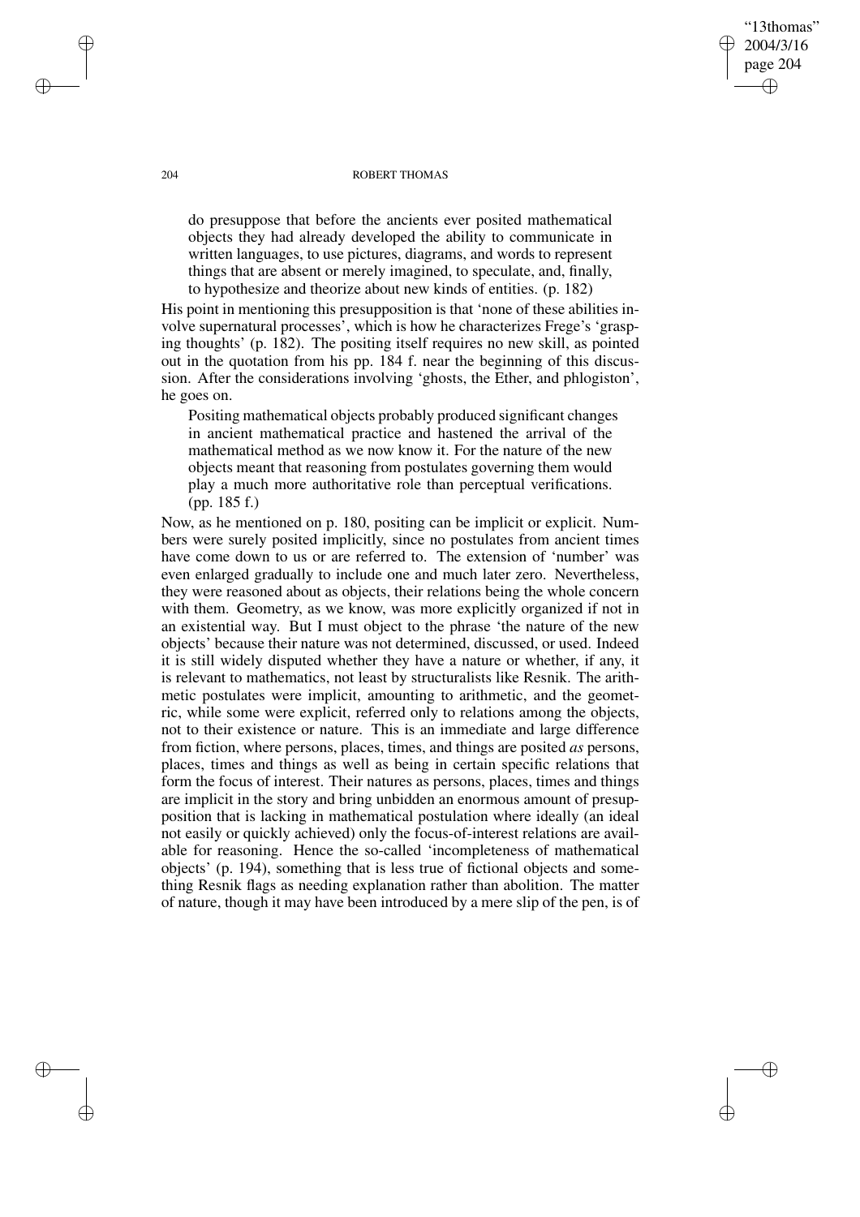> do presuppose that before the ancients ever posited mathematical objects they had already developed the ability to communicate in written languages, to use pictures, diagrams, and words to represent things that are absent or merely imagined, to speculate, and, finally, to hypothesize and theorize about new kinds of entities. (p. 182)

His point in mentioning this presupposition is that 'none of these abilities involve supernatural processes', which is how he characterizes Frege's 'grasping thoughts' (p. 182). The positing itself requires no new skill, as pointed out in the quotation from his pp. 184 f. near the beginning of this discussion. After the considerations involving 'ghosts, the Ether, and phlogiston', he goes on.

> Positing mathematical objects probably produced significant changes in ancient mathematical practice and hastened the arrival of the mathematical method as we now know it. For the nature of the new objects meant that reasoning from postulates governing them would play a much more authoritative role than perceptual verifications. (pp. 185 f.)

Now, as he mentioned on p. 180, positing can be implicit or explicit. Numbers were surely posited implicitly, since no postulates from ancient times have come down to us or are referred to. The extension of 'number' was even enlarged gradually to include one and much later zero. Nevertheless, they were reasoned about as objects, their relations being the whole concern with them. Geometry, as we know, was more explicitly organized if not in an existential way. But I must object to the phrase 'the nature of the new objects' because their nature was not determined, discussed, or used. Indeed it is still widely disputed whether they have a nature or whether, if any, it is relevant to mathematics, not least by structuralists like Resnik. The arithmetic postulates were implicit, amounting to arithmetic, and the geometric, while some were explicit, referred only to relations among the objects, not to their existence or nature. This is an immediate and large difference from fiction, where persons, places, times, and things are posited *as* persons, places, times and things as well as being in certain specific relations that form the focus of interest. Their natures as persons, places, times and things are implicit in the story and bring unbidden an enormous amount of presupposition that is lacking in mathematical postulation where ideally (an ideal not easily or quickly achieved) only the focus-of-interest relations are available for reasoning. Hence the so-called 'incompleteness of mathematical objects' (p. 194), something that is less true of fictional objects and something Resnik flags as needing explanation rather than abolition. The matter of nature, though it may have been introduced by a mere slip of the pen, is of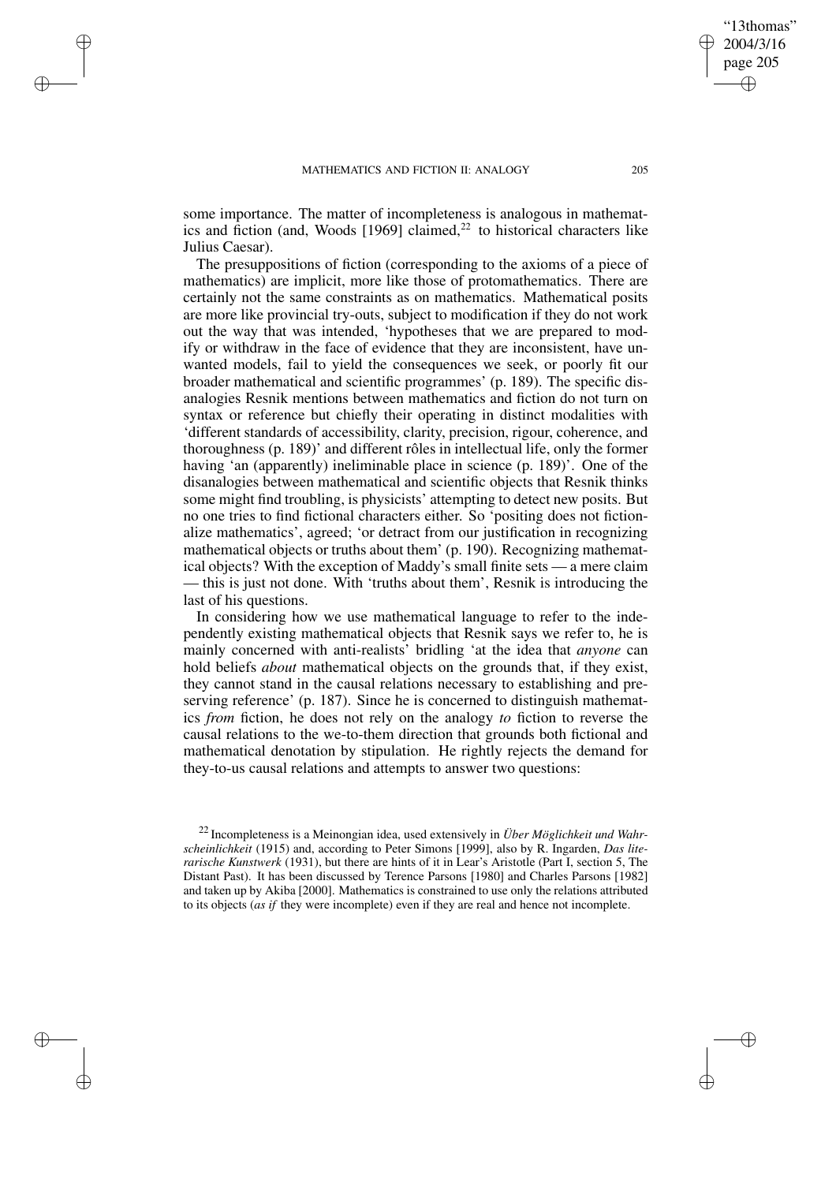some importance. The matter of incompleteness is analogous in mathematics and fiction (and, Woods [1969] claimed,[22] to historical characters like Julius Caesar).

The presuppositions of fiction (corresponding to the axioms of a piece of mathematics) are implicit, more like those of protomathematics. There are certainly not the same constraints as on mathematics. Mathematical posits are more like provincial try-outs, subject to modification if they do not work out the way that was intended, 'hypotheses that we are prepared to modify or withdraw in the face of evidence that they are inconsistent, have unwanted models, fail to yield the consequences we seek, or poorly fit our broader mathematical and scientific programmes' (p. 189). The specific disanalogies Resnik mentions between mathematics and fiction do not turn on syntax or reference but chiefly their operating in distinct modalities with 'different standards of accessibility, clarity, precision, rigour, coherence, and thoroughness (p. 189)' and different rôles in intellectual life, only the former having 'an (apparently) ineliminable place in science (p. 189)'. One of the disanalogies between mathematical and scientific objects that Resnik thinks some might find troubling, is physicists' attempting to detect new posits. But no one tries to find fictional characters either. So 'positing does not fictionalize mathematics', agreed; 'or detract from our justification in recognizing mathematical objects or truths about them' (p. 190). Recognizing mathematical objects? With the exception of Maddy's small finite sets — a mere claim — this is just not done. With 'truths about them', Resnik is introducing the last of his questions.

In considering how we use mathematical language to refer to the independently existing mathematical objects that Resnik says we refer to, he is mainly concerned with anti-realists' bridling 'at the idea that *anyone* can hold beliefs *about* mathematical objects on the grounds that, if they exist, they cannot stand in the causal relations necessary to establishing and preserving reference' (p. 187). Since he is concerned to distinguish mathematics *from* fiction, he does not rely on the analogy *to* fiction to reverse the causal relations to the we-to-them direction that grounds both fictional and mathematical denotation by stipulation. He rightly rejects the demand for they-to-us causal relations and attempts to answer two questions:

---

[22] Incompleteness is a Meinongian idea, used extensively in *Über Möglichkeit und Wahrscheinlichkeit* (1915) and, according to Peter Simons [1999], also by R. Ingarden, *Das literarische Kunstwerk* (1931), but there are hints of it in Lear's Aristotle (Part I, section 5, The Distant Past). It has been discussed by Terence Parsons [1980] and Charles Parsons [1982] and taken up by Akiba [2000]. Mathematics is constrained to use only the relations attributed to its objects (*as if* they were incomplete) even if they are real and hence not incomplete.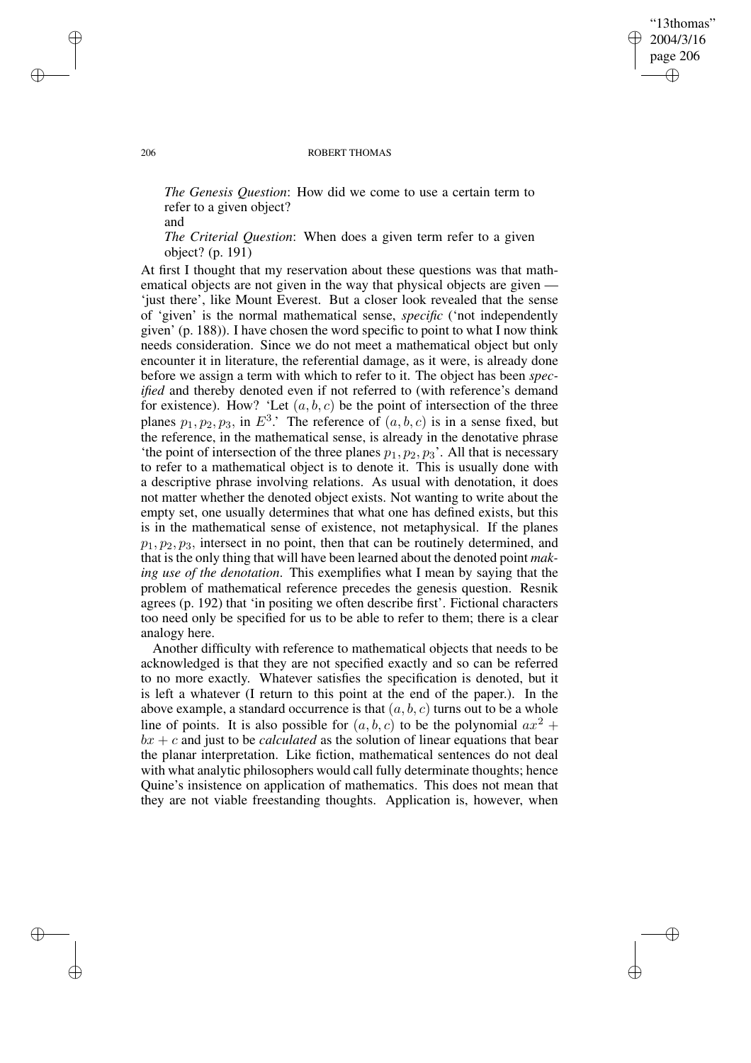*The Genesis Question*: How did we come to use a certain term to refer to a given object?

and

*The Criterial Question*: When does a given term refer to a given object? (p. 191)

At first I thought that my reservation about these questions was that mathematical objects are not given in the way that physical objects are given — 'just there', like Mount Everest. But a closer look revealed that the sense of 'given' is the normal mathematical sense, *specific* ('not independently given' (p. 188)). I have chosen the word specific to point to what I now think needs consideration. Since we do not meet a mathematical object but only encounter it in literature, the referential damage, as it were, is already done before we assign a term with which to refer to it. The object has been *specified* and thereby denoted even if not referred to (with reference's demand for existence). How? 'Let $(a, b, c)$ be the point of intersection of the three planes $p_1, p_2, p_3$, in $E^3$.' The reference of $(a, b, c)$ is in a sense fixed, but the reference, in the mathematical sense, is already in the denotative phrase 'the point of intersection of the three planes $p_1, p_2, p_3$'. All that is necessary to refer to a mathematical object is to denote it. This is usually done with a descriptive phrase involving relations. As usual with denotation, it does not matter whether the denoted object exists. Not wanting to write about the empty set, one usually determines that what one has defined exists, but this is in the mathematical sense of existence, not metaphysical. If the planes $p_1, p_2, p_3$, intersect in no point, then that can be routinely determined, and that is the only thing that will have been learned about the denoted point *making use of the denotation*. This exemplifies what I mean by saying that the problem of mathematical reference precedes the genesis question. Resnik agrees (p. 192) that 'in positing we often describe first'. Fictional characters too need only be specified for us to be able to refer to them; there is a clear analogy here.

Another difficulty with reference to mathematical objects that needs to be acknowledged is that they are not specified exactly and so can be referred to no more exactly. Whatever satisfies the specification is denoted, but it is left a whatever (I return to this point at the end of the paper.). In the above example, a standard occurrence is that $(a, b, c)$ turns out to be a whole line of points. It is also possible for $(a, b, c)$ to be the polynomial $ax^2 + bx + c$ and just to be *calculated* as the solution of linear equations that bear the planar interpretation. Like fiction, mathematical sentences do not deal with what analytic philosophers would call fully determinate thoughts; hence Quine's insistence on application of mathematics. This does not mean that they are not viable freestanding thoughts. Application is, however, when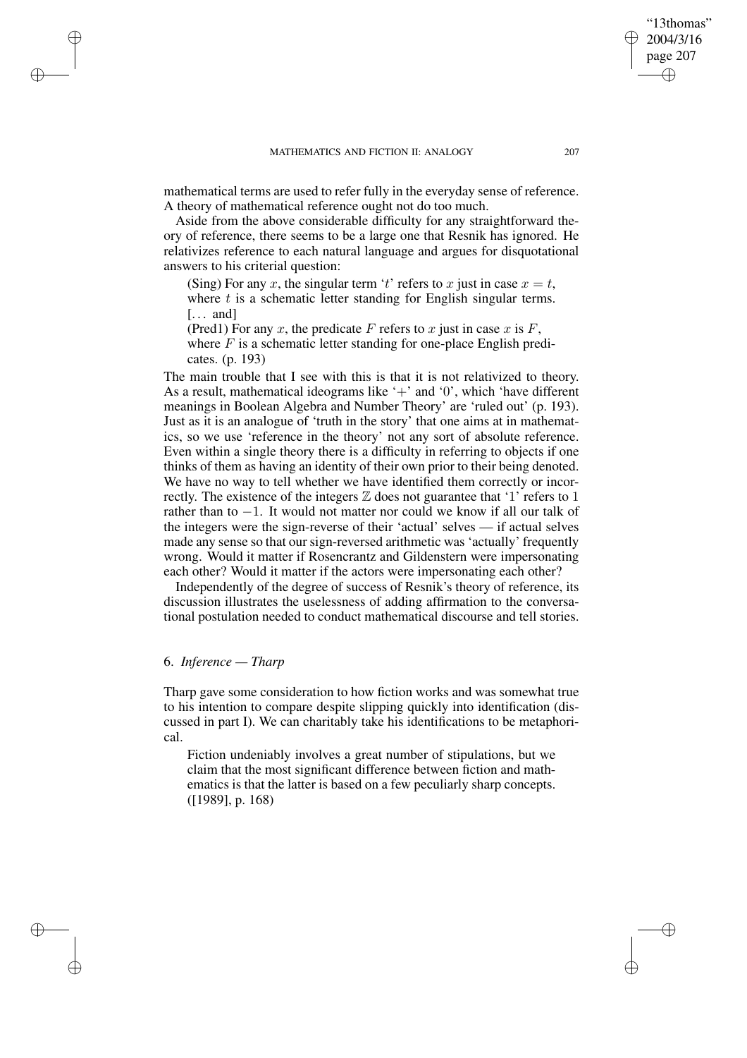mathematical terms are used to refer fully in the everyday sense of reference. A theory of mathematical reference ought not do too much.

Aside from the above considerable difficulty for any straightforward theory of reference, there seems to be a large one that Resnik has ignored. He relativizes reference to each natural language and argues for disquotational answers to his criterial question:

> (Sing) For any $x$, the singular term '$t$' refers to $x$ just in case $x = t$, where $t$ is a schematic letter standing for English singular terms. [... and]
>
> (Pred1) For any $x$, the predicate $F$ refers to $x$ just in case $x$ is $F$, where $F$ is a schematic letter standing for one-place English predicates. (p. 193)

The main trouble that I see with this is that it is not relativized to theory. As a result, mathematical ideograms like '$+$' and '0', which 'have different meanings in Boolean Algebra and Number Theory' are 'ruled out' (p. 193). Just as it is an analogue of 'truth in the story' that one aims at in mathematics, so we use 'reference in the theory' not any sort of absolute reference. Even within a single theory there is a difficulty in referring to objects if one thinks of them as having an identity of their own prior to their being denoted. We have no way to tell whether we have identified them correctly or incorrectly. The existence of the integers $\mathbb{Z}$ does not guarantee that '1' refers to $1$ rather than to $-1$. It would not matter nor could we know if all our talk of the integers were the sign-reverse of their 'actual' selves — if actual selves made any sense so that our sign-reversed arithmetic was 'actually' frequently wrong. Would it matter if Rosencrantz and Gildenstern were impersonating each other? Would it matter if the actors were impersonating each other?

Independently of the degree of success of Resnik's theory of reference, its discussion illustrates the uselessness of adding affirmation to the conversational postulation needed to conduct mathematical discourse and tell stories.

## 6. *Inference — Tharp*

Tharp gave some consideration to how fiction works and was somewhat true to his intention to compare despite slipping quickly into identification (discussed in part I). We can charitably take his identifications to be metaphorical.

> Fiction undeniably involves a great number of stipulations, but we claim that the most significant difference between fiction and mathematics is that the latter is based on a few peculiarly sharp concepts. ([1989], p. 168)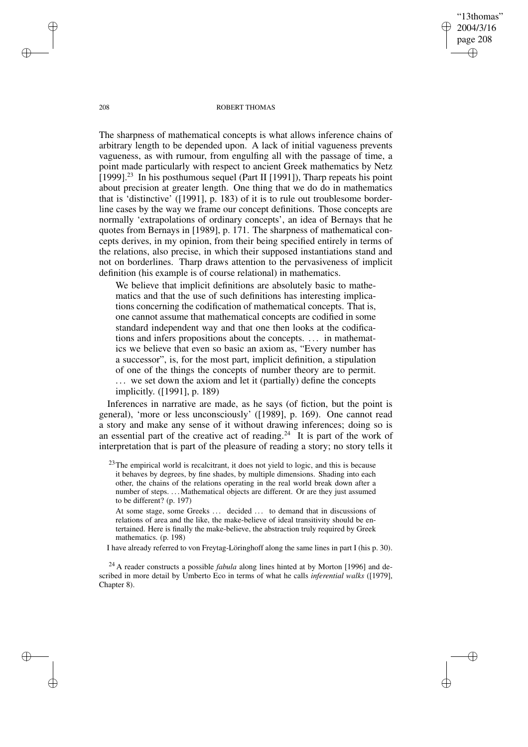The sharpness of mathematical concepts is what allows inference chains of arbitrary length to be depended upon. A lack of initial vagueness prevents vagueness, as with rumour, from engulfing all with the passage of time, a point made particularly with respect to ancient Greek mathematics by Netz [1999].[23] In his posthumous sequel (Part II [1991]), Tharp repeats his point about precision at greater length. One thing that we do do in mathematics that is 'distinctive' ([1991], p. 183) of it is to rule out troublesome borderline cases by the way we frame our concept definitions. Those concepts are normally 'extrapolations of ordinary concepts', an idea of Bernays that he quotes from Bernays in [1989], p. 171. The sharpness of mathematical concepts derives, in my opinion, from their being specified entirely in terms of the relations, also precise, in which their supposed instantiations stand and not on borderlines. Tharp draws attention to the pervasiveness of implicit definition (his example is of course relational) in mathematics.

> We believe that implicit definitions are absolutely basic to mathematics and that the use of such definitions has interesting implications concerning the codification of mathematical concepts. That is, one cannot assume that mathematical concepts are codified in some standard independent way and that one then looks at the codifications and infers propositions about the concepts. ... in mathematics we believe that even so basic an axiom as, "Every number has a successor", is, for the most part, implicit definition, a stipulation of one of the things the concepts of number theory are to permit. ... we set down the axiom and let it (partially) define the concepts implicitly. ([1991], p. 189)

Inferences in narrative are made, as he says (of fiction, but the point is general), 'more or less unconsciously' ([1989], p. 169). One cannot read a story and make any sense of it without drawing inferences; doing so is an essential part of the creative act of reading.[24] It is part of the work of interpretation that is part of the pleasure of reading a story; no story tells it

[23] The empirical world is recalcitrant, it does not yield to logic, and this is because it behaves by degrees, by fine shades, by multiple dimensions. Shading into each other, the chains of the relations operating in the real world break down after a number of steps. ... Mathematical objects are different. Or are they just assumed to be different? (p. 197)

At some stage, some Greeks ... decided ... to demand that in discussions of relations of area and the like, the make-believe of ideal transitivity should be entertained. Here is finally the make-believe, the abstraction truly required by Greek mathematics. (p. 198)

I have already referred to von Freytag-Löringhoff along the same lines in part I (his p. 30).

[24] A reader constructs a possible *fabula* along lines hinted at by Morton [1996] and described in more detail by Umberto Eco in terms of what he calls *inferential walks* ([1979], Chapter 8).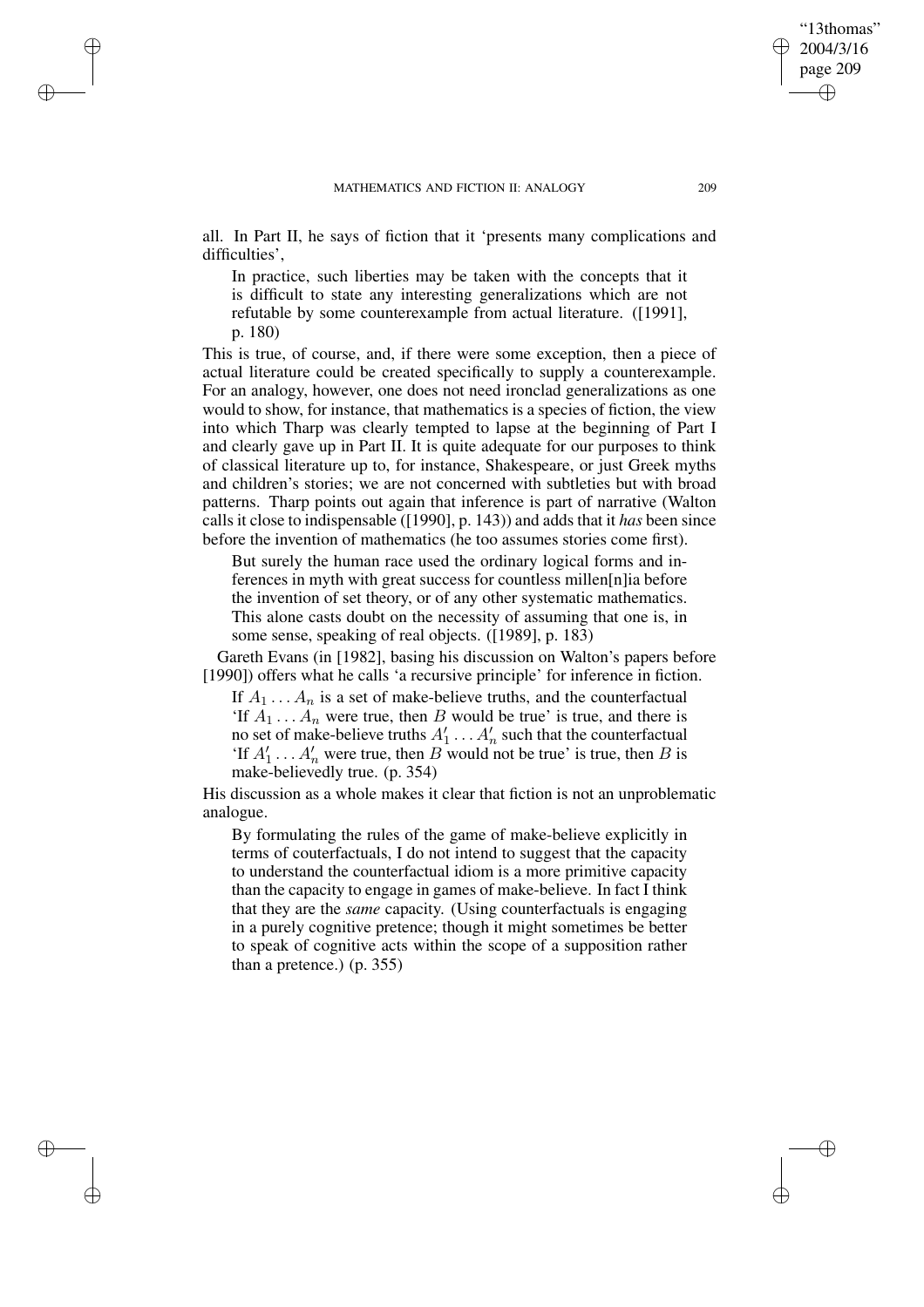all. In Part II, he says of fiction that it 'presents many complications and difficulties',

> In practice, such liberties may be taken with the concepts that it is difficult to state any interesting generalizations which are not refutable by some counterexample from actual literature. ([1991], p. 180)

This is true, of course, and, if there were some exception, then a piece of actual literature could be created specifically to supply a counterexample. For an analogy, however, one does not need ironclad generalizations as one would to show, for instance, that mathematics is a species of fiction, the view into which Tharp was clearly tempted to lapse at the beginning of Part I and clearly gave up in Part II. It is quite adequate for our purposes to think of classical literature up to, for instance, Shakespeare, or just Greek myths and children's stories; we are not concerned with subtleties but with broad patterns. Tharp points out again that inference is part of narrative (Walton calls it close to indispensable ([1990], p. 143)) and adds that it *has* been since before the invention of mathematics (he too assumes stories come first).

> But surely the human race used the ordinary logical forms and inferences in myth with great success for countless millen[n]ia before the invention of set theory, or of any other systematic mathematics. This alone casts doubt on the necessity of assuming that one is, in some sense, speaking of real objects. ([1989], p. 183)

Gareth Evans (in [1982], basing his discussion on Walton's papers before [1990]) offers what he calls 'a recursive principle' for inference in fiction.

> If $A_1 \ldots A_n$ is a set of make-believe truths, and the counterfactual 'If $A_1 \ldots A_n$ were true, then $B$ would be true' is true, and there is no set of make-believe truths $A'_1 \ldots A'_n$ such that the counterfactual 'If $A'_1 \ldots A'_n$ were true, then $B$ would not be true' is true, then $B$ is make-believedly true. (p. 354)

His discussion as a whole makes it clear that fiction is not an unproblematic analogue.

> By formulating the rules of the game of make-believe explicitly in terms of couterfactuals, I do not intend to suggest that the capacity to understand the counterfactual idiom is a more primitive capacity than the capacity to engage in games of make-believe. In fact I think that they are the *same* capacity. (Using counterfactuals is engaging in a purely cognitive pretence; though it might sometimes be better to speak of cognitive acts within the scope of a supposition rather than a pretence.) (p. 355)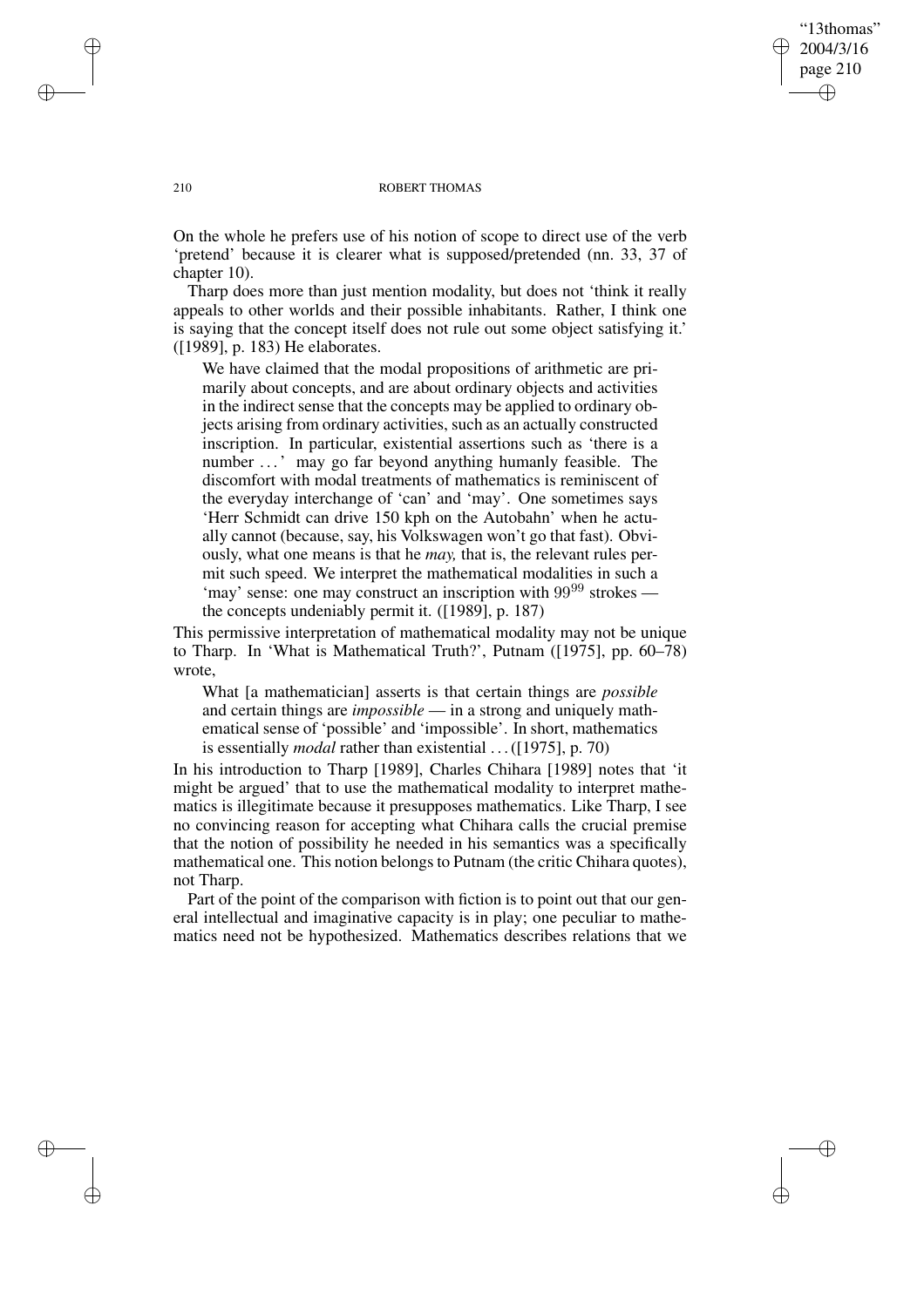On the whole he prefers use of his notion of scope to direct use of the verb 'pretend' because it is clearer what is supposed/pretended (nn. 33, 37 of chapter 10).

Tharp does more than just mention modality, but does not 'think it really appeals to other worlds and their possible inhabitants. Rather, I think one is saying that the concept itself does not rule out some object satisfying it.' ([1989], p. 183) He elaborates.

> We have claimed that the modal propositions of arithmetic are primarily about concepts, and are about ordinary objects and activities in the indirect sense that the concepts may be applied to ordinary objects arising from ordinary activities, such as an actually constructed inscription. In particular, existential assertions such as 'there is a number . . . ' may go far beyond anything humanly feasible. The discomfort with modal treatments of mathematics is reminiscent of the everyday interchange of 'can' and 'may'. One sometimes says 'Herr Schmidt can drive 150 kph on the Autobahn' when he actually cannot (because, say, his Volkswagen won't go that fast). Obviously, what one means is that he *may,* that is, the relevant rules permit such speed. We interpret the mathematical modalities in such a 'may' sense: one may construct an inscription with $99^{99}$ strokes — the concepts undeniably permit it. ([1989], p. 187)

This permissive interpretation of mathematical modality may not be unique to Tharp. In 'What is Mathematical Truth?', Putnam ([1975], pp. 60–78) wrote,

> What [a mathematician] asserts is that certain things are *possible* and certain things are *impossible* — in a strong and uniquely mathematical sense of 'possible' and 'impossible'. In short, mathematics is essentially *modal* rather than existential . . . ([1975], p. 70)

In his introduction to Tharp [1989], Charles Chihara [1989] notes that 'it might be argued' that to use the mathematical modality to interpret mathematics is illegitimate because it presupposes mathematics. Like Tharp, I see no convincing reason for accepting what Chihara calls the crucial premise that the notion of possibility he needed in his semantics was a specifically mathematical one. This notion belongs to Putnam (the critic Chihara quotes), not Tharp.

Part of the point of the comparison with fiction is to point out that our general intellectual and imaginative capacity is in play; one peculiar to mathematics need not be hypothesized. Mathematics describes relations that we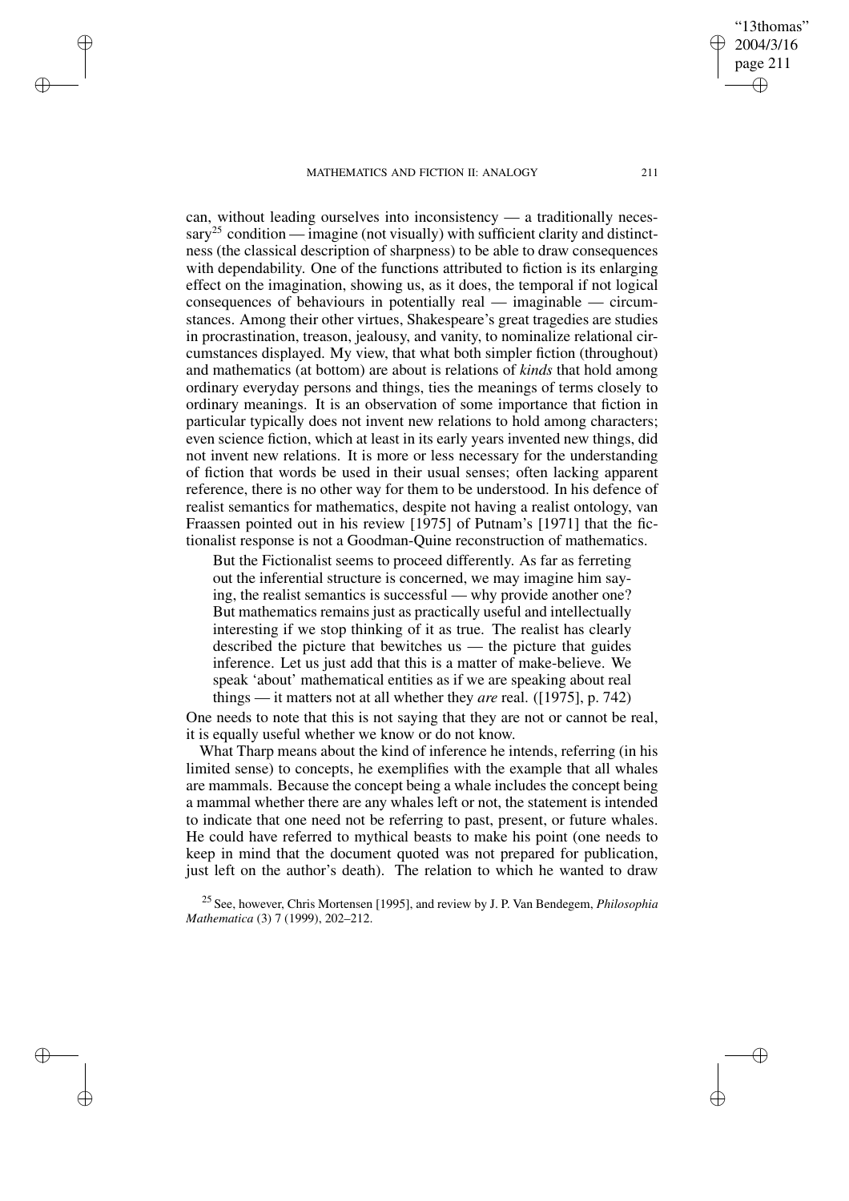can, without leading ourselves into inconsistency — a traditionally necessary[25] condition — imagine (not visually) with sufficient clarity and distinctness (the classical description of sharpness) to be able to draw consequences with dependability. One of the functions attributed to fiction is its enlarging effect on the imagination, showing us, as it does, the temporal if not logical consequences of behaviours in potentially real — imaginable — circumstances. Among their other virtues, Shakespeare's great tragedies are studies in procrastination, treason, jealousy, and vanity, to nominalize relational circumstances displayed. My view, that what both simpler fiction (throughout) and mathematics (at bottom) are about is relations of *kinds* that hold among ordinary everyday persons and things, ties the meanings of terms closely to ordinary meanings. It is an observation of some importance that fiction in particular typically does not invent new relations to hold among characters; even science fiction, which at least in its early years invented new things, did not invent new relations. It is more or less necessary for the understanding of fiction that words be used in their usual senses; often lacking apparent reference, there is no other way for them to be understood. In his defence of realist semantics for mathematics, despite not having a realist ontology, van Fraassen pointed out in his review [1975] of Putnam's [1971] that the fictionalist response is not a Goodman-Quine reconstruction of mathematics.

> But the Fictionalist seems to proceed differently. As far as ferreting out the inferential structure is concerned, we may imagine him saying, the realist semantics is successful — why provide another one? But mathematics remains just as practically useful and intellectually interesting if we stop thinking of it as true. The realist has clearly described the picture that bewitches us — the picture that guides inference. Let us just add that this is a matter of make-believe. We speak 'about' mathematical entities as if we are speaking about real things — it matters not at all whether they *are* real. ([1975], p. 742)

One needs to note that this is not saying that they are not or cannot be real, it is equally useful whether we know or do not know.

What Tharp means about the kind of inference he intends, referring (in his limited sense) to concepts, he exemplifies with the example that all whales are mammals. Because the concept being a whale includes the concept being a mammal whether there are any whales left or not, the statement is intended to indicate that one need not be referring to past, present, or future whales. He could have referred to mythical beasts to make his point (one needs to keep in mind that the document quoted was not prepared for publication, just left on the author's death). The relation to which he wanted to draw

[25] See, however, Chris Mortensen [1995], and review by J. P. Van Bendegem, *Philosophia Mathematica* (3) 7 (1999), 202–212.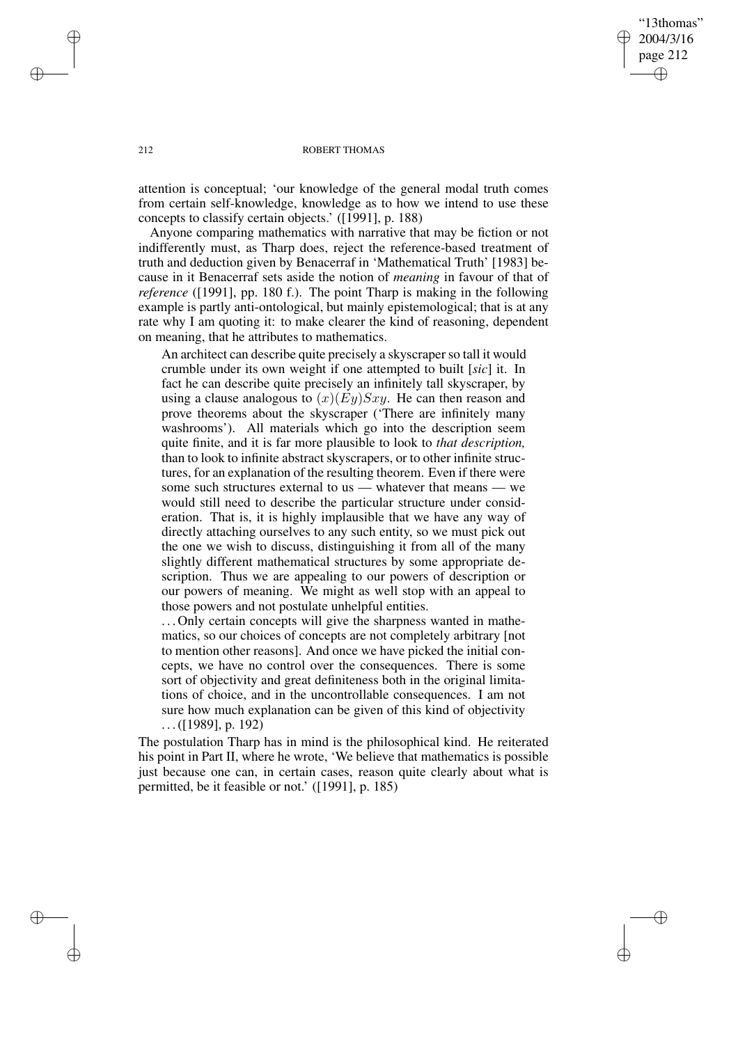attention is conceptual; 'our knowledge of the general modal truth comes from certain self-knowledge, knowledge as to how we intend to use these concepts to classify certain objects.' ([1991], p. 188)

Anyone comparing mathematics with narrative that may be fiction or not indifferently must, as Tharp does, reject the reference-based treatment of truth and deduction given by Benacerraf in 'Mathematical Truth' [1983] because in it Benacerraf sets aside the notion of *meaning* in favour of that of *reference* ([1991], pp. 180 f.). The point Tharp is making in the following example is partly anti-ontological, but mainly epistemological; that is at any rate why I am quoting it: to make clearer the kind of reasoning, dependent on meaning, that he attributes to mathematics.

> An architect can describe quite precisely a skyscraper so tall it would crumble under its own weight if one attempted to built [*sic*] it. In fact he can describe quite precisely an infinitely tall skyscraper, by using a clause analogous to $(x)(Ey)Sxy$. He can then reason and prove theorems about the skyscraper ('There are infinitely many washrooms'). All materials which go into the description seem quite finite, and it is far more plausible to look to *that description,* than to look to infinite abstract skyscrapers, or to other infinite structures, for an explanation of the resulting theorem. Even if there were some such structures external to us — whatever that means — we would still need to describe the particular structure under consideration. That is, it is highly implausible that we have any way of directly attaching ourselves to any such entity, so we must pick out the one we wish to discuss, distinguishing it from all of the many slightly different mathematical structures by some appropriate description. Thus we are appealing to our powers of description or our powers of meaning. We might as well stop with an appeal to those powers and not postulate unhelpful entities.
>
> . . . Only certain concepts will give the sharpness wanted in mathematics, so our choices of concepts are not completely arbitrary [not to mention other reasons]. And once we have picked the initial concepts, we have no control over the consequences. There is some sort of objectivity and great definiteness both in the original limitations of choice, and in the uncontrollable consequences. I am not sure how much explanation can be given of this kind of objectivity . . . ([1989], p. 192)

The postulation Tharp has in mind is the philosophical kind. He reiterated his point in Part II, where he wrote, 'We believe that mathematics is possible just because one can, in certain cases, reason quite clearly about what is permitted, be it feasible or not.' ([1991], p. 185)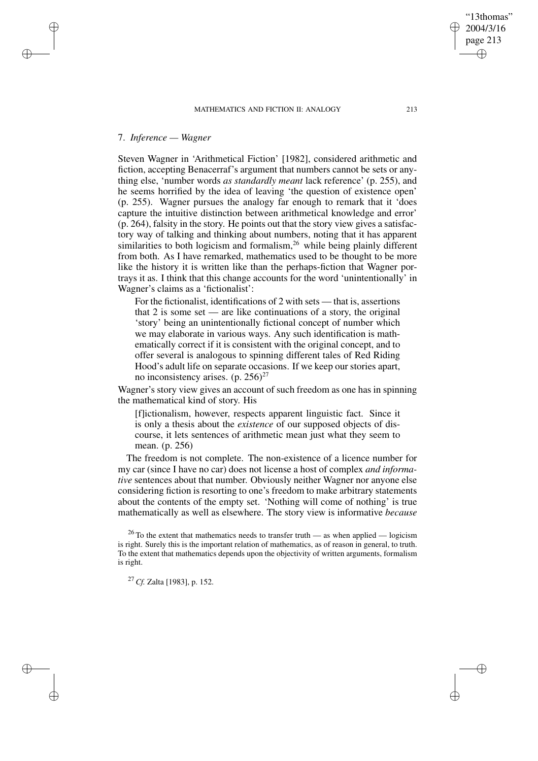## 7. *Inference — Wagner*

Steven Wagner in 'Arithmetical Fiction' [1982], considered arithmetic and fiction, accepting Benacerraf's argument that numbers cannot be sets or anything else, 'number words *as standardly meant* lack reference' (p. 255), and he seems horrified by the idea of leaving 'the question of existence open' (p. 255). Wagner pursues the analogy far enough to remark that it 'does capture the intuitive distinction between arithmetical knowledge and error' (p. 264), falsity in the story. He points out that the story view gives a satisfactory way of talking and thinking about numbers, noting that it has apparent similarities to both logicism and formalism,[26] while being plainly different from both. As I have remarked, mathematics used to be thought to be more like the history it is written like than the perhaps-fiction that Wagner portrays it as. I think that this change accounts for the word 'unintentionally' in Wagner's claims as a 'fictionalist':

> For the fictionalist, identifications of 2 with sets — that is, assertions that 2 is some set — are like continuations of a story, the original 'story' being an unintentionally fictional concept of number which we may elaborate in various ways. Any such identification is mathematically correct if it is consistent with the original concept, and to offer several is analogous to spinning different tales of Red Riding Hood's adult life on separate occasions. If we keep our stories apart, no inconsistency arises. (p. 256)[27]

Wagner's story view gives an account of such freedom as one has in spinning the mathematical kind of story. His

> [f]ictionalism, however, respects apparent linguistic fact. Since it is only a thesis about the *existence* of our supposed objects of discourse, it lets sentences of arithmetic mean just what they seem to mean. (p. 256)

The freedom is not complete. The non-existence of a licence number for my car (since I have no car) does not license a host of complex *and informative* sentences about that number. Obviously neither Wagner nor anyone else considering fiction is resorting to one's freedom to make arbitrary statements about the contents of the empty set. 'Nothing will come of nothing' is true mathematically as well as elsewhere. The story view is informative *because*

[26] To the extent that mathematics needs to transfer truth — as when applied — logicism is right. Surely this is the important relation of mathematics, as of reason in general, to truth. To the extent that mathematics depends upon the objectivity of written arguments, formalism is right.

[27] *Cf.* Zalta [1983], p. 152.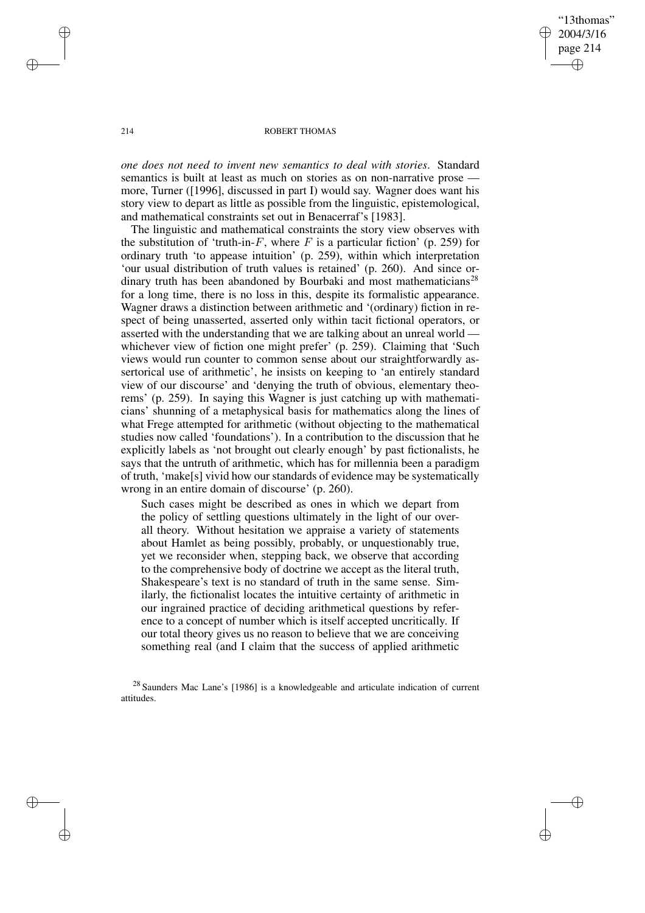*one does not need to invent new semantics to deal with stories*. Standard semantics is built at least as much on stories as on non-narrative prose — more, Turner ([1996], discussed in part I) would say. Wagner does want his story view to depart as little as possible from the linguistic, epistemological, and mathematical constraints set out in Benacerraf's [1983].

The linguistic and mathematical constraints the story view observes with the substitution of 'truth-in-$F$, where $F$ is a particular fiction' (p. 259) for ordinary truth 'to appease intuition' (p. 259), within which interpretation 'our usual distribution of truth values is retained' (p. 260). And since ordinary truth has been abandoned by Bourbaki and most mathematicians[28] for a long time, there is no loss in this, despite its formalistic appearance. Wagner draws a distinction between arithmetic and '(ordinary) fiction in respect of being unasserted, asserted only within tacit fictional operators, or asserted with the understanding that we are talking about an unreal world — whichever view of fiction one might prefer' (p. 259). Claiming that 'Such views would run counter to common sense about our straightforwardly assertorical use of arithmetic', he insists on keeping to 'an entirely standard view of our discourse' and 'denying the truth of obvious, elementary theorems' (p. 259). In saying this Wagner is just catching up with mathematicians' shunning of a metaphysical basis for mathematics along the lines of what Frege attempted for arithmetic (without objecting to the mathematical studies now called 'foundations'). In a contribution to the discussion that he explicitly labels as 'not brought out clearly enough' by past fictionalists, he says that the untruth of arithmetic, which has for millennia been a paradigm of truth, 'make[s] vivid how our standards of evidence may be systematically wrong in an entire domain of discourse' (p. 260).

> Such cases might be described as ones in which we depart from the policy of settling questions ultimately in the light of our overall theory. Without hesitation we appraise a variety of statements about Hamlet as being possibly, probably, or unquestionably true, yet we reconsider when, stepping back, we observe that according to the comprehensive body of doctrine we accept as the literal truth, Shakespeare's text is no standard of truth in the same sense. Similarly, the fictionalist locates the intuitive certainty of arithmetic in our ingrained practice of deciding arithmetical questions by reference to a concept of number which is itself accepted uncritically. If our total theory gives us no reason to believe that we are conceiving something real (and I claim that the success of applied arithmetic

[28] Saunders Mac Lane's [1986] is a knowledgeable and articulate indication of current attitudes.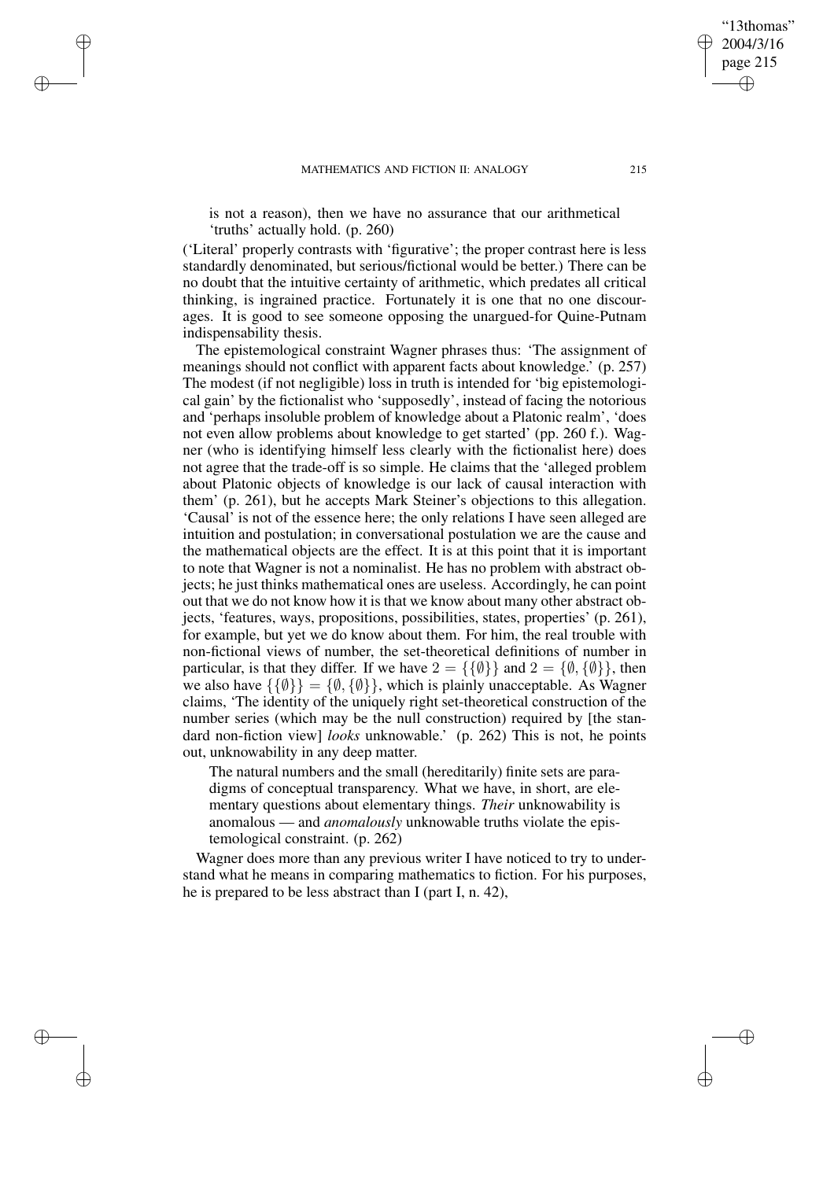> is not a reason), then we have no assurance that our arithmetical 'truths' actually hold. (p. 260)

('Literal' properly contrasts with 'figurative'; the proper contrast here is less standardly denominated, but serious/fictional would be better.) There can be no doubt that the intuitive certainty of arithmetic, which predates all critical thinking, is ingrained practice. Fortunately it is one that no one discourages. It is good to see someone opposing the unargued-for Quine-Putnam indispensability thesis.

The epistemological constraint Wagner phrases thus: 'The assignment of meanings should not conflict with apparent facts about knowledge.' (p. 257) The modest (if not negligible) loss in truth is intended for 'big epistemological gain' by the fictionalist who 'supposedly', instead of facing the notorious and 'perhaps insoluble problem of knowledge about a Platonic realm', 'does not even allow problems about knowledge to get started' (pp. 260 f.). Wagner (who is identifying himself less clearly with the fictionalist here) does not agree that the trade-off is so simple. He claims that the 'alleged problem about Platonic objects of knowledge is our lack of causal interaction with them' (p. 261), but he accepts Mark Steiner's objections to this allegation. 'Causal' is not of the essence here; the only relations I have seen alleged are intuition and postulation; in conversational postulation we are the cause and the mathematical objects are the effect. It is at this point that it is important to note that Wagner is not a nominalist. He has no problem with abstract objects; he just thinks mathematical ones are useless. Accordingly, he can point out that we do not know how it is that we know about many other abstract objects, 'features, ways, propositions, possibilities, states, properties' (p. 261), for example, but yet we do know about them. For him, the real trouble with non-fictional views of number, the set-theoretical definitions of number in particular, is that they differ. If we have $2 = \{\{\emptyset\}\}$ and $2 = \{\emptyset, \{\emptyset\}\}$, then we also have $\{\{\emptyset\}\} = \{\emptyset, \{\emptyset\}\}$, which is plainly unacceptable. As Wagner claims, 'The identity of the uniquely right set-theoretical construction of the number series (which may be the null construction) required by [the standard non-fiction view] *looks* unknowable.' (p. 262) This is not, he points out, unknowability in any deep matter.

> The natural numbers and the small (hereditarily) finite sets are paradigms of conceptual transparency. What we have, in short, are elementary questions about elementary things. *Their* unknowability is anomalous — and *anomalously* unknowable truths violate the epistemological constraint. (p. 262)

Wagner does more than any previous writer I have noticed to try to understand what he means in comparing mathematics to fiction. For his purposes, he is prepared to be less abstract than I (part I, n. 42),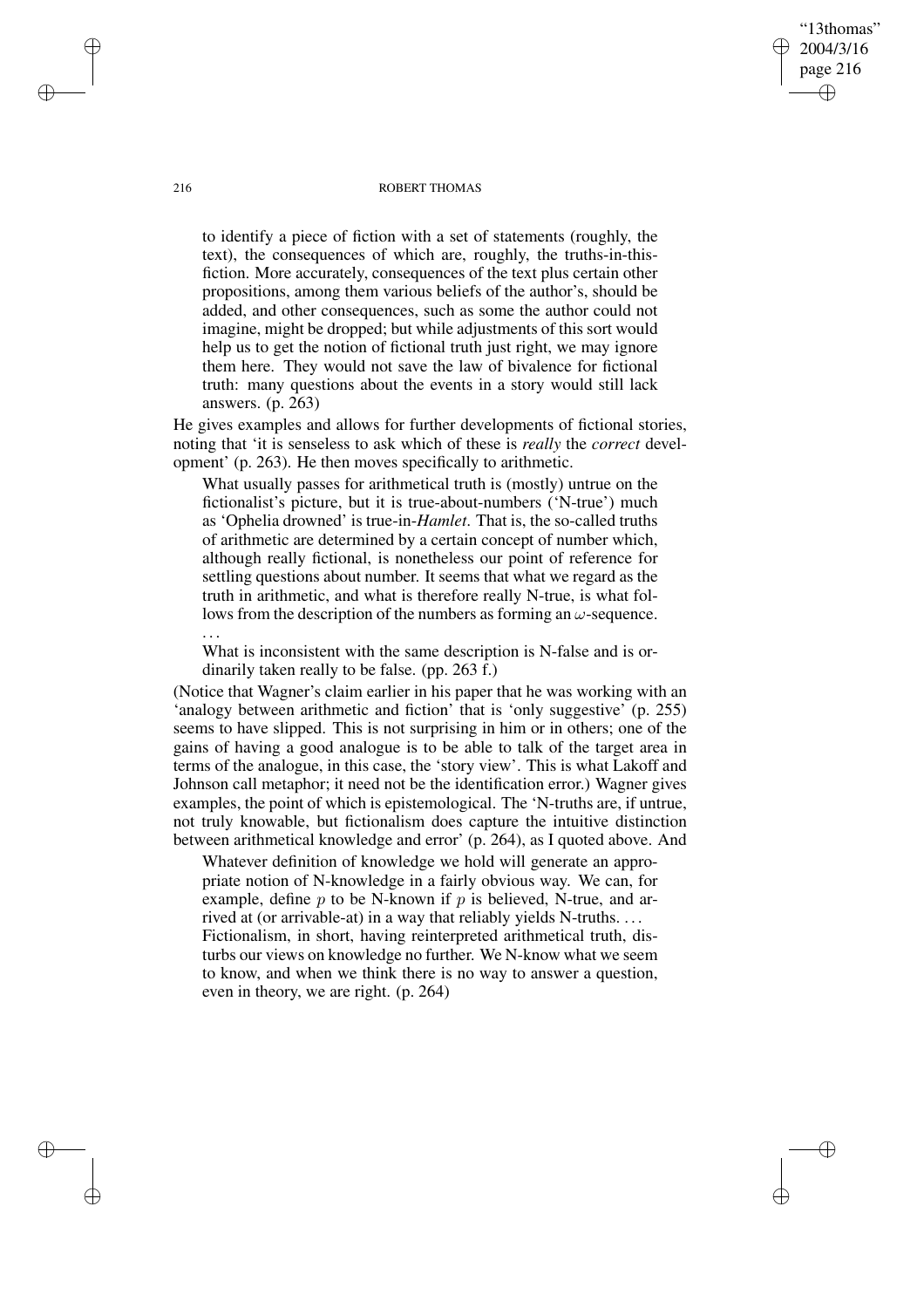> to identify a piece of fiction with a set of statements (roughly, the text), the consequences of which are, roughly, the truths-in-this-fiction. More accurately, consequences of the text plus certain other propositions, among them various beliefs of the author's, should be added, and other consequences, such as some the author could not imagine, might be dropped; but while adjustments of this sort would help us to get the notion of fictional truth just right, we may ignore them here. They would not save the law of bivalence for fictional truth: many questions about the events in a story would still lack answers. (p. 263)

He gives examples and allows for further developments of fictional stories, noting that 'it is senseless to ask which of these is *really* the *correct* development' (p. 263). He then moves specifically to arithmetic.

> What usually passes for arithmetical truth is (mostly) untrue on the fictionalist's picture, but it is true-about-numbers ('N-true') much as 'Ophelia drowned' is true-in-*Hamlet*. That is, the so-called truths of arithmetic are determined by a certain concept of number which, although really fictional, is nonetheless our point of reference for settling questions about number. It seems that what we regard as the truth in arithmetic, and what is therefore really N-true, is what follows from the description of the numbers as forming an $\omega$-sequence. ...
>
> What is inconsistent with the same description is N-false and is ordinarily taken really to be false. (pp. 263 f.)

(Notice that Wagner's claim earlier in his paper that he was working with an 'analogy between arithmetic and fiction' that is 'only suggestive' (p. 255) seems to have slipped. This is not surprising in him or in others; one of the gains of having a good analogue is to be able to talk of the target area in terms of the analogue, in this case, the 'story view'. This is what Lakoff and Johnson call metaphor; it need not be the identification error.) Wagner gives examples, the point of which is epistemological. The 'N-truths are, if untrue, not truly knowable, but fictionalism does capture the intuitive distinction between arithmetical knowledge and error' (p. 264), as I quoted above. And

> Whatever definition of knowledge we hold will generate an appropriate notion of N-knowledge in a fairly obvious way. We can, for example, define $p$ to be N-known if $p$ is believed, N-true, and arrived at (or arrivable-at) in a way that reliably yields N-truths. ... Fictionalism, in short, having reinterpreted arithmetical truth, disturbs our views on knowledge no further. We N-know what we seem to know, and when we think there is no way to answer a question, even in theory, we are right. (p. 264)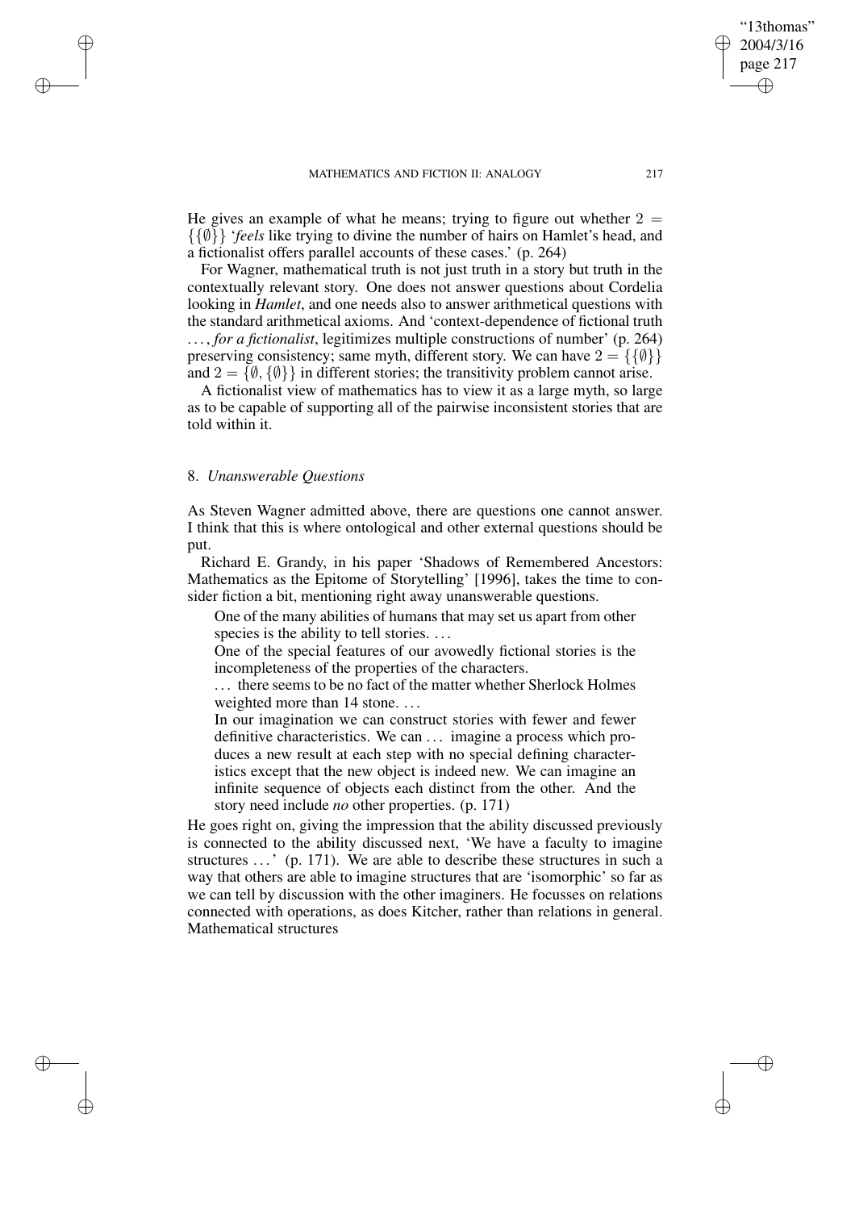He gives an example of what he means; trying to figure out whether $2 = \{\{\emptyset\}\}$ '*feels* like trying to divine the number of hairs on Hamlet's head, and a fictionalist offers parallel accounts of these cases.' (p. 264)

For Wagner, mathematical truth is not just truth in a story but truth in the contextually relevant story. One does not answer questions about Cordelia looking in *Hamlet*, and one needs also to answer arithmetical questions with the standard arithmetical axioms. And 'context-dependence of fictional truth ..., *for a fictionalist*, legitimizes multiple constructions of number' (p. 264) preserving consistency; same myth, different story. We can have $2 = \{\{\emptyset\}\}$ and $2 = \{\emptyset, \{\emptyset\}\}$ in different stories; the transitivity problem cannot arise.

A fictionalist view of mathematics has to view it as a large myth, so large as to be capable of supporting all of the pairwise inconsistent stories that are told within it.

## 8. *Unanswerable Questions*

As Steven Wagner admitted above, there are questions one cannot answer. I think that this is where ontological and other external questions should be put.

Richard E. Grandy, in his paper 'Shadows of Remembered Ancestors: Mathematics as the Epitome of Storytelling' [1996], takes the time to consider fiction a bit, mentioning right away unanswerable questions.

> One of the many abilities of humans that may set us apart from other species is the ability to tell stories. ...
>
> One of the special features of our avowedly fictional stories is the incompleteness of the properties of the characters.
>
> ... there seems to be no fact of the matter whether Sherlock Holmes weighted more than 14 stone. ...
>
> In our imagination we can construct stories with fewer and fewer definitive characteristics. We can ... imagine a process which produces a new result at each step with no special defining characteristics except that the new object is indeed new. We can imagine an infinite sequence of objects each distinct from the other. And the story need include *no* other properties. (p. 171)

He goes right on, giving the impression that the ability discussed previously is connected to the ability discussed next, 'We have a faculty to imagine structures ...' (p. 171). We are able to describe these structures in such a way that others are able to imagine structures that are 'isomorphic' so far as we can tell by discussion with the other imaginers. He focusses on relations connected with operations, as does Kitcher, rather than relations in general. Mathematical structures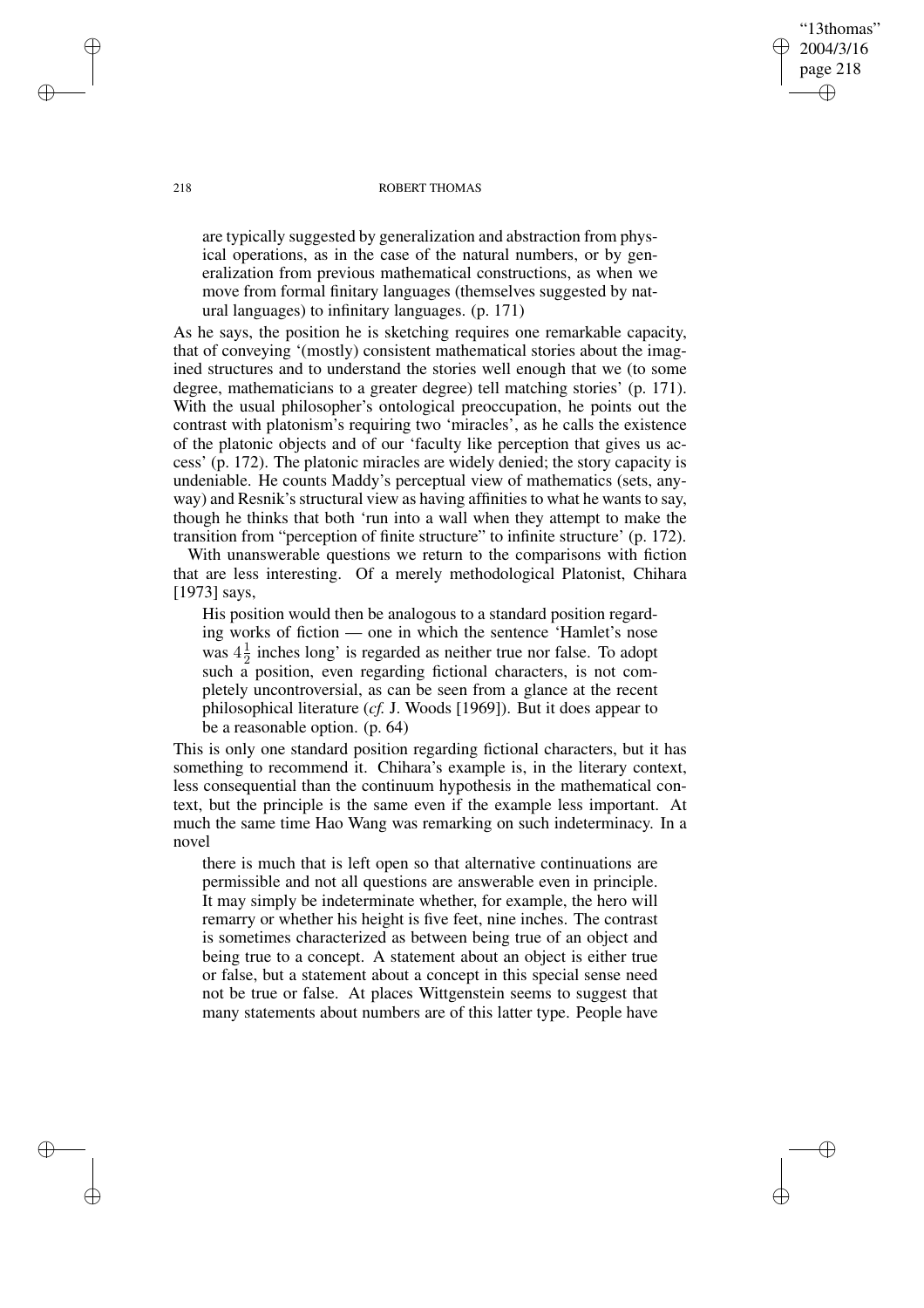are typically suggested by generalization and abstraction from physical operations, as in the case of the natural numbers, or by generalization from previous mathematical constructions, as when we move from formal finitary languages (themselves suggested by natural languages) to infinitary languages. (p. 171)

As he says, the position he is sketching requires one remarkable capacity, that of conveying '(mostly) consistent mathematical stories about the imagined structures and to understand the stories well enough that we (to some degree, mathematicians to a greater degree) tell matching stories' (p. 171). With the usual philosopher's ontological preoccupation, he points out the contrast with platonism's requiring two 'miracles', as he calls the existence of the platonic objects and of our 'faculty like perception that gives us access' (p. 172). The platonic miracles are widely denied; the story capacity is undeniable. He counts Maddy's perceptual view of mathematics (sets, anyway) and Resnik's structural view as having affinities to what he wants to say, though he thinks that both 'run into a wall when they attempt to make the transition from "perception of finite structure" to infinite structure' (p. 172).

With unanswerable questions we return to the comparisons with fiction that are less interesting. Of a merely methodological Platonist, Chihara [1973] says,

> His position would then be analogous to a standard position regarding works of fiction — one in which the sentence 'Hamlet's nose was $4\frac{1}{2}$ inches long' is regarded as neither true nor false. To adopt such a position, even regarding fictional characters, is not completely uncontroversial, as can be seen from a glance at the recent philosophical literature (*cf.* J. Woods [1969]). But it does appear to be a reasonable option. (p. 64)

This is only one standard position regarding fictional characters, but it has something to recommend it. Chihara's example is, in the literary context, less consequential than the continuum hypothesis in the mathematical context, but the principle is the same even if the example less important. At much the same time Hao Wang was remarking on such indeterminacy. In a novel

> there is much that is left open so that alternative continuations are permissible and not all questions are answerable even in principle. It may simply be indeterminate whether, for example, the hero will remarry or whether his height is five feet, nine inches. The contrast is sometimes characterized as between being true of an object and being true to a concept. A statement about an object is either true or false, but a statement about a concept in this special sense need not be true or false. At places Wittgenstein seems to suggest that many statements about numbers are of this latter type. People have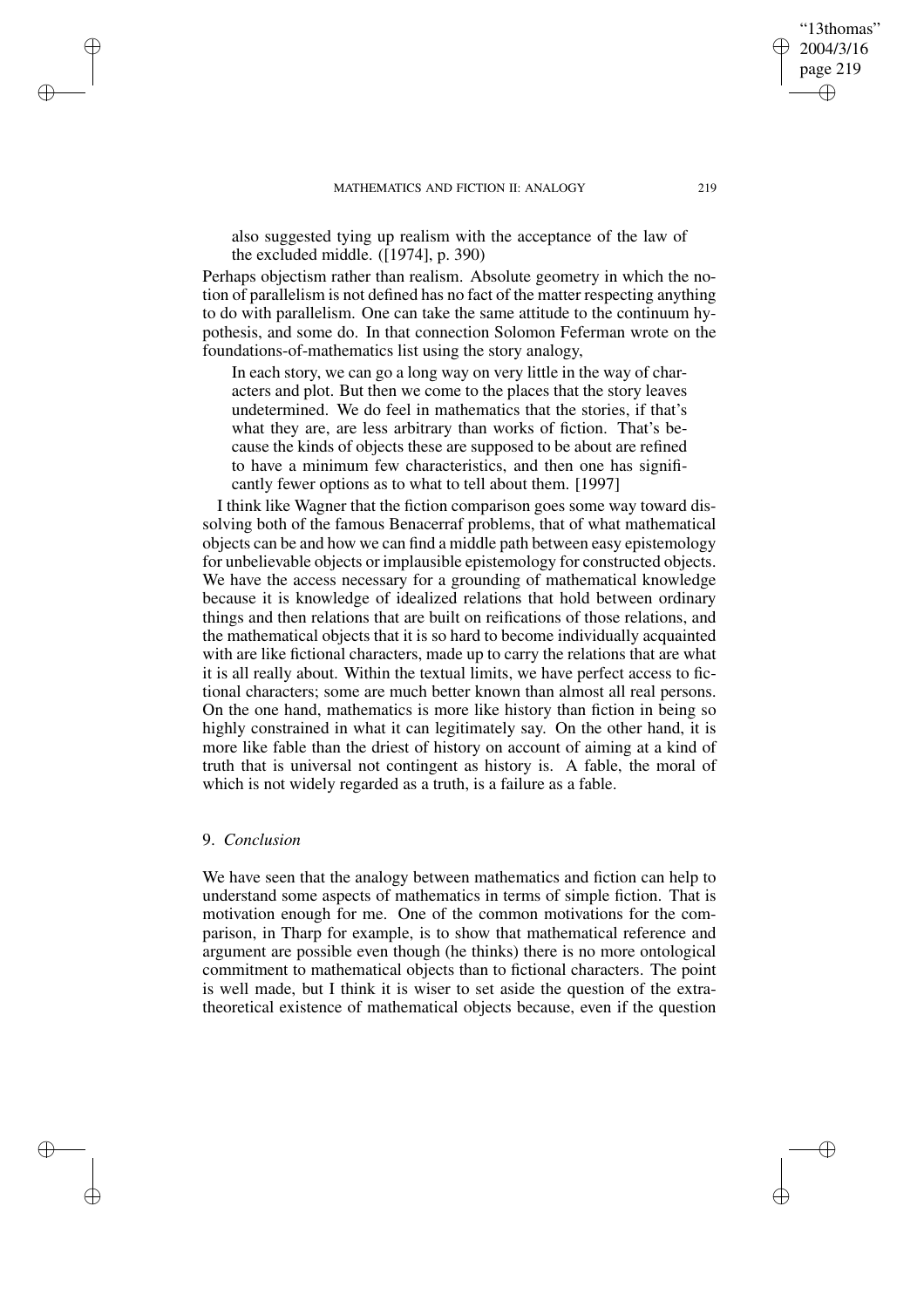> also suggested tying up realism with the acceptance of the law of the excluded middle. ([1974], p. 390)

Perhaps objectism rather than realism. Absolute geometry in which the notion of parallelism is not defined has no fact of the matter respecting anything to do with parallelism. One can take the same attitude to the continuum hypothesis, and some do. In that connection Solomon Feferman wrote on the foundations-of-mathematics list using the story analogy,

> In each story, we can go a long way on very little in the way of characters and plot. But then we come to the places that the story leaves undetermined. We do feel in mathematics that the stories, if that's what they are, are less arbitrary than works of fiction. That's because the kinds of objects these are supposed to be about are refined to have a minimum few characteristics, and then one has significantly fewer options as to what to tell about them. [1997]

I think like Wagner that the fiction comparison goes some way toward dissolving both of the famous Benacerraf problems, that of what mathematical objects can be and how we can find a middle path between easy epistemology for unbelievable objects or implausible epistemology for constructed objects. We have the access necessary for a grounding of mathematical knowledge because it is knowledge of idealized relations that hold between ordinary things and then relations that are built on reifications of those relations, and the mathematical objects that it is so hard to become individually acquainted with are like fictional characters, made up to carry the relations that are what it is all really about. Within the textual limits, we have perfect access to fictional characters; some are much better known than almost all real persons. On the one hand, mathematics is more like history than fiction in being so highly constrained in what it can legitimately say. On the other hand, it is more like fable than the driest of history on account of aiming at a kind of truth that is universal not contingent as history is. A fable, the moral of which is not widely regarded as a truth, is a failure as a fable.

## 9. *Conclusion*

We have seen that the analogy between mathematics and fiction can help to understand some aspects of mathematics in terms of simple fiction. That is motivation enough for me. One of the common motivations for the comparison, in Tharp for example, is to show that mathematical reference and argument are possible even though (he thinks) there is no more ontological commitment to mathematical objects than to fictional characters. The point is well made, but I think it is wiser to set aside the question of the extra-theoretical existence of mathematical objects because, even if the question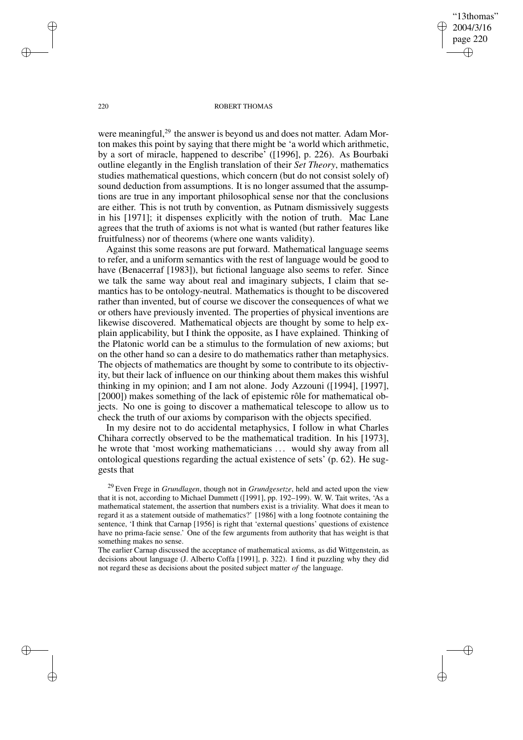were meaningful,[29] the answer is beyond us and does not matter. Adam Morton makes this point by saying that there might be 'a world which arithmetic, by a sort of miracle, happened to describe' ([1996], p. 226). As Bourbaki outline elegantly in the English translation of their *Set Theory*, mathematics studies mathematical questions, which concern (but do not consist solely of) sound deduction from assumptions. It is no longer assumed that the assumptions are true in any important philosophical sense nor that the conclusions are either. This is not truth by convention, as Putnam dismissively suggests in his [1971]; it dispenses explicitly with the notion of truth. Mac Lane agrees that the truth of axioms is not what is wanted (but rather features like fruitfulness) nor of theorems (where one wants validity).

Against this some reasons are put forward. Mathematical language seems to refer, and a uniform semantics with the rest of language would be good to have (Benacerraf [1983]), but fictional language also seems to refer. Since we talk the same way about real and imaginary subjects, I claim that semantics has to be ontology-neutral. Mathematics is thought to be discovered rather than invented, but of course we discover the consequences of what we or others have previously invented. The properties of physical inventions are likewise discovered. Mathematical objects are thought by some to help explain applicability, but I think the opposite, as I have explained. Thinking of the Platonic world can be a stimulus to the formulation of new axioms; but on the other hand so can a desire to do mathematics rather than metaphysics. The objects of mathematics are thought by some to contribute to its objectivity, but their lack of influence on our thinking about them makes this wishful thinking in my opinion; and I am not alone. Jody Azzouni ([1994], [1997], [2000]) makes something of the lack of epistemic rôle for mathematical objects. No one is going to discover a mathematical telescope to allow us to check the truth of our axioms by comparison with the objects specified.

In my desire not to do accidental metaphysics, I follow in what Charles Chihara correctly observed to be the mathematical tradition. In his [1973], he wrote that 'most working mathematicians ... would shy away from all ontological questions regarding the actual existence of sets' (p. 62). He suggests that

---

[29] Even Frege in *Grundlagen*, though not in *Grundgesetze*, held and acted upon the view that it is not, according to Michael Dummett ([1991], pp. 192–199). W. W. Tait writes, 'As a mathematical statement, the assertion that numbers exist is a triviality. What does it mean to regard it as a statement outside of mathematics?' [1986] with a long footnote containing the sentence, 'I think that Carnap [1956] is right that 'external questions' questions of existence have no prima-facie sense.' One of the few arguments from authority that has weight is that something makes no sense.

The earlier Carnap discussed the acceptance of mathematical axioms, as did Wittgenstein, as decisions about language (J. Alberto Coffa [1991], p. 322). I find it puzzling why they did not regard these as decisions about the posited subject matter *of* the language.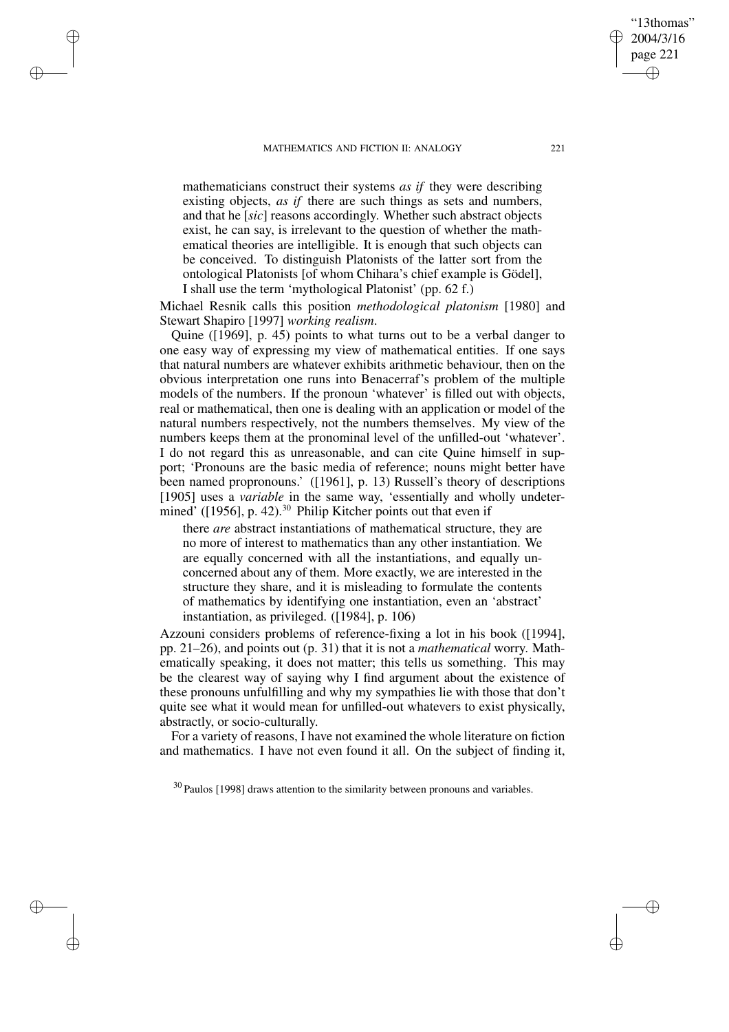mathematicians construct their systems *as if* they were describing existing objects, *as if* there are such things as sets and numbers, and that he [*sic*] reasons accordingly. Whether such abstract objects exist, he can say, is irrelevant to the question of whether the mathematical theories are intelligible. It is enough that such objects can be conceived. To distinguish Platonists of the latter sort from the ontological Platonists [of whom Chihara's chief example is Gödel], I shall use the term 'mythological Platonist' (pp. 62 f.)

Michael Resnik calls this position *methodological platonism* [1980] and Stewart Shapiro [1997] *working realism*.

Quine ([1969], p. 45) points to what turns out to be a verbal danger to one easy way of expressing my view of mathematical entities. If one says that natural numbers are whatever exhibits arithmetic behaviour, then on the obvious interpretation one runs into Benacerraf's problem of the multiple models of the numbers. If the pronoun 'whatever' is filled out with objects, real or mathematical, then one is dealing with an application or model of the natural numbers respectively, not the numbers themselves. My view of the numbers keeps them at the pronominal level of the unfilled-out 'whatever'. I do not regard this as unreasonable, and can cite Quine himself in support; 'Pronouns are the basic media of reference; nouns might better have been named propronouns.' ([1961], p. 13) Russell's theory of descriptions [1905] uses a *variable* in the same way, 'essentially and wholly undetermined' ([1956], p. 42).[30] Philip Kitcher points out that even if

> there *are* abstract instantiations of mathematical structure, they are no more of interest to mathematics than any other instantiation. We are equally concerned with all the instantiations, and equally unconcerned about any of them. More exactly, we are interested in the structure they share, and it is misleading to formulate the contents of mathematics by identifying one instantiation, even an 'abstract' instantiation, as privileged. ([1984], p. 106)

Azzouni considers problems of reference-fixing a lot in his book ([1994], pp. 21–26), and points out (p. 31) that it is not a *mathematical* worry. Mathematically speaking, it does not matter; this tells us something. This may be the clearest way of saying why I find argument about the existence of these pronouns unfulfilling and why my sympathies lie with those that don't quite see what it would mean for unfilled-out whatevers to exist physically, abstractly, or socio-culturally.

For a variety of reasons, I have not examined the whole literature on fiction and mathematics. I have not even found it all. On the subject of finding it,

---

[30] Paulos [1998] draws attention to the similarity between pronouns and variables.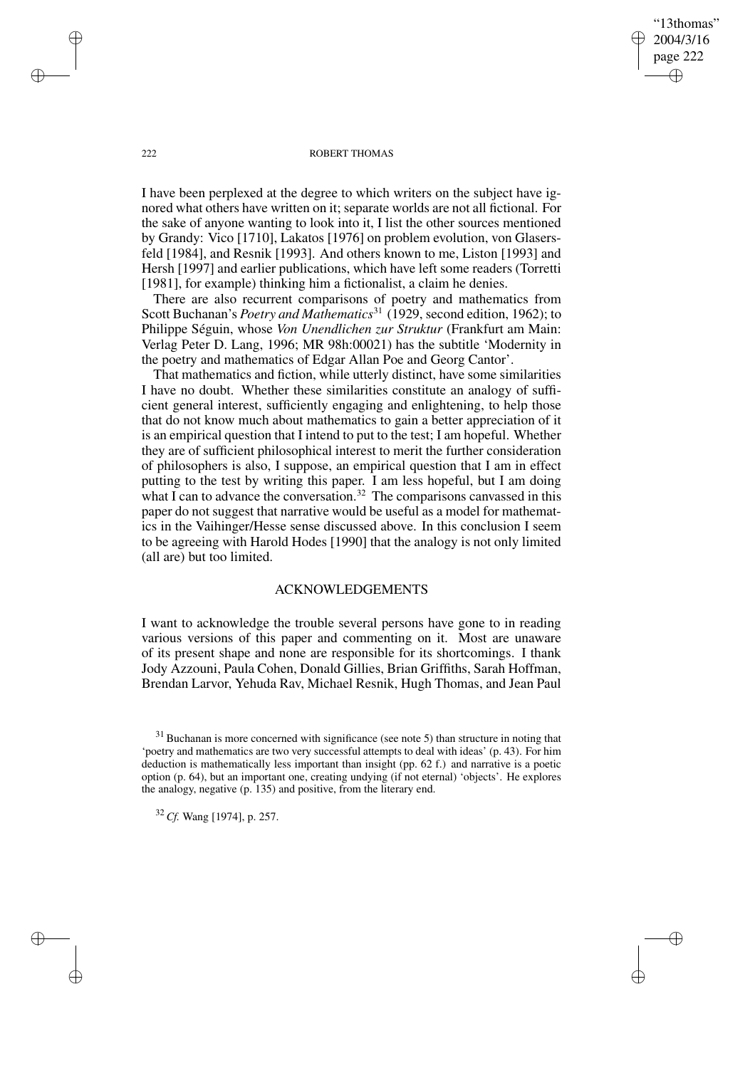I have been perplexed at the degree to which writers on the subject have ignored what others have written on it; separate worlds are not all fictional. For the sake of anyone wanting to look into it, I list the other sources mentioned by Grandy: Vico [1710], Lakatos [1976] on problem evolution, von Glasersfeld [1984], and Resnik [1993]. And others known to me, Liston [1993] and Hersh [1997] and earlier publications, which have left some readers (Torretti [1981], for example) thinking him a fictionalist, a claim he denies.

There are also recurrent comparisons of poetry and mathematics from Scott Buchanan's *Poetry and Mathematics*[31] (1929, second edition, 1962); to Philippe Séguin, whose *Von Unendlichen zur Struktur* (Frankfurt am Main: Verlag Peter D. Lang, 1996; MR 98h:00021) has the subtitle 'Modernity in the poetry and mathematics of Edgar Allan Poe and Georg Cantor'.

That mathematics and fiction, while utterly distinct, have some similarities I have no doubt. Whether these similarities constitute an analogy of sufficient general interest, sufficiently engaging and enlightening, to help those that do not know much about mathematics to gain a better appreciation of it is an empirical question that I intend to put to the test; I am hopeful. Whether they are of sufficient philosophical interest to merit the further consideration of philosophers is also, I suppose, an empirical question that I am in effect putting to the test by writing this paper. I am less hopeful, but I am doing what I can to advance the conversation.[32] The comparisons canvassed in this paper do not suggest that narrative would be useful as a model for mathematics in the Vaihinger/Hesse sense discussed above. In this conclusion I seem to be agreeing with Harold Hodes [1990] that the analogy is not only limited (all are) but too limited.

## ACKNOWLEDGEMENTS

I want to acknowledge the trouble several persons have gone to in reading various versions of this paper and commenting on it. Most are unaware of its present shape and none are responsible for its shortcomings. I thank Jody Azzouni, Paula Cohen, Donald Gillies, Brian Griffiths, Sarah Hoffman, Brendan Larvor, Yehuda Rav, Michael Resnik, Hugh Thomas, and Jean Paul

[31] Buchanan is more concerned with significance (see note 5) than structure in noting that 'poetry and mathematics are two very successful attempts to deal with ideas' (p. 43). For him deduction is mathematically less important than insight (pp. 62 f.) and narrative is a poetic option (p. 64), but an important one, creating undying (if not eternal) 'objects'. He explores the analogy, negative (p. 135) and positive, from the literary end.

[32] *Cf.* Wang [1974], p. 257.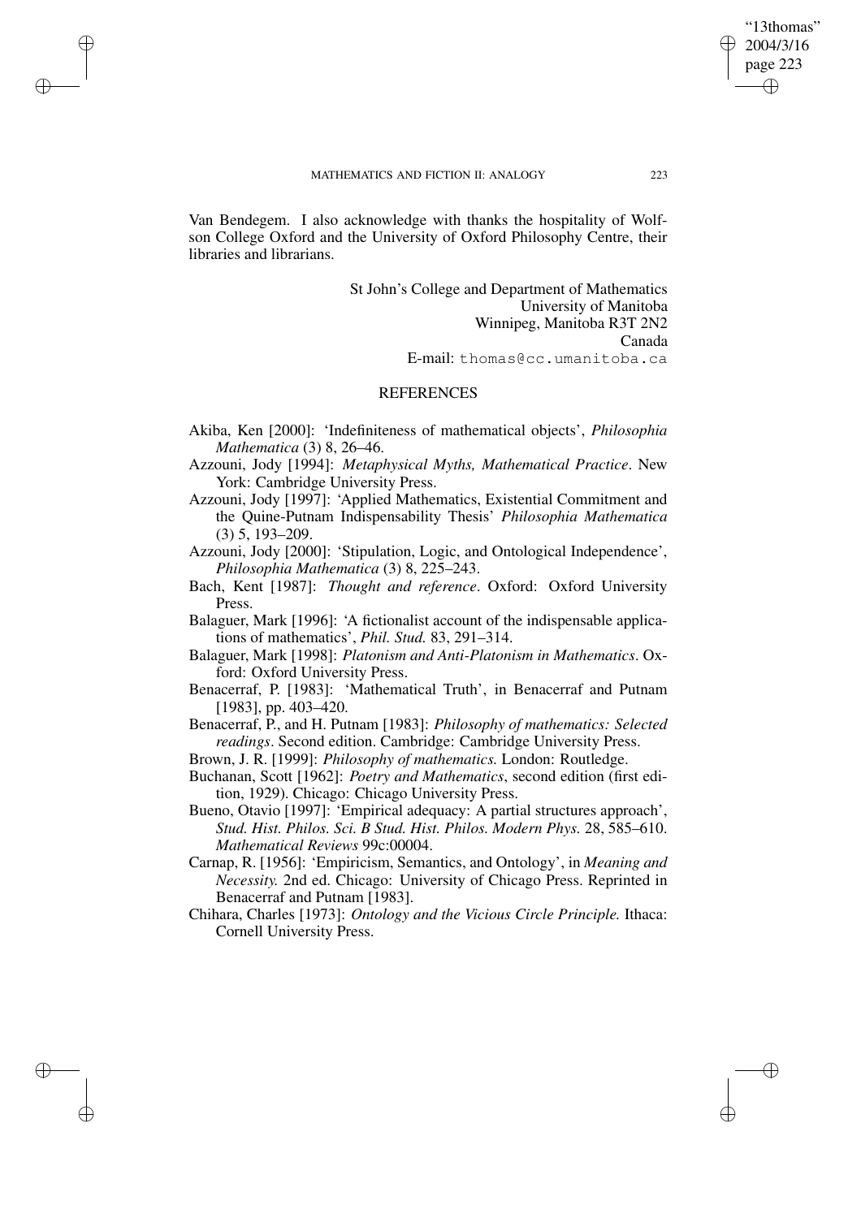Van Bendegem. I also acknowledge with thanks the hospitality of Wolfson College Oxford and the University of Oxford Philosophy Centre, their libraries and librarians.

St John's College and Department of Mathematics
University of Manitoba
Winnipeg, Manitoba R3T 2N2
Canada
E-mail: thomas@cc.umanitoba.ca

## REFERENCES

Akiba, Ken [2000]: 'Indefiniteness of mathematical objects', *Philosophia Mathematica* (3) 8, 26–46.

Azzouni, Jody [1994]: *Metaphysical Myths, Mathematical Practice*. New York: Cambridge University Press.

Azzouni, Jody [1997]: 'Applied Mathematics, Existential Commitment and the Quine-Putnam Indispensability Thesis' *Philosophia Mathematica* (3) 5, 193–209.

Azzouni, Jody [2000]: 'Stipulation, Logic, and Ontological Independence', *Philosophia Mathematica* (3) 8, 225–243.

Bach, Kent [1987]: *Thought and reference*. Oxford: Oxford University Press.

Balaguer, Mark [1996]: 'A fictionalist account of the indispensable applications of mathematics', *Phil. Stud.* 83, 291–314.

Balaguer, Mark [1998]: *Platonism and Anti-Platonism in Mathematics*. Oxford: Oxford University Press.

Benacerraf, P. [1983]: 'Mathematical Truth', in Benacerraf and Putnam [1983], pp. 403–420.

Benacerraf, P., and H. Putnam [1983]: *Philosophy of mathematics: Selected readings*. Second edition. Cambridge: Cambridge University Press.

Brown, J. R. [1999]: *Philosophy of mathematics.* London: Routledge.

Buchanan, Scott [1962]: *Poetry and Mathematics*, second edition (first edition, 1929). Chicago: Chicago University Press.

Bueno, Otavio [1997]: 'Empirical adequacy: A partial structures approach', *Stud. Hist. Philos. Sci. B Stud. Hist. Philos. Modern Phys.* 28, 585–610. *Mathematical Reviews* 99c:00004.

Carnap, R. [1956]: 'Empiricism, Semantics, and Ontology', in *Meaning and Necessity.* 2nd ed. Chicago: University of Chicago Press. Reprinted in Benacerraf and Putnam [1983].

Chihara, Charles [1973]: *Ontology and the Vicious Circle Principle.* Ithaca: Cornell University Press.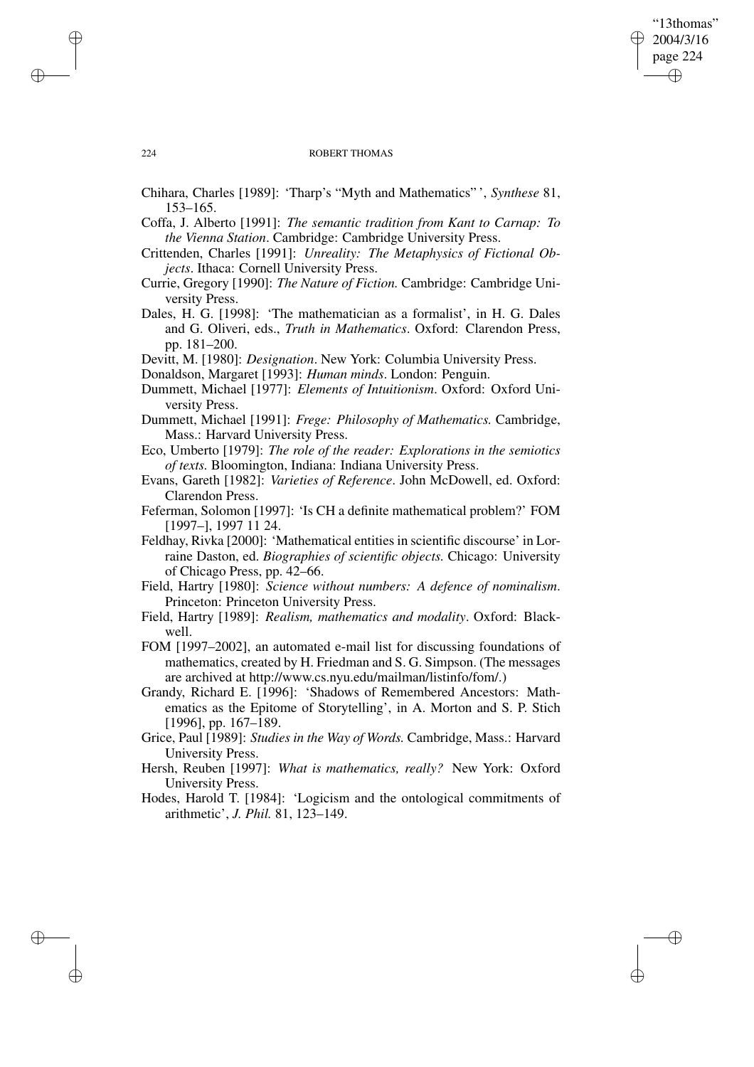Chihara, Charles [1989]: 'Tharp's "Myth and Mathematics"', *Synthese* 81, 153–165.

Coffa, J. Alberto [1991]: *The semantic tradition from Kant to Carnap: To the Vienna Station*. Cambridge: Cambridge University Press.

Crittenden, Charles [1991]: *Unreality: The Metaphysics of Fictional Objects*. Ithaca: Cornell University Press.

Currie, Gregory [1990]: *The Nature of Fiction.* Cambridge: Cambridge University Press.

Dales, H. G. [1998]: 'The mathematician as a formalist', in H. G. Dales and G. Oliveri, eds., *Truth in Mathematics*. Oxford: Clarendon Press, pp. 181–200.

Devitt, M. [1980]: *Designation*. New York: Columbia University Press.

Donaldson, Margaret [1993]: *Human minds*. London: Penguin.

Dummett, Michael [1977]: *Elements of Intuitionism*. Oxford: Oxford University Press.

Dummett, Michael [1991]: *Frege: Philosophy of Mathematics.* Cambridge, Mass.: Harvard University Press.

Eco, Umberto [1979]: *The role of the reader: Explorations in the semiotics of texts.* Bloomington, Indiana: Indiana University Press.

Evans, Gareth [1982]: *Varieties of Reference*. John McDowell, ed. Oxford: Clarendon Press.

Feferman, Solomon [1997]: 'Is CH a definite mathematical problem?' FOM [1997–], 1997 11 24.

Feldhay, Rivka [2000]: 'Mathematical entities in scientific discourse' in Lorraine Daston, ed. *Biographies of scientific objects.* Chicago: University of Chicago Press, pp. 42–66.

Field, Hartry [1980]: *Science without numbers: A defence of nominalism*. Princeton: Princeton University Press.

Field, Hartry [1989]: *Realism, mathematics and modality*. Oxford: Blackwell.

FOM [1997–2002], an automated e-mail list for discussing foundations of mathematics, created by H. Friedman and S. G. Simpson. (The messages are archived at http://www.cs.nyu.edu/mailman/listinfo/fom/.)

Grandy, Richard E. [1996]: 'Shadows of Remembered Ancestors: Mathematics as the Epitome of Storytelling', in A. Morton and S. P. Stich [1996], pp. 167–189.

Grice, Paul [1989]: *Studies in the Way of Words.* Cambridge, Mass.: Harvard University Press.

Hersh, Reuben [1997]: *What is mathematics, really?* New York: Oxford University Press.

Hodes, Harold T. [1984]: 'Logicism and the ontological commitments of arithmetic', *J. Phil.* 81, 123–149.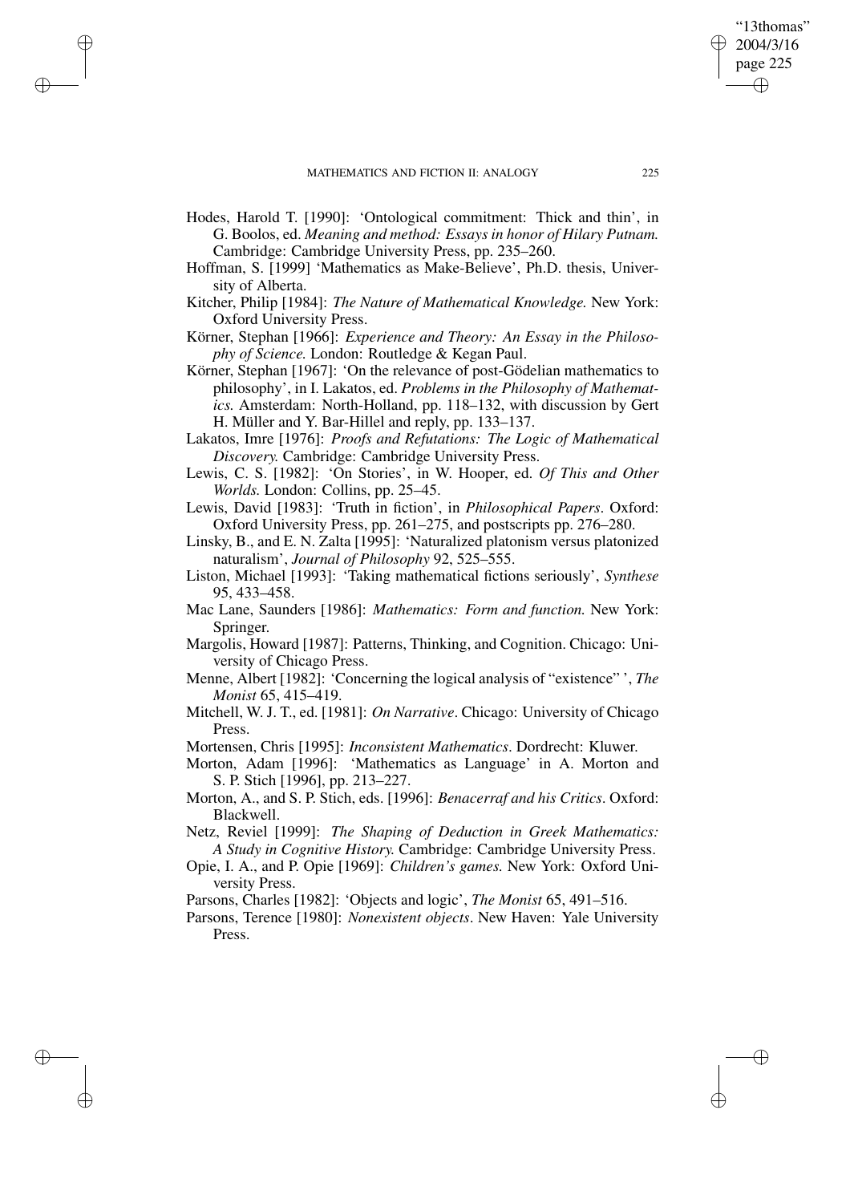Hodes, Harold T. [1990]: 'Ontological commitment: Thick and thin', in G. Boolos, ed. *Meaning and method: Essays in honor of Hilary Putnam.* Cambridge: Cambridge University Press, pp. 235–260.

Hoffman, S. [1999] 'Mathematics as Make-Believe', Ph.D. thesis, University of Alberta.

Kitcher, Philip [1984]: *The Nature of Mathematical Knowledge.* New York: Oxford University Press.

Körner, Stephan [1966]: *Experience and Theory: An Essay in the Philosophy of Science.* London: Routledge & Kegan Paul.

Körner, Stephan [1967]: 'On the relevance of post-Gödelian mathematics to philosophy', in I. Lakatos, ed. *Problems in the Philosophy of Mathematics.* Amsterdam: North-Holland, pp. 118–132, with discussion by Gert H. Müller and Y. Bar-Hillel and reply, pp. 133–137.

Lakatos, Imre [1976]: *Proofs and Refutations: The Logic of Mathematical Discovery.* Cambridge: Cambridge University Press.

Lewis, C. S. [1982]: 'On Stories', in W. Hooper, ed. *Of This and Other Worlds.* London: Collins, pp. 25–45.

Lewis, David [1983]: 'Truth in fiction', in *Philosophical Papers*. Oxford: Oxford University Press, pp. 261–275, and postscripts pp. 276–280.

Linsky, B., and E. N. Zalta [1995]: 'Naturalized platonism versus platonized naturalism', *Journal of Philosophy* 92, 525–555.

Liston, Michael [1993]: 'Taking mathematical fictions seriously', *Synthese* 95, 433–458.

Mac Lane, Saunders [1986]: *Mathematics: Form and function.* New York: Springer.

Margolis, Howard [1987]: Patterns, Thinking, and Cognition. Chicago: University of Chicago Press.

Menne, Albert [1982]: 'Concerning the logical analysis of "existence" ', *The Monist* 65, 415–419.

Mitchell, W. J. T., ed. [1981]: *On Narrative*. Chicago: University of Chicago Press.

Mortensen, Chris [1995]: *Inconsistent Mathematics*. Dordrecht: Kluwer.

Morton, Adam [1996]: 'Mathematics as Language' in A. Morton and S. P. Stich [1996], pp. 213–227.

Morton, A., and S. P. Stich, eds. [1996]: *Benacerraf and his Critics*. Oxford: Blackwell.

Netz, Reviel [1999]: *The Shaping of Deduction in Greek Mathematics: A Study in Cognitive History.* Cambridge: Cambridge University Press.

Opie, I. A., and P. Opie [1969]: *Children's games.* New York: Oxford University Press.

Parsons, Charles [1982]: 'Objects and logic', *The Monist* 65, 491–516.

Parsons, Terence [1980]: *Nonexistent objects*. New Haven: Yale University Press.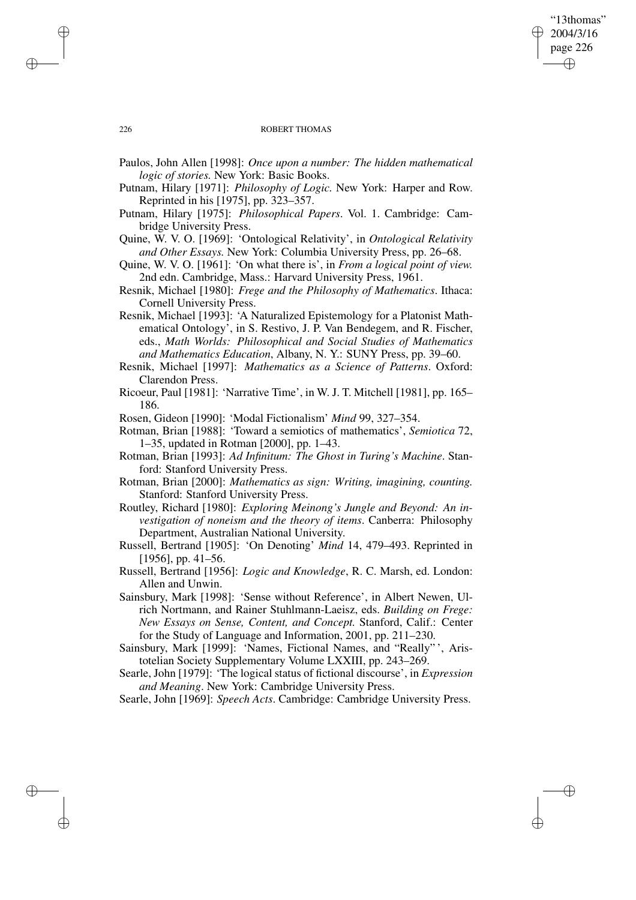Paulos, John Allen [1998]: *Once upon a number: The hidden mathematical logic of stories.* New York: Basic Books.

Putnam, Hilary [1971]: *Philosophy of Logic.* New York: Harper and Row. Reprinted in his [1975], pp. 323–357.

Putnam, Hilary [1975]: *Philosophical Papers*. Vol. 1. Cambridge: Cambridge University Press.

Quine, W. V. O. [1969]: 'Ontological Relativity', in *Ontological Relativity and Other Essays.* New York: Columbia University Press, pp. 26–68.

Quine, W. V. O. [1961]: 'On what there is', in *From a logical point of view.* 2nd edn. Cambridge, Mass.: Harvard University Press, 1961.

Resnik, Michael [1980]: *Frege and the Philosophy of Mathematics*. Ithaca: Cornell University Press.

Resnik, Michael [1993]: 'A Naturalized Epistemology for a Platonist Mathematical Ontology', in S. Restivo, J. P. Van Bendegem, and R. Fischer, eds., *Math Worlds: Philosophical and Social Studies of Mathematics and Mathematics Education*, Albany, N. Y.: SUNY Press, pp. 39–60.

Resnik, Michael [1997]: *Mathematics as a Science of Patterns*. Oxford: Clarendon Press.

Ricoeur, Paul [1981]: 'Narrative Time', in W. J. T. Mitchell [1981], pp. 165–186.

Rosen, Gideon [1990]: 'Modal Fictionalism' *Mind* 99, 327–354.

Rotman, Brian [1988]: 'Toward a semiotics of mathematics', *Semiotica* 72, 1–35, updated in Rotman [2000], pp. 1–43.

Rotman, Brian [1993]: *Ad Infinitum: The Ghost in Turing's Machine*. Stanford: Stanford University Press.

Rotman, Brian [2000]: *Mathematics as sign: Writing, imagining, counting.* Stanford: Stanford University Press.

Routley, Richard [1980]: *Exploring Meinong's Jungle and Beyond: An investigation of noneism and the theory of items*. Canberra: Philosophy Department, Australian National University.

Russell, Bertrand [1905]: 'On Denoting' *Mind* 14, 479–493. Reprinted in [1956], pp. 41–56.

Russell, Bertrand [1956]: *Logic and Knowledge*, R. C. Marsh, ed. London: Allen and Unwin.

Sainsbury, Mark [1998]: 'Sense without Reference', in Albert Newen, Ulrich Nortmann, and Rainer Stuhlmann-Laeisz, eds. *Building on Frege: New Essays on Sense, Content, and Concept.* Stanford, Calif.: Center for the Study of Language and Information, 2001, pp. 211–230.

Sainsbury, Mark [1999]: 'Names, Fictional Names, and "Really"', Aristotelian Society Supplementary Volume LXXIII, pp. 243–269.

Searle, John [1979]: 'The logical status of fictional discourse', in *Expression and Meaning*. New York: Cambridge University Press.

Searle, John [1969]: *Speech Acts*. Cambridge: Cambridge University Press.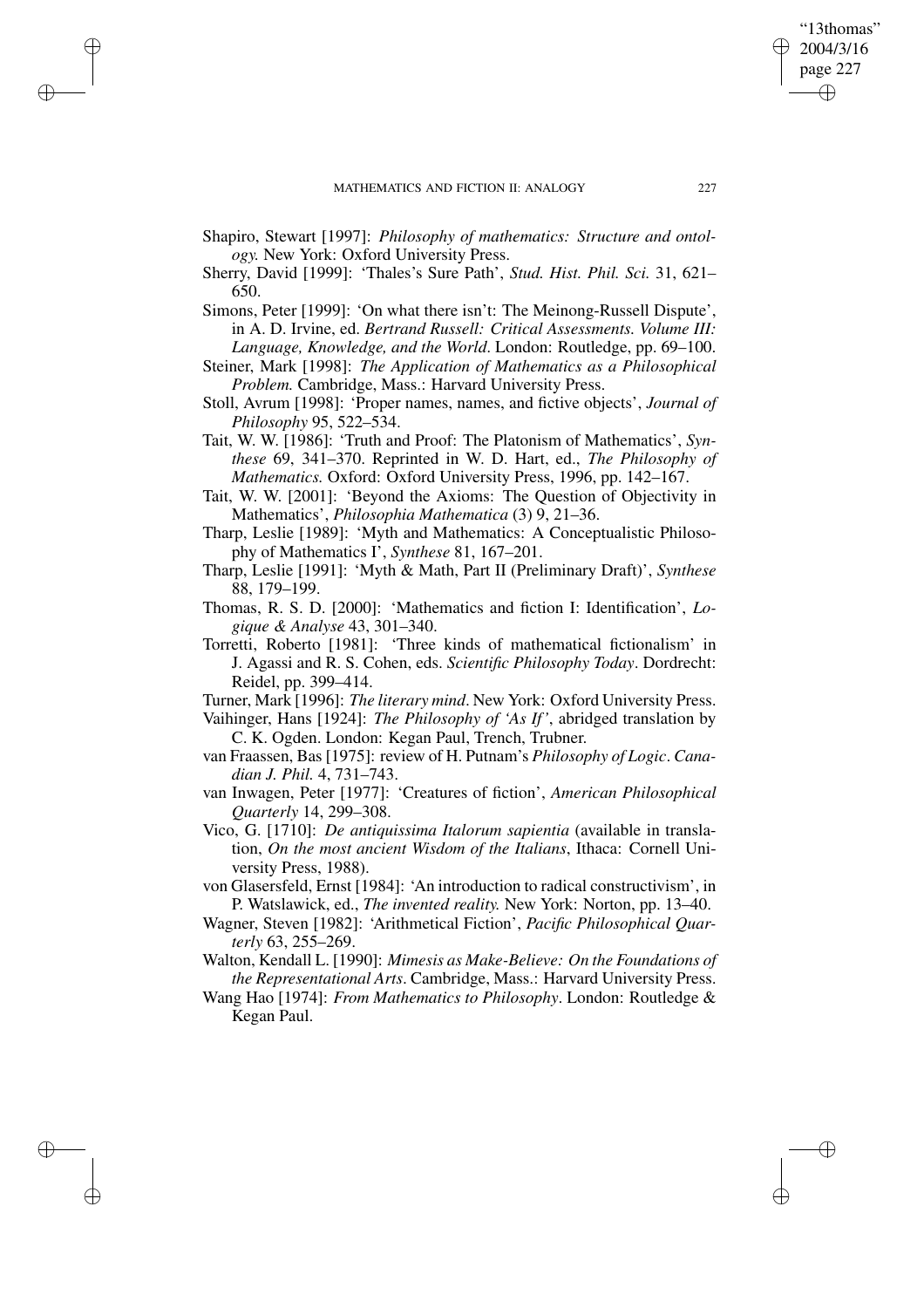Shapiro, Stewart [1997]: *Philosophy of mathematics: Structure and ontology.* New York: Oxford University Press.

Sherry, David [1999]: 'Thales's Sure Path', *Stud. Hist. Phil. Sci.* 31, 621–650.

Simons, Peter [1999]: 'On what there isn't: The Meinong-Russell Dispute', in A. D. Irvine, ed. *Bertrand Russell: Critical Assessments. Volume III: Language, Knowledge, and the World*. London: Routledge, pp. 69–100.

Steiner, Mark [1998]: *The Application of Mathematics as a Philosophical Problem.* Cambridge, Mass.: Harvard University Press.

Stoll, Avrum [1998]: 'Proper names, names, and fictive objects', *Journal of Philosophy* 95, 522–534.

Tait, W. W. [1986]: 'Truth and Proof: The Platonism of Mathematics', *Synthese* 69, 341–370. Reprinted in W. D. Hart, ed., *The Philosophy of Mathematics.* Oxford: Oxford University Press, 1996, pp. 142–167.

Tait, W. W. [2001]: 'Beyond the Axioms: The Question of Objectivity in Mathematics', *Philosophia Mathematica* (3) 9, 21–36.

Tharp, Leslie [1989]: 'Myth and Mathematics: A Conceptualistic Philosophy of Mathematics I', *Synthese* 81, 167–201.

Tharp, Leslie [1991]: 'Myth & Math, Part II (Preliminary Draft)', *Synthese* 88, 179–199.

Thomas, R. S. D. [2000]: 'Mathematics and fiction I: Identification', *Logique & Analyse* 43, 301–340.

Torretti, Roberto [1981]: 'Three kinds of mathematical fictionalism' in J. Agassi and R. S. Cohen, eds. *Scientific Philosophy Today*. Dordrecht: Reidel, pp. 399–414.

Turner, Mark [1996]: *The literary mind*. New York: Oxford University Press.

Vaihinger, Hans [1924]: *The Philosophy of 'As If'*, abridged translation by C. K. Ogden. London: Kegan Paul, Trench, Trubner.

van Fraassen, Bas [1975]: review of H. Putnam's *Philosophy of Logic*. *Canadian J. Phil.* 4, 731–743.

van Inwagen, Peter [1977]: 'Creatures of fiction', *American Philosophical Quarterly* 14, 299–308.

Vico, G. [1710]: *De antiquissima Italorum sapientia* (available in translation, *On the most ancient Wisdom of the Italians*, Ithaca: Cornell University Press, 1988).

von Glasersfeld, Ernst [1984]: 'An introduction to radical constructivism', in P. Watslawick, ed., *The invented reality.* New York: Norton, pp. 13–40.

Wagner, Steven [1982]: 'Arithmetical Fiction', *Pacific Philosophical Quarterly* 63, 255–269.

Walton, Kendall L. [1990]: *Mimesis as Make-Believe: On the Foundations of the Representational Arts*. Cambridge, Mass.: Harvard University Press.

Wang Hao [1974]: *From Mathematics to Philosophy*. London: Routledge & Kegan Paul.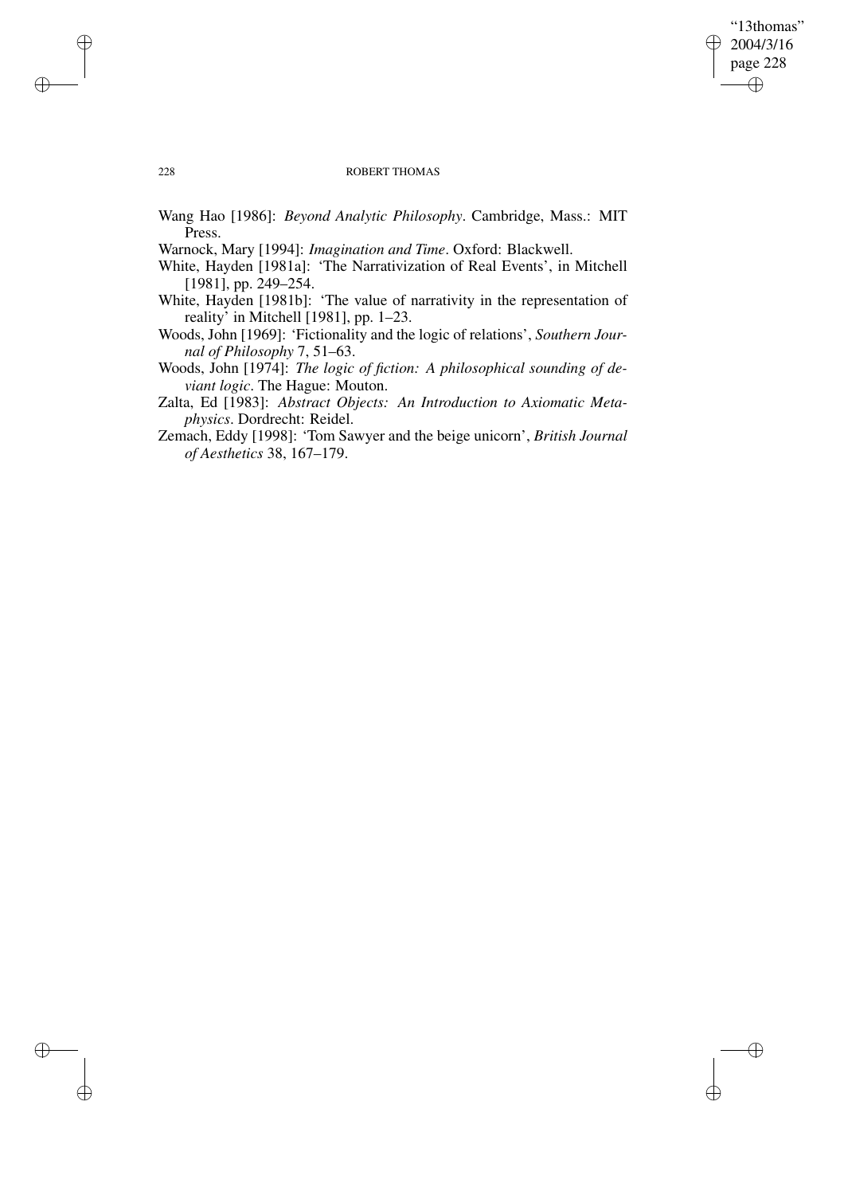Wang Hao [1986]: *Beyond Analytic Philosophy*. Cambridge, Mass.: MIT Press.

Warnock, Mary [1994]: *Imagination and Time*. Oxford: Blackwell.

White, Hayden [1981a]: 'The Narrativization of Real Events', in Mitchell [1981], pp. 249–254.

White, Hayden [1981b]: 'The value of narrativity in the representation of reality' in Mitchell [1981], pp. 1–23.

Woods, John [1969]: 'Fictionality and the logic of relations', *Southern Journal of Philosophy* 7, 51–63.

Woods, John [1974]: *The logic of fiction: A philosophical sounding of deviant logic*. The Hague: Mouton.

Zalta, Ed [1983]: *Abstract Objects: An Introduction to Axiomatic Metaphysics*. Dordrecht: Reidel.

Zemach, Eddy [1998]: 'Tom Sawyer and the beige unicorn', *British Journal of Aesthetics* 38, 167–179.